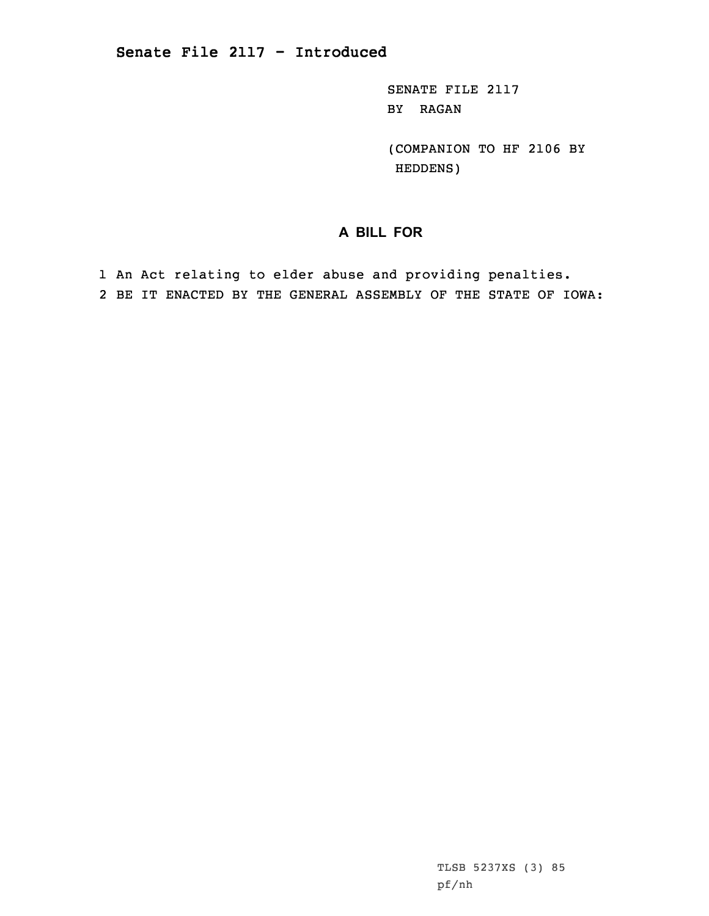# Senate File 2117 - Introduced

SENATE FILE 2117
BY RAGAN

(COMPANION TO HF 2106 BY HEDDENS)

## A BILL FOR

1 An Act relating to elder abuse and providing penalties.
2 BE IT ENACTED BY THE GENERAL ASSEMBLY OF THE STATE OF IOWA:

TLSB 5237XS (3) 85
pf/nh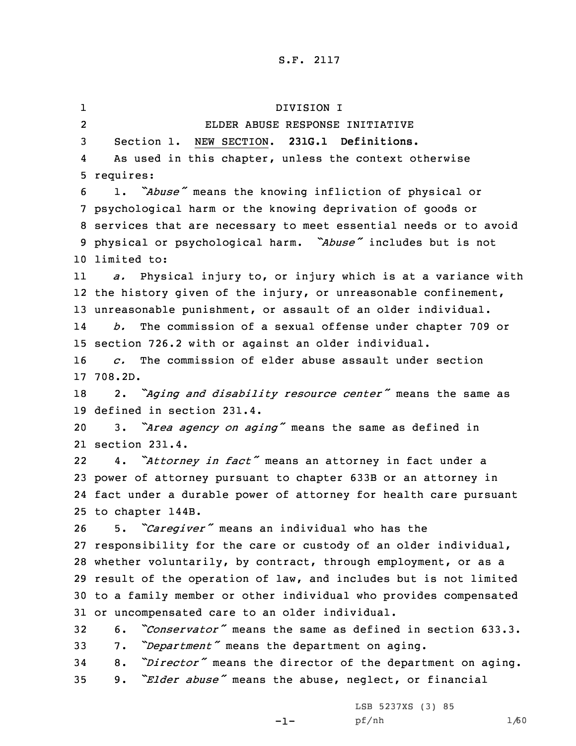## DIVISION I

## ELDER ABUSE RESPONSE INITIATIVE

Section 1. NEW SECTION. **231G.1 Definitions.**

As used in this chapter, unless the context otherwise requires:

1. *"Abuse"* means the knowing infliction of physical or psychological harm or the knowing deprivation of goods or services that are necessary to meet essential needs or to avoid physical or psychological harm. *"Abuse"* includes but is not limited to:

*a.* Physical injury to, or injury which is at a variance with the history given of the injury, or unreasonable confinement, unreasonable punishment, or assault of an older individual.

*b.* The commission of a sexual offense under chapter 709 or section 726.2 with or against an older individual.

*c.* The commission of elder abuse assault under section 708.2D.

2. *"Aging and disability resource center"* means the same as defined in section 231.4.

3. *"Area agency on aging"* means the same as defined in section 231.4.

4. *"Attorney in fact"* means an attorney in fact under a power of attorney pursuant to chapter 633B or an attorney in fact under a durable power of attorney for health care pursuant to chapter 144B.

5. *"Caregiver"* means an individual who has the responsibility for the care or custody of an older individual, whether voluntarily, by contract, through employment, or as a result of the operation of law, and includes but is not limited to a family member or other individual who provides compensated or uncompensated care to an older individual.

6. *"Conservator"* means the same as defined in section 633.3.

7. *"Department"* means the department on aging.

8. *"Director"* means the director of the department on aging.

9. *"Elder abuse"* means the abuse, neglect, or financial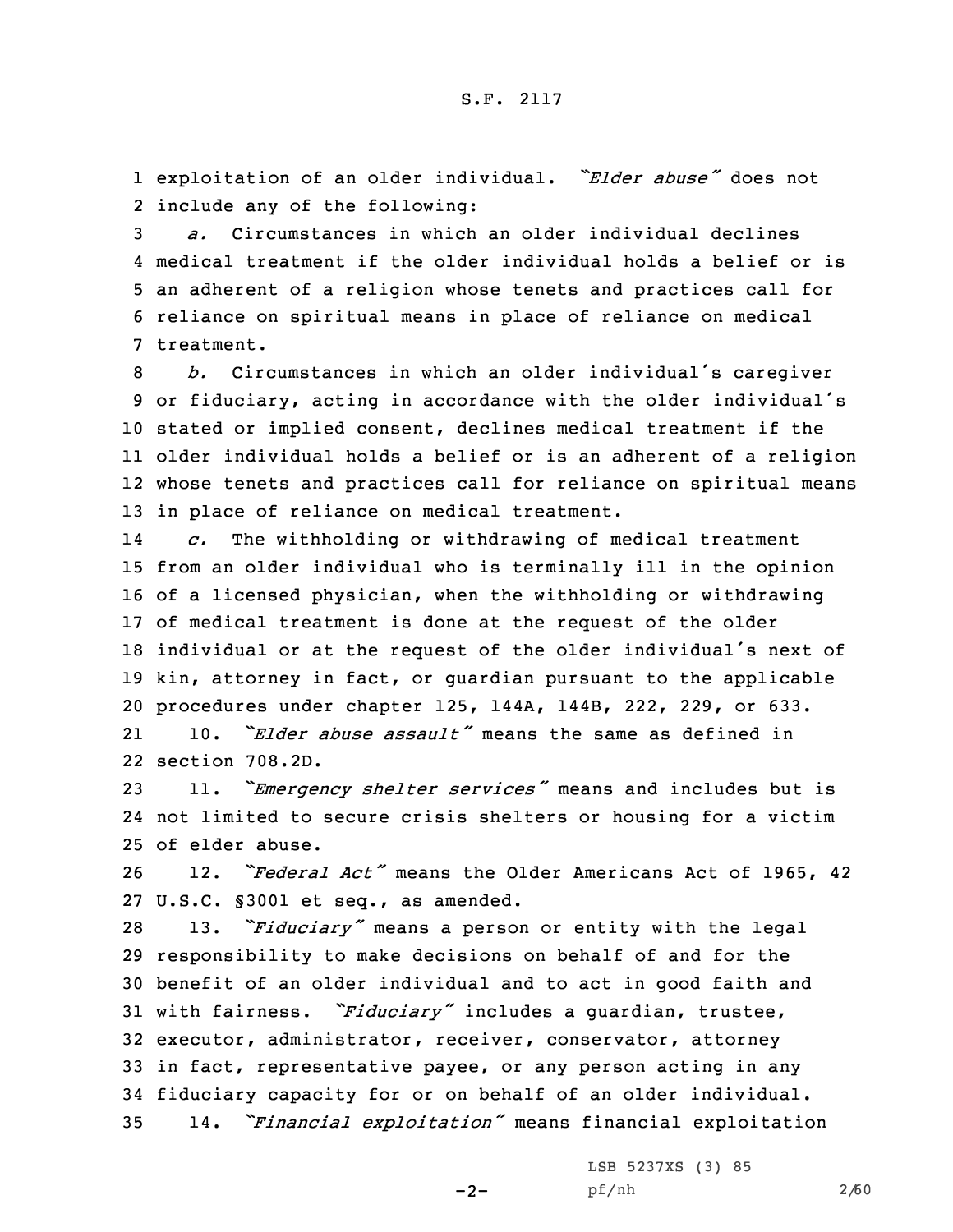exploitation of an older individual. "*Elder abuse*" does not include any of the following:

*a.* Circumstances in which an older individual declines medical treatment if the older individual holds a belief or is an adherent of a religion whose tenets and practices call for reliance on spiritual means in place of reliance on medical treatment.

*b.* Circumstances in which an older individual's caregiver or fiduciary, acting in accordance with the older individual's stated or implied consent, declines medical treatment if the older individual holds a belief or is an adherent of a religion whose tenets and practices call for reliance on spiritual means in place of reliance on medical treatment.

*c.* The withholding or withdrawing of medical treatment from an older individual who is terminally ill in the opinion of a licensed physician, when the withholding or withdrawing of medical treatment is done at the request of the older individual or at the request of the older individual's next of kin, attorney in fact, or guardian pursuant to the applicable procedures under chapter 125, 144A, 144B, 222, 229, or 633.

10. "*Elder abuse assault*" means the same as defined in section 708.2D.

11. "*Emergency shelter services*" means and includes but is not limited to secure crisis shelters or housing for a victim of elder abuse.

12. "*Federal Act*" means the Older Americans Act of 1965, 42 U.S.C. §3001 et seq., as amended.

13. "*Fiduciary*" means a person or entity with the legal responsibility to make decisions on behalf of and for the benefit of an older individual and to act in good faith and with fairness. "*Fiduciary*" includes a guardian, trustee, executor, administrator, receiver, conservator, attorney in fact, representative payee, or any person acting in any fiduciary capacity for or on behalf of an older individual.

14. "*Financial exploitation*" means financial exploitation

LSB 5237XS (3) 85
pf/nh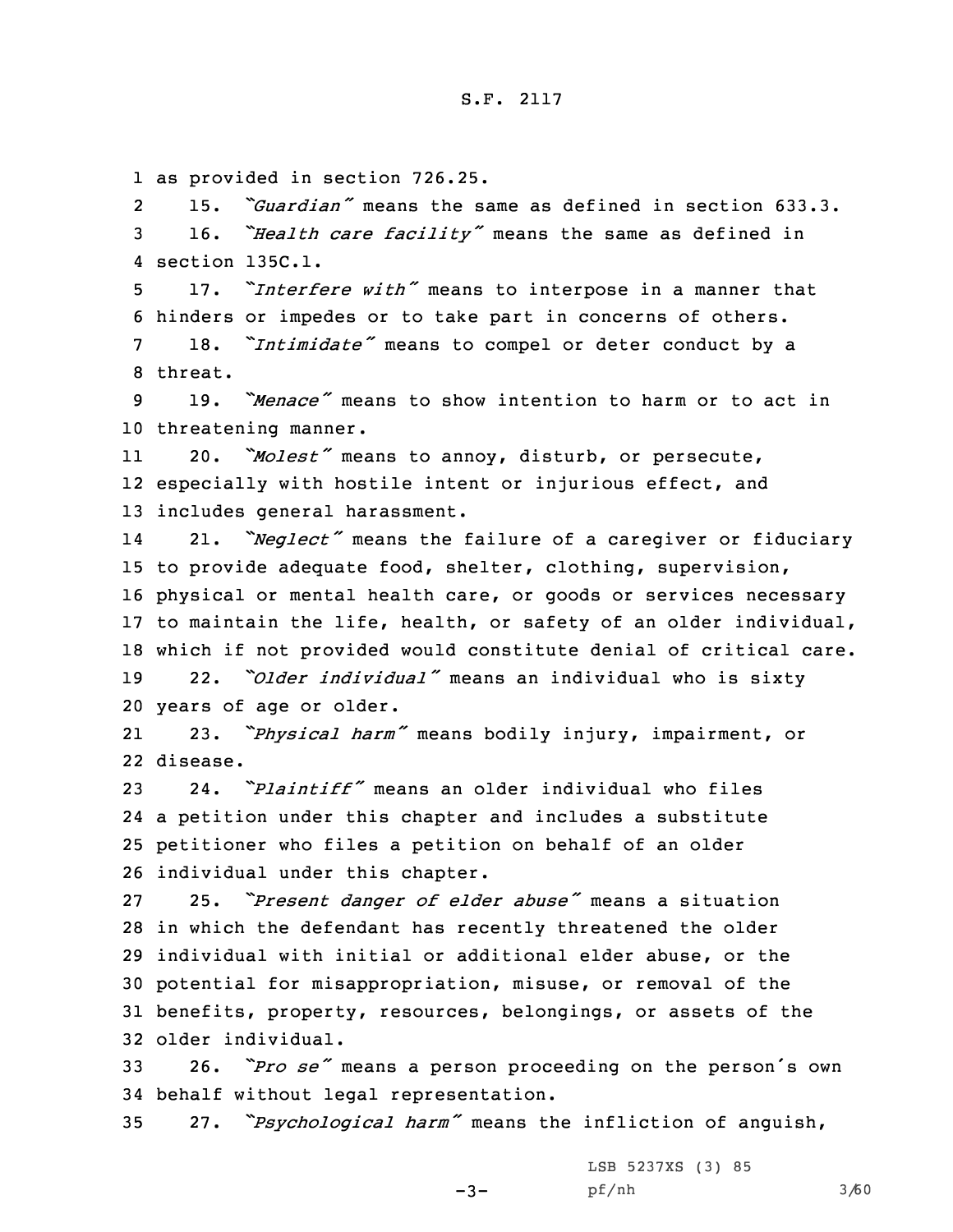as provided in section 726.25.

15. *"Guardian"* means the same as defined in section 633.3.

16. *"Health care facility"* means the same as defined in section 135C.1.

17. *"Interfere with"* means to interpose in a manner that hinders or impedes or to take part in concerns of others.

18. *"Intimidate"* means to compel or deter conduct by a threat.

19. *"Menace"* means to show intention to harm or to act in threatening manner.

20. *"Molest"* means to annoy, disturb, or persecute, especially with hostile intent or injurious effect, and includes general harassment.

21. *"Neglect"* means the failure of a caregiver or fiduciary to provide adequate food, shelter, clothing, supervision, physical or mental health care, or goods or services necessary to maintain the life, health, or safety of an older individual, which if not provided would constitute denial of critical care.

22. *"Older individual"* means an individual who is sixty years of age or older.

23. *"Physical harm"* means bodily injury, impairment, or disease.

24. *"Plaintiff"* means an older individual who files a petition under this chapter and includes a substitute petitioner who files a petition on behalf of an older individual under this chapter.

25. *"Present danger of elder abuse"* means a situation in which the defendant has recently threatened the older individual with initial or additional elder abuse, or the potential for misappropriation, misuse, or removal of the benefits, property, resources, belongings, or assets of the older individual.

26. *"Pro se"* means a person proceeding on the person's own behalf without legal representation.

27. *"Psychological harm"* means the infliction of anguish,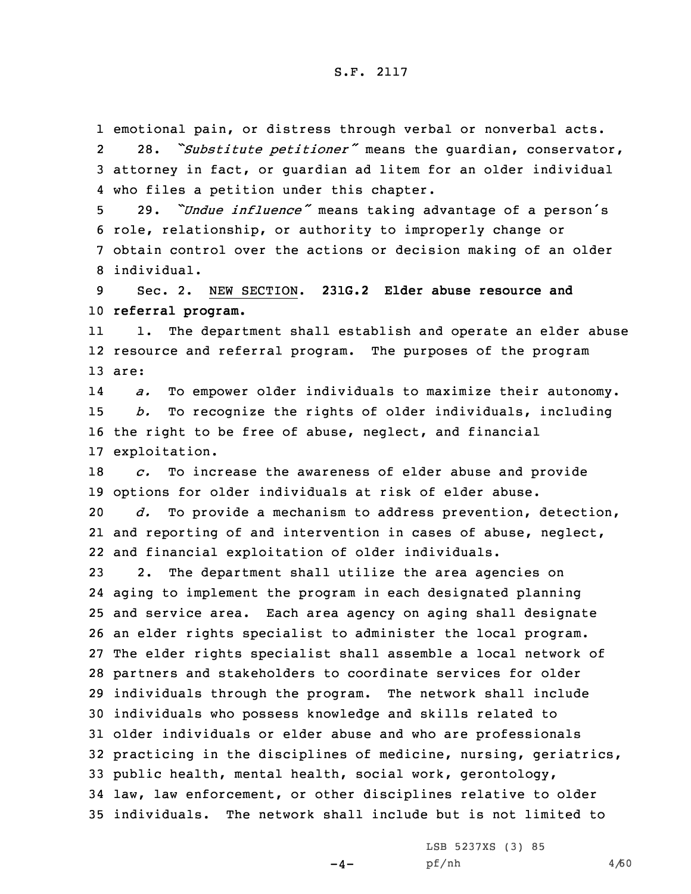emotional pain, or distress through verbal or nonverbal acts.

28. *"Substitute petitioner"* means the guardian, conservator, attorney in fact, or guardian ad litem for an older individual who files a petition under this chapter.

29. *"Undue influence"* means taking advantage of a person's role, relationship, or authority to improperly change or obtain control over the actions or decision making of an older individual.

Sec. 2. NEW SECTION. **231G.2 Elder abuse resource and referral program.**

1. The department shall establish and operate an elder abuse resource and referral program. The purposes of the program are:

*a.* To empower older individuals to maximize their autonomy.

*b.* To recognize the rights of older individuals, including the right to be free of abuse, neglect, and financial exploitation.

*c.* To increase the awareness of elder abuse and provide options for older individuals at risk of elder abuse.

*d.* To provide a mechanism to address prevention, detection, and reporting of and intervention in cases of abuse, neglect, and financial exploitation of older individuals.

2. The department shall utilize the area agencies on aging to implement the program in each designated planning and service area. Each area agency on aging shall designate an elder rights specialist to administer the local program. The elder rights specialist shall assemble a local network of partners and stakeholders to coordinate services for older individuals through the program. The network shall include individuals who possess knowledge and skills related to older individuals or elder abuse and who are professionals practicing in the disciplines of medicine, nursing, geriatrics, public health, mental health, social work, gerontology, law, law enforcement, or other disciplines relative to older individuals. The network shall include but is not limited to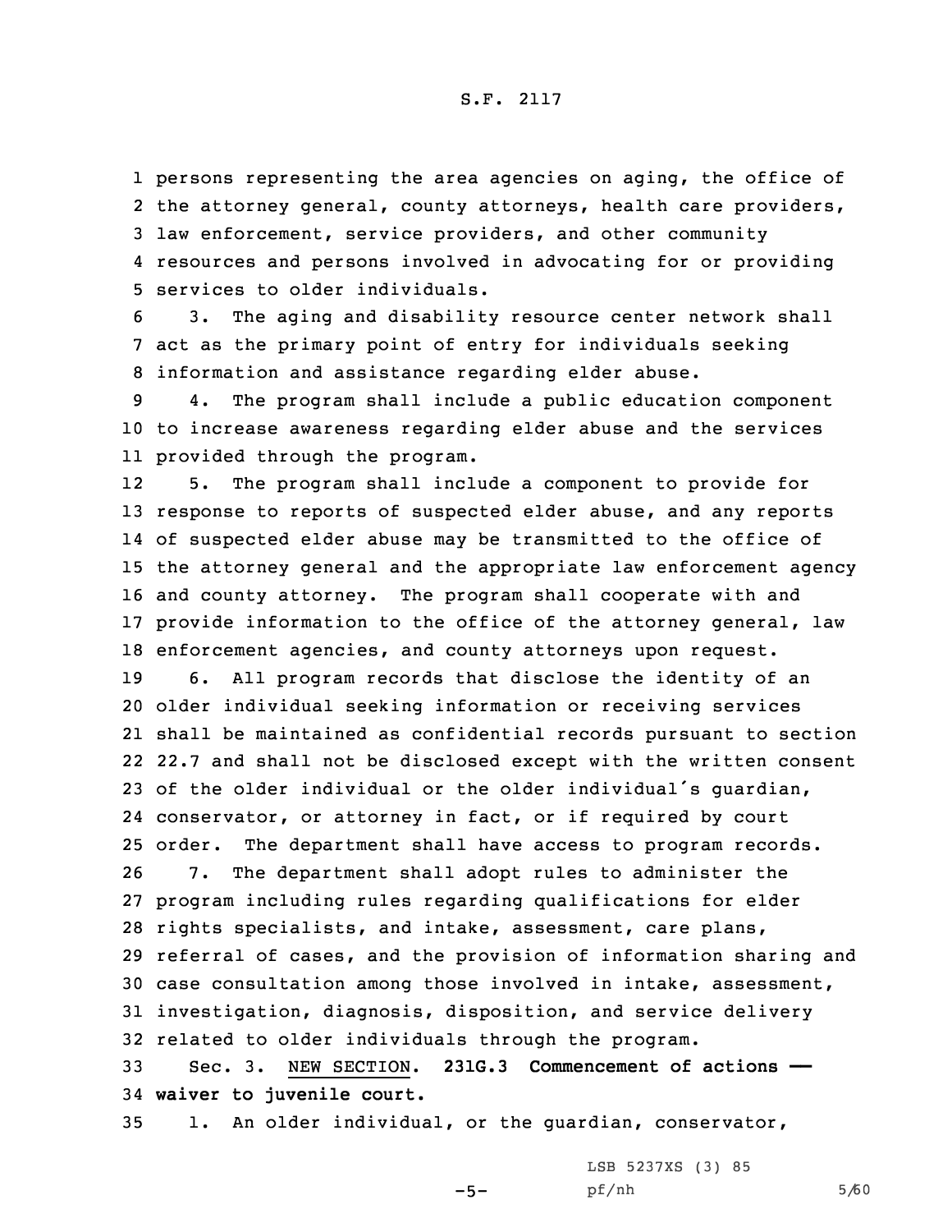persons representing the area agencies on aging, the office of the attorney general, county attorneys, health care providers, law enforcement, service providers, and other community resources and persons involved in advocating for or providing services to older individuals.

3. The aging and disability resource center network shall act as the primary point of entry for individuals seeking information and assistance regarding elder abuse.

4. The program shall include a public education component to increase awareness regarding elder abuse and the services provided through the program.

5. The program shall include a component to provide for response to reports of suspected elder abuse, and any reports of suspected elder abuse may be transmitted to the office of the attorney general and the appropriate law enforcement agency and county attorney. The program shall cooperate with and provide information to the office of the attorney general, law enforcement agencies, and county attorneys upon request.

6. All program records that disclose the identity of an older individual seeking information or receiving services shall be maintained as confidential records pursuant to section 22.7 and shall not be disclosed except with the written consent of the older individual or the older individual's guardian, conservator, or attorney in fact, or if required by court order. The department shall have access to program records.

7. The department shall adopt rules to administer the program including rules regarding qualifications for elder rights specialists, and intake, assessment, care plans, referral of cases, and the provision of information sharing and case consultation among those involved in intake, assessment, investigation, diagnosis, disposition, and service delivery related to older individuals through the program.

Sec. 3. NEW SECTION. **231G.3 Commencement of actions —— waiver to juvenile court.**

1. An older individual, or the guardian, conservator,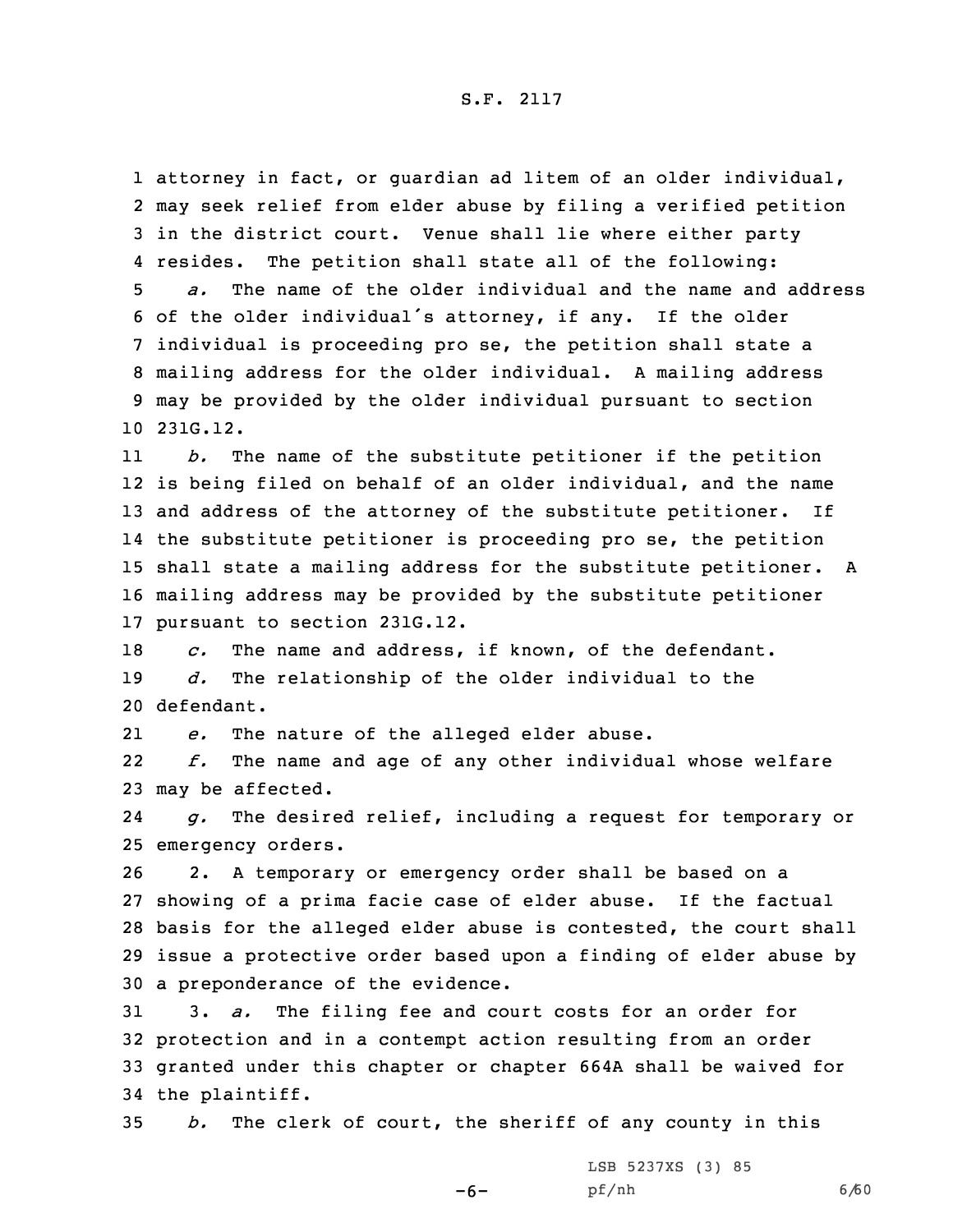attorney in fact, or guardian ad litem of an older individual, may seek relief from elder abuse by filing a verified petition in the district court. Venue shall lie where either party resides. The petition shall state all of the following:

*a.* The name of the older individual and the name and address of the older individual's attorney, if any. If the older individual is proceeding pro se, the petition shall state a mailing address for the older individual. A mailing address may be provided by the older individual pursuant to section 231G.12.

*b.* The name of the substitute petitioner if the petition is being filed on behalf of an older individual, and the name and address of the attorney of the substitute petitioner. If the substitute petitioner is proceeding pro se, the petition shall state a mailing address for the substitute petitioner. A mailing address may be provided by the substitute petitioner pursuant to section 231G.12.

*c.* The name and address, if known, of the defendant.

*d.* The relationship of the older individual to the defendant.

*e.* The nature of the alleged elder abuse.

*f.* The name and age of any other individual whose welfare may be affected.

*g.* The desired relief, including a request for temporary or emergency orders.

2. A temporary or emergency order shall be based on a showing of a prima facie case of elder abuse. If the factual basis for the alleged elder abuse is contested, the court shall issue a protective order based upon a finding of elder abuse by a preponderance of the evidence.

3. *a.* The filing fee and court costs for an order for protection and in a contempt action resulting from an order granted under this chapter or chapter 664A shall be waived for the plaintiff.

*b.* The clerk of court, the sheriff of any county in this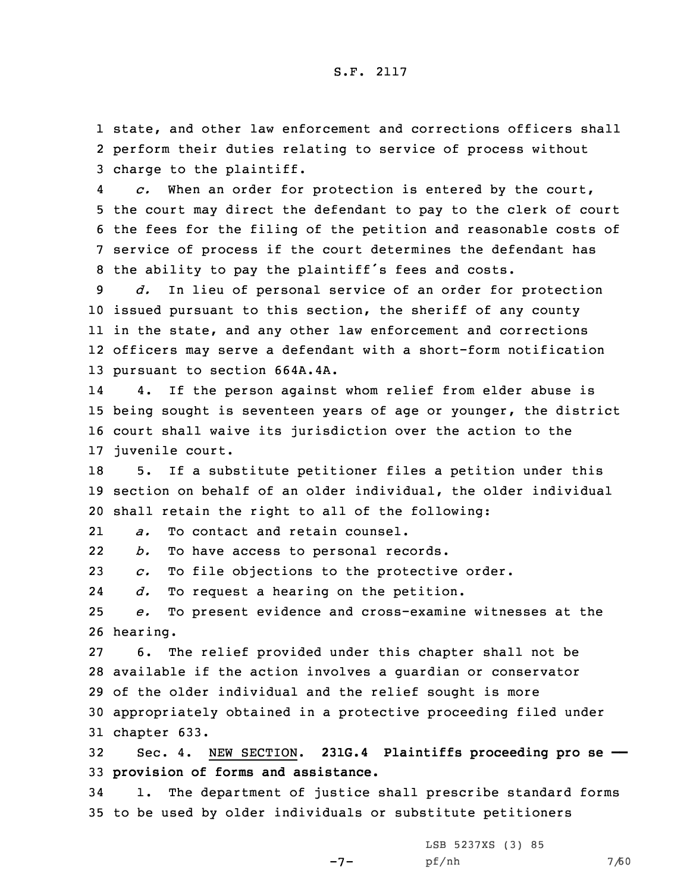state, and other law enforcement and corrections officers shall perform their duties relating to service of process without charge to the plaintiff.

*c.* When an order for protection is entered by the court, the court may direct the defendant to pay to the clerk of court the fees for the filing of the petition and reasonable costs of service of process if the court determines the defendant has the ability to pay the plaintiff's fees and costs.

*d.* In lieu of personal service of an order for protection issued pursuant to this section, the sheriff of any county in the state, and any other law enforcement and corrections officers may serve a defendant with a short-form notification pursuant to section 664A.4A.

4. If the person against whom relief from elder abuse is being sought is seventeen years of age or younger, the district court shall waive its jurisdiction over the action to the juvenile court.

5. If a substitute petitioner files a petition under this section on behalf of an older individual, the older individual shall retain the right to all of the following:

*a.* To contact and retain counsel.

*b.* To have access to personal records.

*c.* To file objections to the protective order.

*d.* To request a hearing on the petition.

*e.* To present evidence and cross-examine witnesses at the hearing.

6. The relief provided under this chapter shall not be available if the action involves a guardian or conservator of the older individual and the relief sought is more appropriately obtained in a protective proceeding filed under chapter 633.

Sec. 4. NEW SECTION. **231G.4 Plaintiffs proceeding pro se —— provision of forms and assistance.**

1. The department of justice shall prescribe standard forms to be used by older individuals or substitute petitioners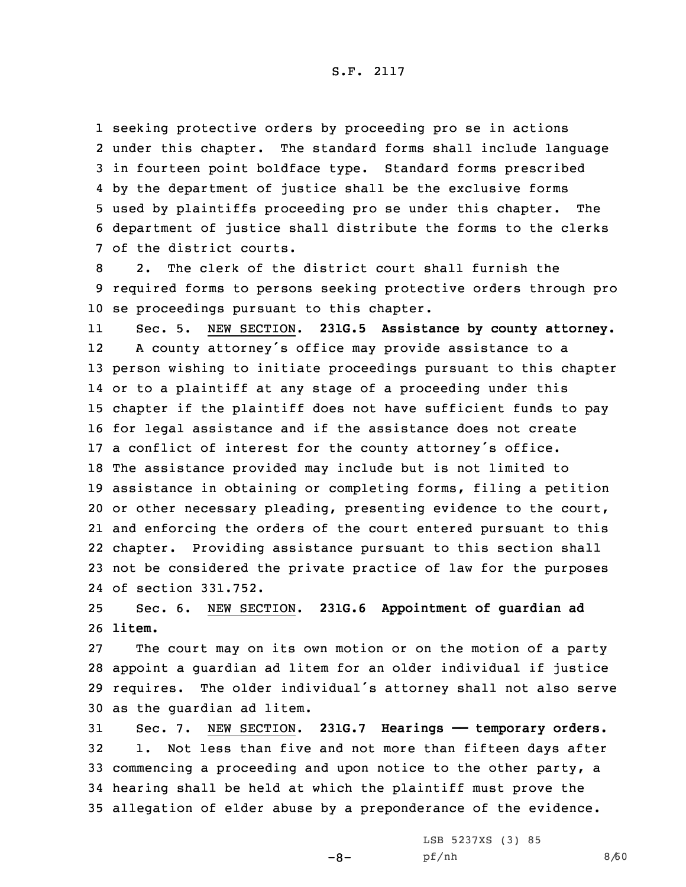seeking protective orders by proceeding pro se in actions under this chapter. The standard forms shall include language in fourteen point boldface type. Standard forms prescribed by the department of justice shall be the exclusive forms used by plaintiffs proceeding pro se under this chapter. The department of justice shall distribute the forms to the clerks of the district courts.

2. The clerk of the district court shall furnish the required forms to persons seeking protective orders through pro se proceedings pursuant to this chapter.

Sec. 5. NEW SECTION. **231G.5 Assistance by county attorney.**

A county attorney's office may provide assistance to a person wishing to initiate proceedings pursuant to this chapter or to a plaintiff at any stage of a proceeding under this chapter if the plaintiff does not have sufficient funds to pay for legal assistance and if the assistance does not create a conflict of interest for the county attorney's office. The assistance provided may include but is not limited to assistance in obtaining or completing forms, filing a petition or other necessary pleading, presenting evidence to the court, and enforcing the orders of the court entered pursuant to this chapter. Providing assistance pursuant to this section shall not be considered the private practice of law for the purposes of section 331.752.

Sec. 6. NEW SECTION. **231G.6 Appointment of guardian ad litem.**

The court may on its own motion or on the motion of a party appoint a guardian ad litem for an older individual if justice requires. The older individual's attorney shall not also serve as the guardian ad litem.

Sec. 7. NEW SECTION. **231G.7 Hearings —— temporary orders.**

1. Not less than five and not more than fifteen days after commencing a proceeding and upon notice to the other party, a hearing shall be held at which the plaintiff must prove the allegation of elder abuse by a preponderance of the evidence.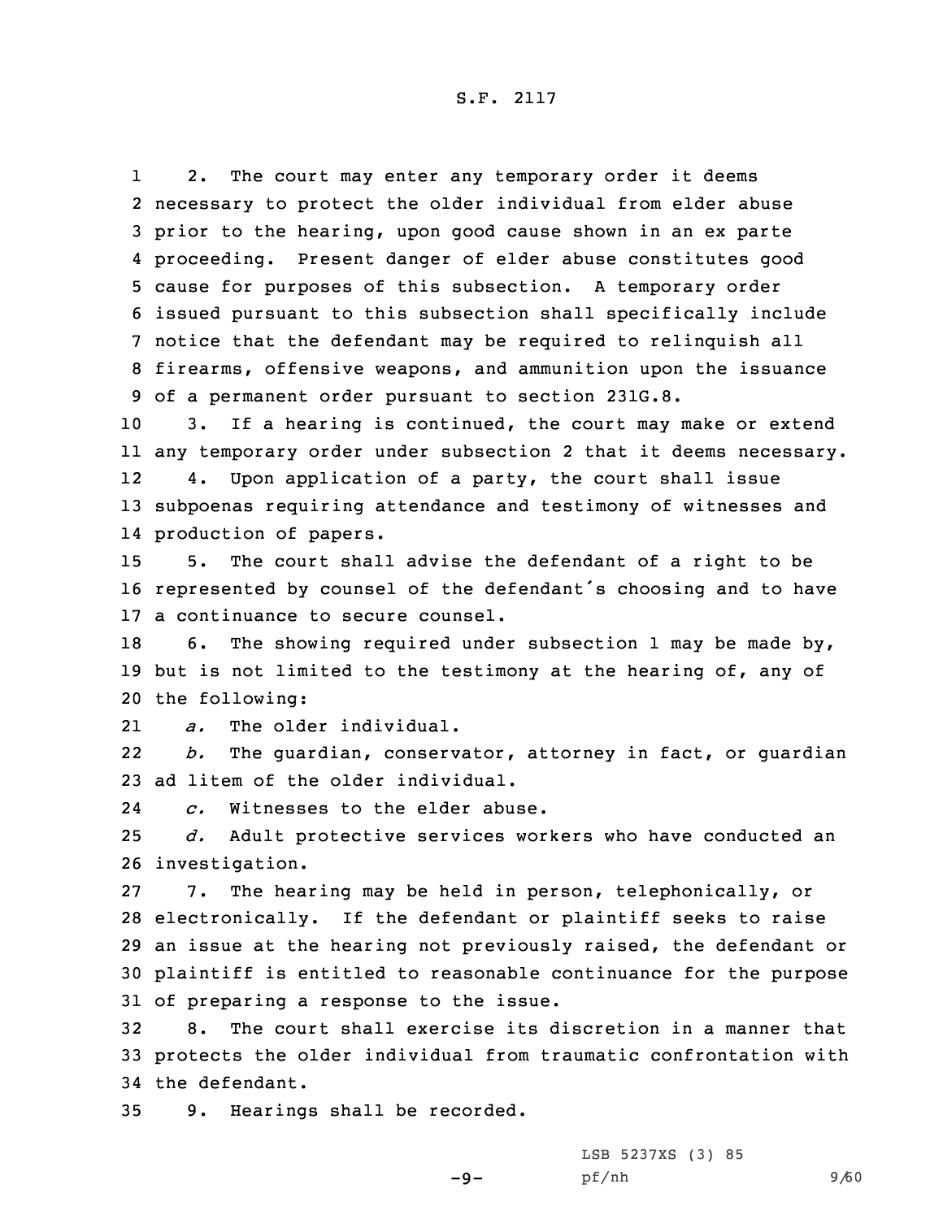2. The court may enter any temporary order it deems necessary to protect the older individual from elder abuse prior to the hearing, upon good cause shown in an ex parte proceeding. Present danger of elder abuse constitutes good cause for purposes of this subsection. A temporary order issued pursuant to this subsection shall specifically include notice that the defendant may be required to relinquish all firearms, offensive weapons, and ammunition upon the issuance of a permanent order pursuant to section 231G.8.

3. If a hearing is continued, the court may make or extend any temporary order under subsection 2 that it deems necessary.

4. Upon application of a party, the court shall issue subpoenas requiring attendance and testimony of witnesses and production of papers.

5. The court shall advise the defendant of a right to be represented by counsel of the defendant's choosing and to have a continuance to secure counsel.

6. The showing required under subsection 1 may be made by, but is not limited to the testimony at the hearing of, any of the following:

*a.* The older individual.

*b.* The guardian, conservator, attorney in fact, or guardian ad litem of the older individual.

*c.* Witnesses to the elder abuse.

*d.* Adult protective services workers who have conducted an investigation.

7. The hearing may be held in person, telephonically, or electronically. If the defendant or plaintiff seeks to raise an issue at the hearing not previously raised, the defendant or plaintiff is entitled to reasonable continuance for the purpose of preparing a response to the issue.

8. The court shall exercise its discretion in a manner that protects the older individual from traumatic confrontation with the defendant.

9. Hearings shall be recorded.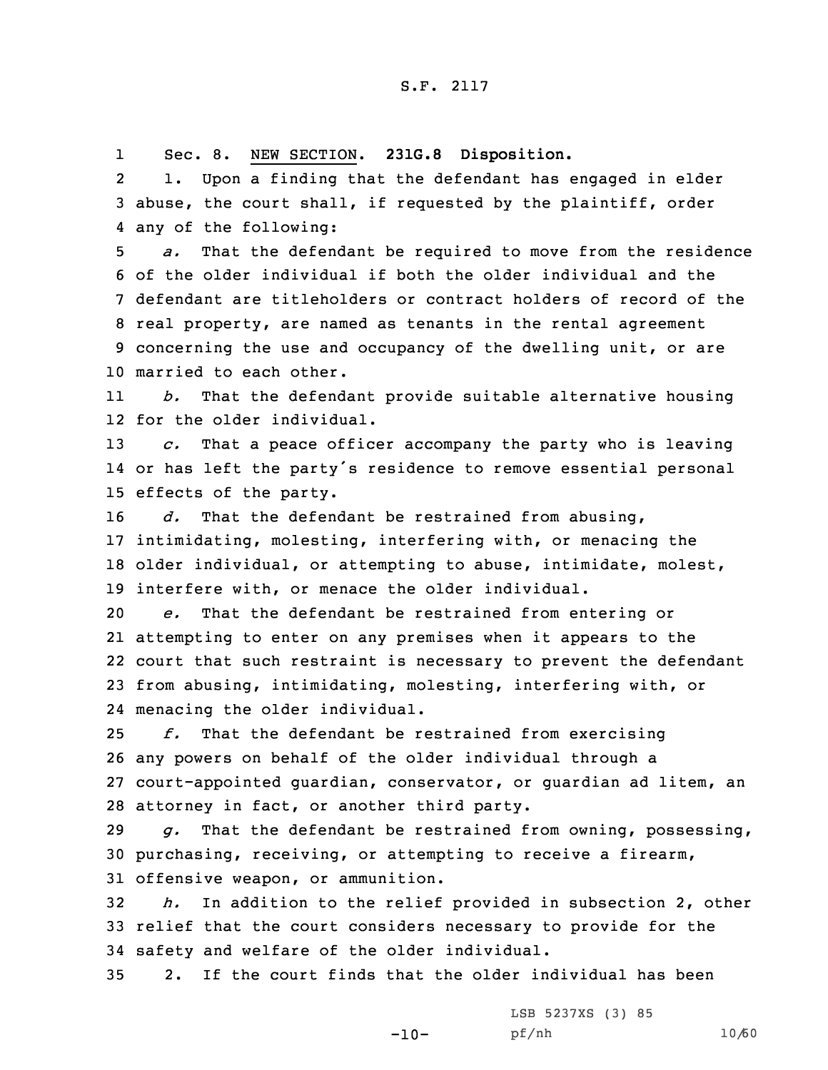Sec. 8. NEW SECTION. **231G.8 Disposition.**

1. Upon a finding that the defendant has engaged in elder abuse, the court shall, if requested by the plaintiff, order any of the following:

*a.* That the defendant be required to move from the residence of the older individual if both the older individual and the defendant are titleholders or contract holders of record of the real property, are named as tenants in the rental agreement concerning the use and occupancy of the dwelling unit, or are married to each other.

*b.* That the defendant provide suitable alternative housing for the older individual.

*c.* That a peace officer accompany the party who is leaving or has left the party's residence to remove essential personal effects of the party.

*d.* That the defendant be restrained from abusing, intimidating, molesting, interfering with, or menacing the older individual, or attempting to abuse, intimidate, molest, interfere with, or menace the older individual.

*e.* That the defendant be restrained from entering or attempting to enter on any premises when it appears to the court that such restraint is necessary to prevent the defendant from abusing, intimidating, molesting, interfering with, or menacing the older individual.

*f.* That the defendant be restrained from exercising any powers on behalf of the older individual through a court-appointed guardian, conservator, or guardian ad litem, an attorney in fact, or another third party.

*g.* That the defendant be restrained from owning, possessing, purchasing, receiving, or attempting to receive a firearm, offensive weapon, or ammunition.

*h.* In addition to the relief provided in subsection 2, other relief that the court considers necessary to provide for the safety and welfare of the older individual.

2. If the court finds that the older individual has been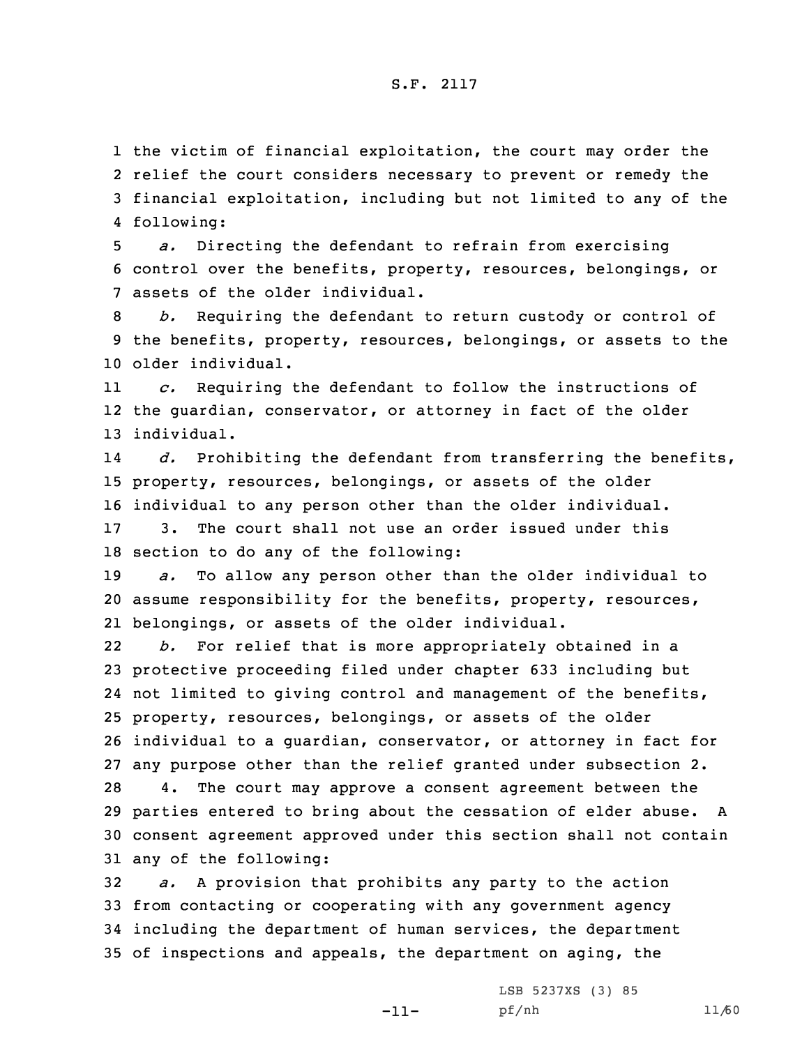the victim of financial exploitation, the court may order the relief the court considers necessary to prevent or remedy the financial exploitation, including but not limited to any of the following:

*a.* Directing the defendant to refrain from exercising control over the benefits, property, resources, belongings, or assets of the older individual.

*b.* Requiring the defendant to return custody or control of the benefits, property, resources, belongings, or assets to the older individual.

*c.* Requiring the defendant to follow the instructions of the guardian, conservator, or attorney in fact of the older individual.

*d.* Prohibiting the defendant from transferring the benefits, property, resources, belongings, or assets of the older individual to any person other than the older individual.

3. The court shall not use an order issued under this section to do any of the following:

*a.* To allow any person other than the older individual to assume responsibility for the benefits, property, resources, belongings, or assets of the older individual.

*b.* For relief that is more appropriately obtained in a protective proceeding filed under chapter 633 including but not limited to giving control and management of the benefits, property, resources, belongings, or assets of the older individual to a guardian, conservator, or attorney in fact for any purpose other than the relief granted under subsection 2.

4. The court may approve a consent agreement between the parties entered to bring about the cessation of elder abuse. A consent agreement approved under this section shall not contain any of the following:

*a.* A provision that prohibits any party to the action from contacting or cooperating with any government agency including the department of human services, the department of inspections and appeals, the department on aging, the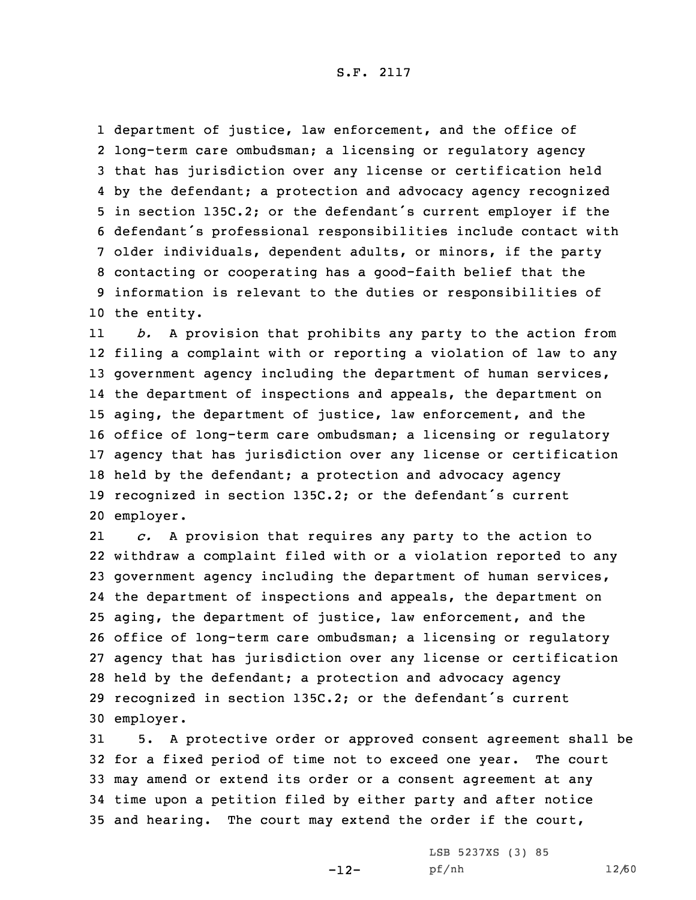department of justice, law enforcement, and the office of long-term care ombudsman; a licensing or regulatory agency that has jurisdiction over any license or certification held by the defendant; a protection and advocacy agency recognized in section 135C.2; or the defendant's current employer if the defendant's professional responsibilities include contact with older individuals, dependent adults, or minors, if the party contacting or cooperating has a good-faith belief that the information is relevant to the duties or responsibilities of the entity.

*b.* A provision that prohibits any party to the action from filing a complaint with or reporting a violation of law to any government agency including the department of human services, the department of inspections and appeals, the department on aging, the department of justice, law enforcement, and the office of long-term care ombudsman; a licensing or regulatory agency that has jurisdiction over any license or certification held by the defendant; a protection and advocacy agency recognized in section 135C.2; or the defendant's current employer.

*c.* A provision that requires any party to the action to withdraw a complaint filed with or a violation reported to any government agency including the department of human services, the department of inspections and appeals, the department on aging, the department of justice, law enforcement, and the office of long-term care ombudsman; a licensing or regulatory agency that has jurisdiction over any license or certification held by the defendant; a protection and advocacy agency recognized in section 135C.2; or the defendant's current employer.

5. A protective order or approved consent agreement shall be for a fixed period of time not to exceed one year. The court may amend or extend its order or a consent agreement at any time upon a petition filed by either party and after notice and hearing. The court may extend the order if the court,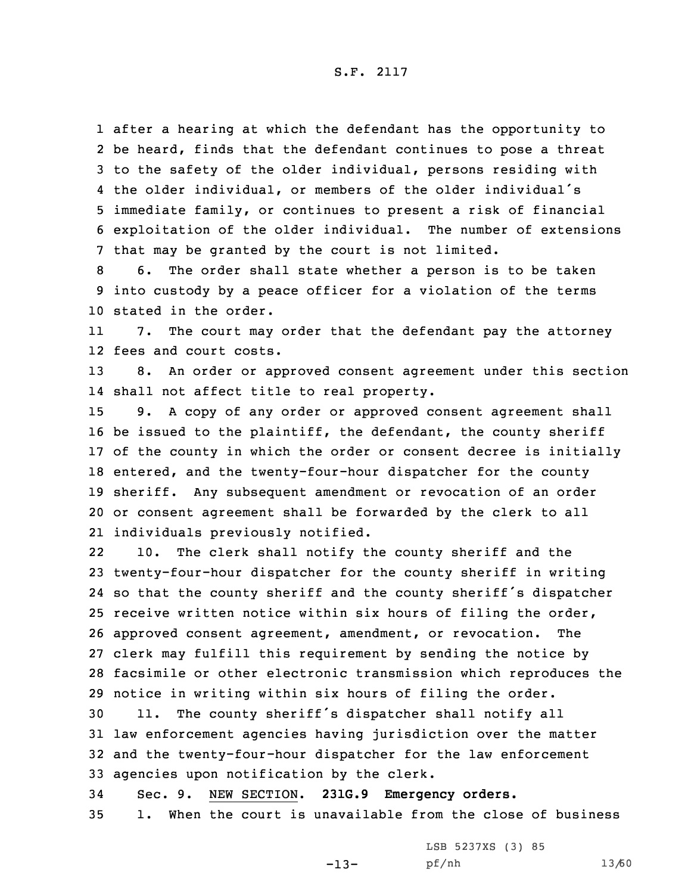after a hearing at which the defendant has the opportunity to be heard, finds that the defendant continues to pose a threat to the safety of the older individual, persons residing with the older individual, or members of the older individual's immediate family, or continues to present a risk of financial exploitation of the older individual. The number of extensions that may be granted by the court is not limited.

6. The order shall state whether a person is to be taken into custody by a peace officer for a violation of the terms stated in the order.

7. The court may order that the defendant pay the attorney fees and court costs.

8. An order or approved consent agreement under this section shall not affect title to real property.

9. A copy of any order or approved consent agreement shall be issued to the plaintiff, the defendant, the county sheriff of the county in which the order or consent decree is initially entered, and the twenty-four-hour dispatcher for the county sheriff. Any subsequent amendment or revocation of an order or consent agreement shall be forwarded by the clerk to all individuals previously notified.

10. The clerk shall notify the county sheriff and the twenty-four-hour dispatcher for the county sheriff in writing so that the county sheriff and the county sheriff's dispatcher receive written notice within six hours of filing the order, approved consent agreement, amendment, or revocation. The clerk may fulfill this requirement by sending the notice by facsimile or other electronic transmission which reproduces the notice in writing within six hours of filing the order.

11. The county sheriff's dispatcher shall notify all law enforcement agencies having jurisdiction over the matter and the twenty-four-hour dispatcher for the law enforcement agencies upon notification by the clerk.

Sec. 9. NEW SECTION. **231G.9 Emergency orders.**

1. When the court is unavailable from the close of business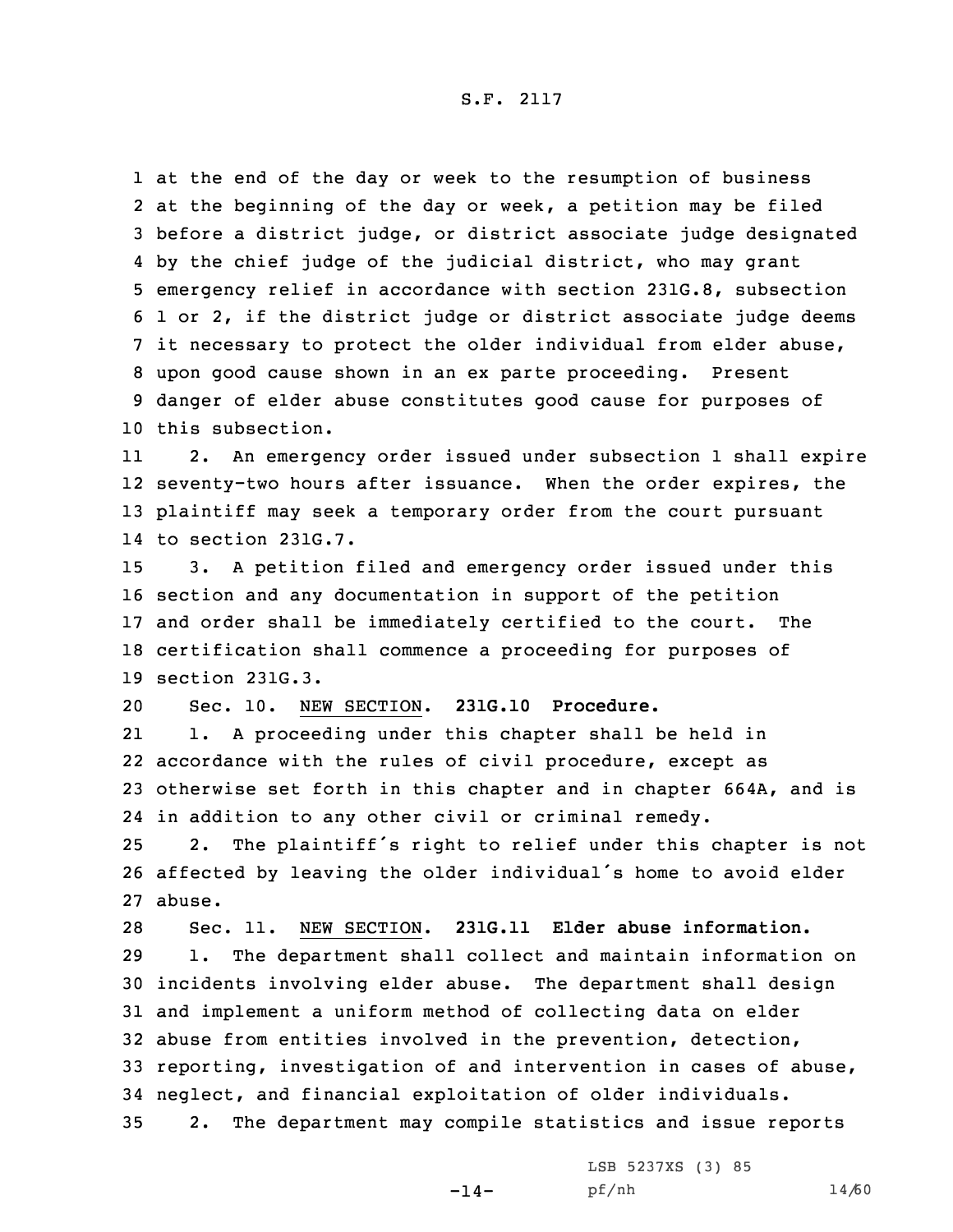at the end of the day or week to the resumption of business at the beginning of the day or week, a petition may be filed before a district judge, or district associate judge designated by the chief judge of the judicial district, who may grant emergency relief in accordance with section 231G.8, subsection 1 or 2, if the district judge or district associate judge deems it necessary to protect the older individual from elder abuse, upon good cause shown in an ex parte proceeding. Present danger of elder abuse constitutes good cause for purposes of this subsection.

2. An emergency order issued under subsection 1 shall expire seventy-two hours after issuance. When the order expires, the plaintiff may seek a temporary order from the court pursuant to section 231G.7.

3. A petition filed and emergency order issued under this section and any documentation in support of the petition and order shall be immediately certified to the court. The certification shall commence a proceeding for purposes of section 231G.3.

Sec. 10. NEW SECTION. **231G.10 Procedure.**

1. A proceeding under this chapter shall be held in accordance with the rules of civil procedure, except as otherwise set forth in this chapter and in chapter 664A, and is in addition to any other civil or criminal remedy.

2. The plaintiff's right to relief under this chapter is not affected by leaving the older individual's home to avoid elder abuse.

Sec. 11. NEW SECTION. **231G.11 Elder abuse information.**

1. The department shall collect and maintain information on incidents involving elder abuse. The department shall design and implement a uniform method of collecting data on elder abuse from entities involved in the prevention, detection, reporting, investigation of and intervention in cases of abuse, neglect, and financial exploitation of older individuals.

2. The department may compile statistics and issue reports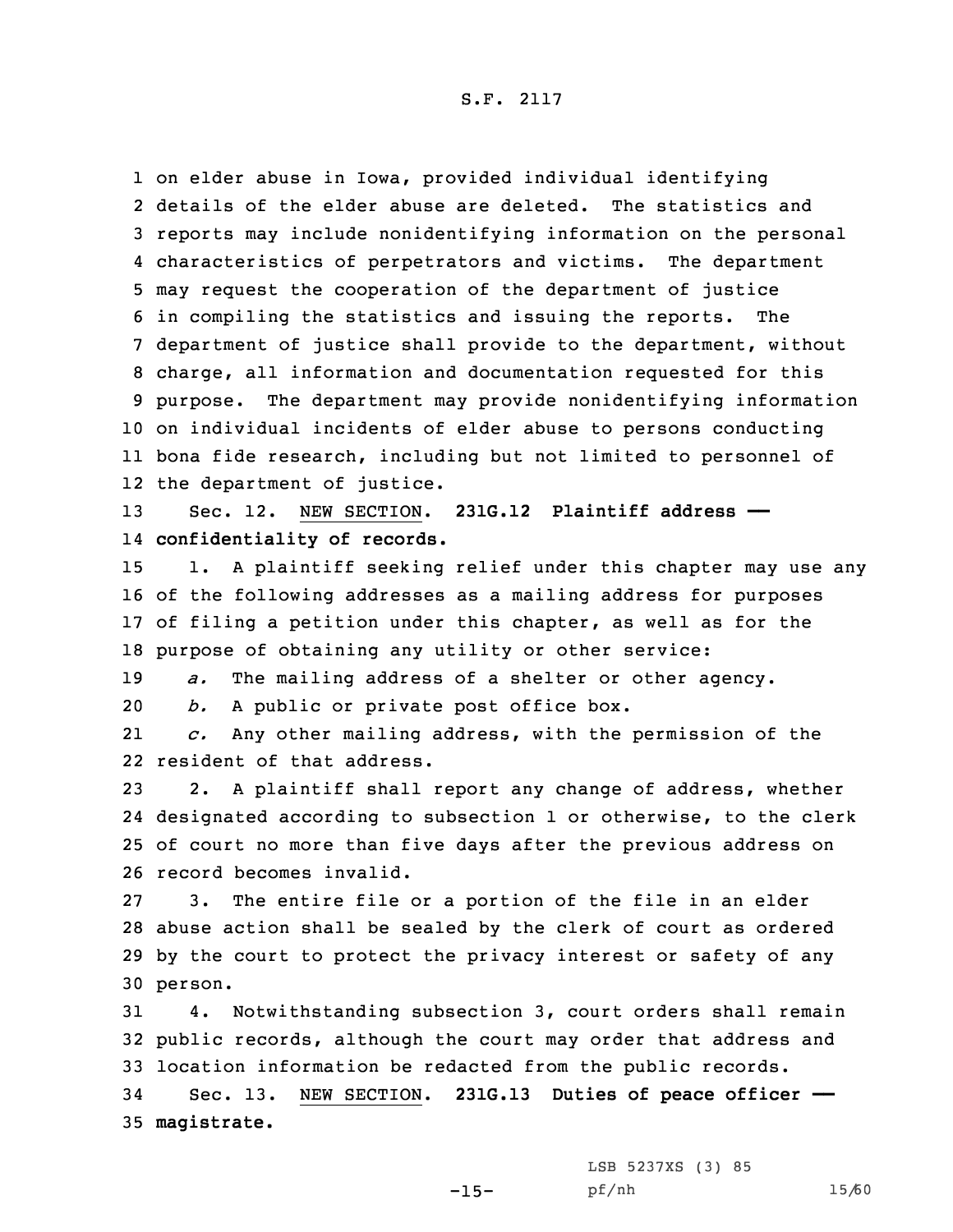on elder abuse in Iowa, provided individual identifying details of the elder abuse are deleted. The statistics and reports may include nonidentifying information on the personal characteristics of perpetrators and victims. The department may request the cooperation of the department of justice in compiling the statistics and issuing the reports. The department of justice shall provide to the department, without charge, all information and documentation requested for this purpose. The department may provide nonidentifying information on individual incidents of elder abuse to persons conducting bona fide research, including but not limited to personnel of the department of justice.

Sec. 12. NEW SECTION. **231G.12 Plaintiff address — confidentiality of records.**

1. A plaintiff seeking relief under this chapter may use any of the following addresses as a mailing address for purposes of filing a petition under this chapter, as well as for the purpose of obtaining any utility or other service:

*a.* The mailing address of a shelter or other agency.

*b.* A public or private post office box.

*c.* Any other mailing address, with the permission of the resident of that address.

2. A plaintiff shall report any change of address, whether designated according to subsection 1 or otherwise, to the clerk of court no more than five days after the previous address on record becomes invalid.

3. The entire file or a portion of the file in an elder abuse action shall be sealed by the clerk of court as ordered by the court to protect the privacy interest or safety of any person.

4. Notwithstanding subsection 3, court orders shall remain public records, although the court may order that address and location information be redacted from the public records.

Sec. 13. NEW SECTION. **231G.13 Duties of peace officer — magistrate.**

LSB 5237XS (3) 85
pf/nh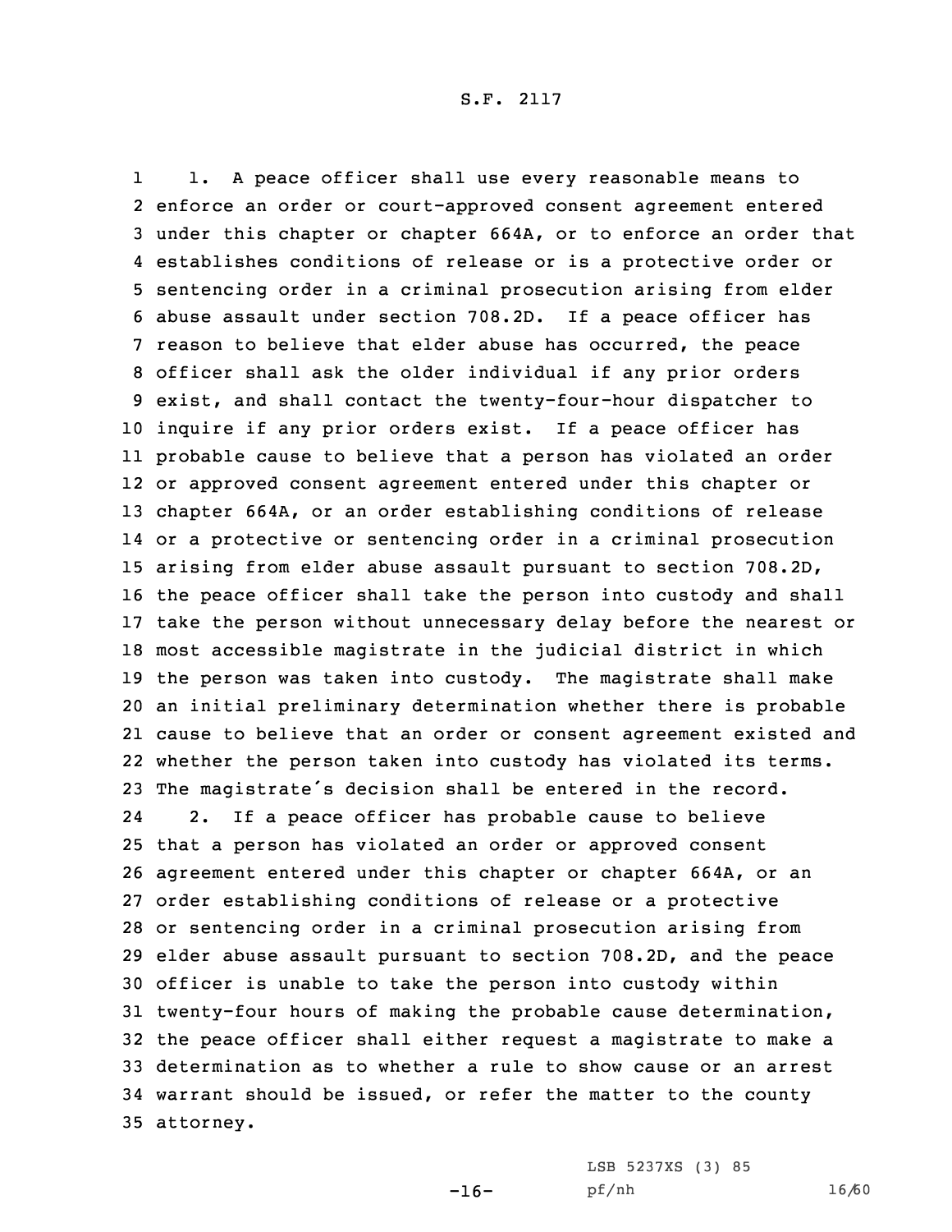1. A peace officer shall use every reasonable means to enforce an order or court-approved consent agreement entered under this chapter or chapter 664A, or to enforce an order that establishes conditions of release or is a protective order or sentencing order in a criminal prosecution arising from elder abuse assault under section 708.2D. If a peace officer has reason to believe that elder abuse has occurred, the peace officer shall ask the older individual if any prior orders exist, and shall contact the twenty-four-hour dispatcher to inquire if any prior orders exist. If a peace officer has probable cause to believe that a person has violated an order or approved consent agreement entered under this chapter or chapter 664A, or an order establishing conditions of release or a protective or sentencing order in a criminal prosecution arising from elder abuse assault pursuant to section 708.2D, the peace officer shall take the person into custody and shall take the person without unnecessary delay before the nearest or most accessible magistrate in the judicial district in which the person was taken into custody. The magistrate shall make an initial preliminary determination whether there is probable cause to believe that an order or consent agreement existed and whether the person taken into custody has violated its terms. The magistrate's decision shall be entered in the record.

2. If a peace officer has probable cause to believe that a person has violated an order or approved consent agreement entered under this chapter or chapter 664A, or an order establishing conditions of release or a protective or sentencing order in a criminal prosecution arising from elder abuse assault pursuant to section 708.2D, and the peace officer is unable to take the person into custody within twenty-four hours of making the probable cause determination, the peace officer shall either request a magistrate to make a determination as to whether a rule to show cause or an arrest warrant should be issued, or refer the matter to the county attorney.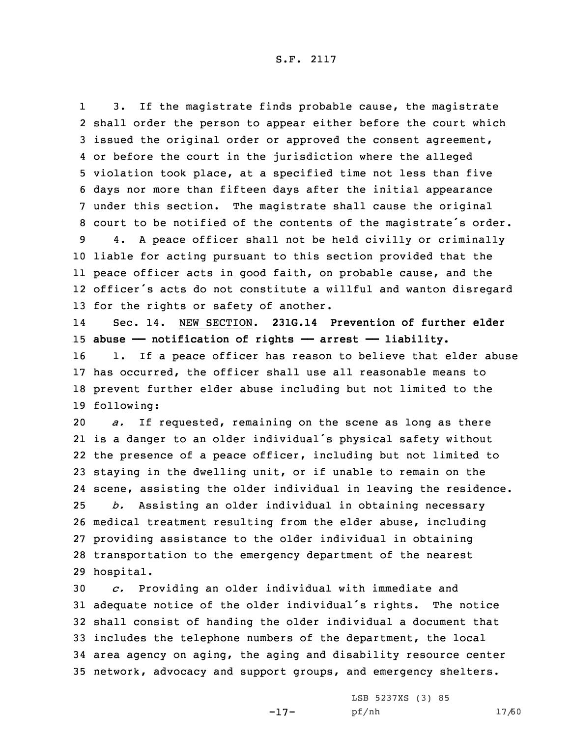3. If the magistrate finds probable cause, the magistrate shall order the person to appear either before the court which issued the original order or approved the consent agreement, or before the court in the jurisdiction where the alleged violation took place, at a specified time not less than five days nor more than fifteen days after the initial appearance under this section. The magistrate shall cause the original court to be notified of the contents of the magistrate's order.

4. A peace officer shall not be held civilly or criminally liable for acting pursuant to this section provided that the peace officer acts in good faith, on probable cause, and the officer's acts do not constitute a willful and wanton disregard for the rights or safety of another.

Sec. 14. NEW SECTION. **231G.14 Prevention of further elder abuse —— notification of rights —— arrest —— liability.**

1. If a peace officer has reason to believe that elder abuse has occurred, the officer shall use all reasonable means to prevent further elder abuse including but not limited to the following:

*a.* If requested, remaining on the scene as long as there is a danger to an older individual's physical safety without the presence of a peace officer, including but not limited to staying in the dwelling unit, or if unable to remain on the scene, assisting the older individual in leaving the residence.

*b.* Assisting an older individual in obtaining necessary medical treatment resulting from the elder abuse, including providing assistance to the older individual in obtaining transportation to the emergency department of the nearest hospital.

*c.* Providing an older individual with immediate and adequate notice of the older individual's rights. The notice shall consist of handing the older individual a document that includes the telephone numbers of the department, the local area agency on aging, the aging and disability resource center network, advocacy and support groups, and emergency shelters.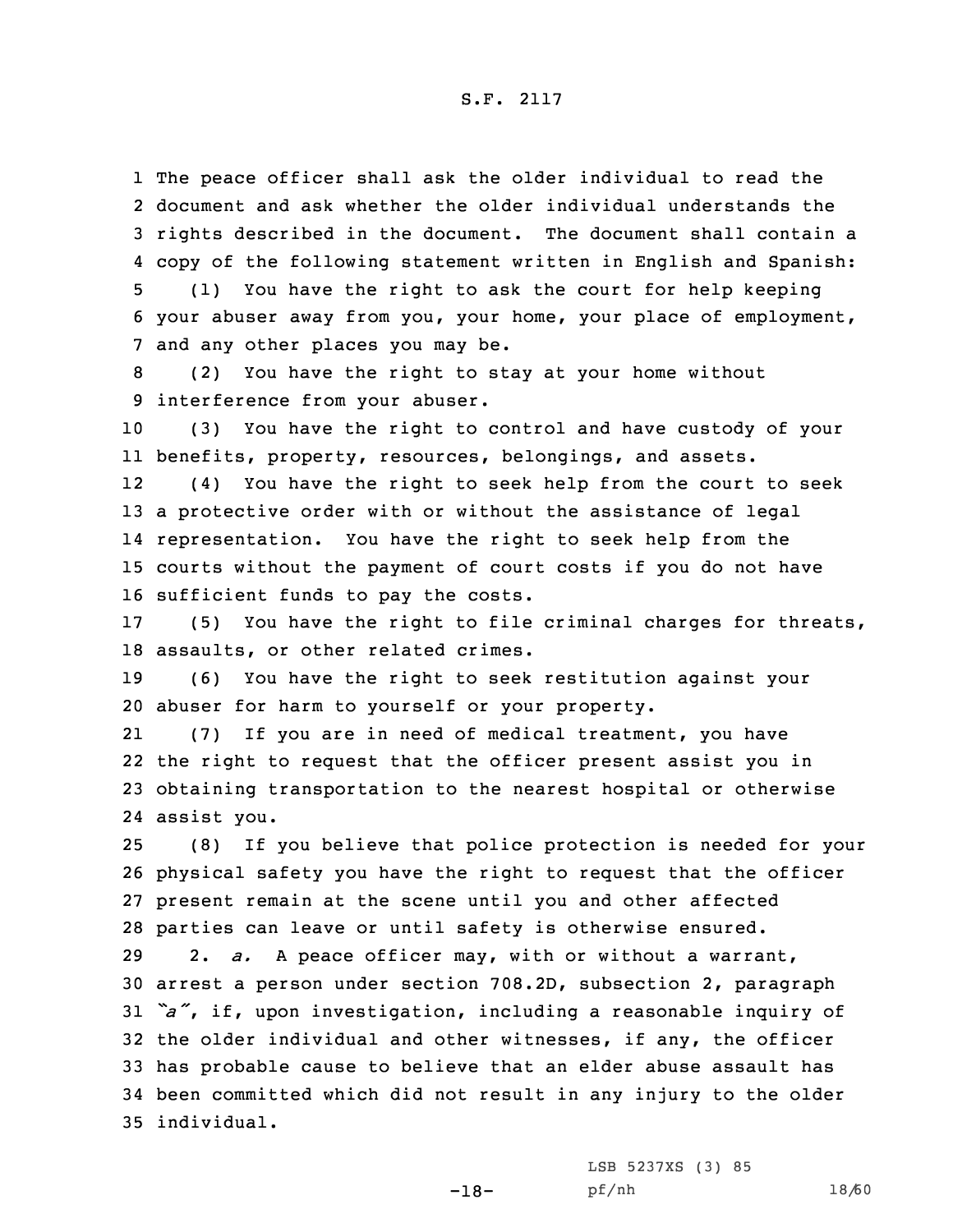The peace officer shall ask the older individual to read the document and ask whether the older individual understands the rights described in the document. The document shall contain a copy of the following statement written in English and Spanish:

(1) You have the right to ask the court for help keeping your abuser away from you, your home, your place of employment, and any other places you may be.

(2) You have the right to stay at your home without interference from your abuser.

(3) You have the right to control and have custody of your benefits, property, resources, belongings, and assets.

(4) You have the right to seek help from the court to seek a protective order with or without the assistance of legal representation. You have the right to seek help from the courts without the payment of court costs if you do not have sufficient funds to pay the costs.

(5) You have the right to file criminal charges for threats, assaults, or other related crimes.

(6) You have the right to seek restitution against your abuser for harm to yourself or your property.

(7) If you are in need of medical treatment, you have the right to request that the officer present assist you in obtaining transportation to the nearest hospital or otherwise assist you.

(8) If you believe that police protection is needed for your physical safety you have the right to request that the officer present remain at the scene until you and other affected parties can leave or until safety is otherwise ensured.

2. *a.* A peace officer may, with or without a warrant, arrest a person under section 708.2D, subsection 2, paragraph *"a"*, if, upon investigation, including a reasonable inquiry of the older individual and other witnesses, if any, the officer has probable cause to believe that an elder abuse assault has been committed which did not result in any injury to the older individual.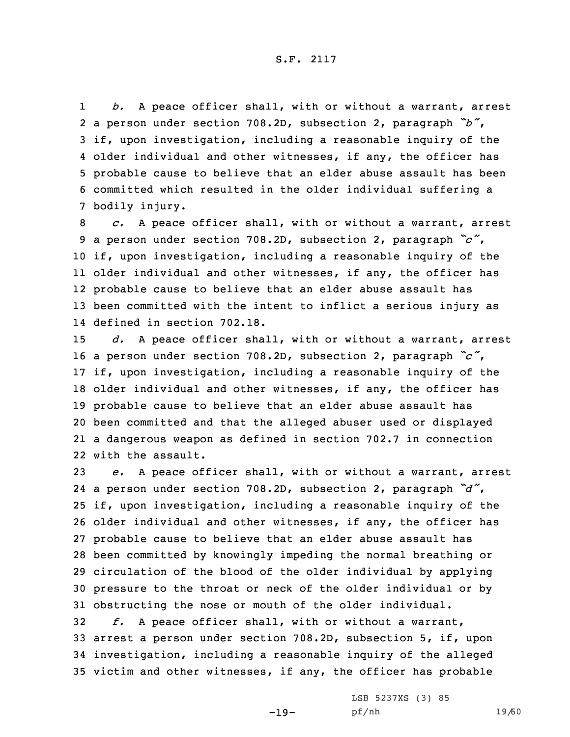*b.* A peace officer shall, with or without a warrant, arrest a person under section 708.2D, subsection 2, paragraph *"b"*, if, upon investigation, including a reasonable inquiry of the older individual and other witnesses, if any, the officer has probable cause to believe that an elder abuse assault has been committed which resulted in the older individual suffering a bodily injury.

*c.* A peace officer shall, with or without a warrant, arrest a person under section 708.2D, subsection 2, paragraph *"c"*, if, upon investigation, including a reasonable inquiry of the older individual and other witnesses, if any, the officer has probable cause to believe that an elder abuse assault has been committed with the intent to inflict a serious injury as defined in section 702.18.

*d.* A peace officer shall, with or without a warrant, arrest a person under section 708.2D, subsection 2, paragraph *"c"*, if, upon investigation, including a reasonable inquiry of the older individual and other witnesses, if any, the officer has probable cause to believe that an elder abuse assault has been committed and that the alleged abuser used or displayed a dangerous weapon as defined in section 702.7 in connection with the assault.

*e.* A peace officer shall, with or without a warrant, arrest a person under section 708.2D, subsection 2, paragraph *"d"*, if, upon investigation, including a reasonable inquiry of the older individual and other witnesses, if any, the officer has probable cause to believe that an elder abuse assault has been committed by knowingly impeding the normal breathing or circulation of the blood of the older individual by applying pressure to the throat or neck of the older individual or by obstructing the nose or mouth of the older individual.

*f.* A peace officer shall, with or without a warrant, arrest a person under section 708.2D, subsection 5, if, upon investigation, including a reasonable inquiry of the alleged victim and other witnesses, if any, the officer has probable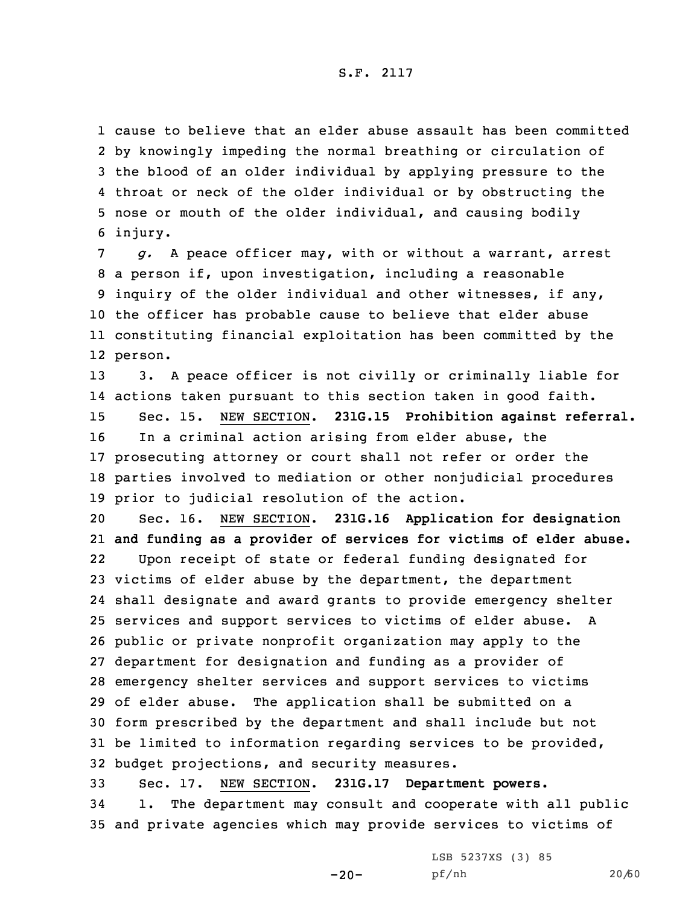cause to believe that an elder abuse assault has been committed by knowingly impeding the normal breathing or circulation of the blood of an older individual by applying pressure to the throat or neck of the older individual or by obstructing the nose or mouth of the older individual, and causing bodily injury.

*g.* A peace officer may, with or without a warrant, arrest a person if, upon investigation, including a reasonable inquiry of the older individual and other witnesses, if any, the officer has probable cause to believe that elder abuse constituting financial exploitation has been committed by the person.

3. A peace officer is not civilly or criminally liable for actions taken pursuant to this section taken in good faith.

Sec. 15. NEW SECTION. **231G.15 Prohibition against referral.**

In a criminal action arising from elder abuse, the prosecuting attorney or court shall not refer or order the parties involved to mediation or other nonjudicial procedures prior to judicial resolution of the action.

Sec. 16. NEW SECTION. **231G.16 Application for designation and funding as a provider of services for victims of elder abuse.**

Upon receipt of state or federal funding designated for victims of elder abuse by the department, the department shall designate and award grants to provide emergency shelter services and support services to victims of elder abuse. A public or private nonprofit organization may apply to the department for designation and funding as a provider of emergency shelter services and support services to victims of elder abuse. The application shall be submitted on a form prescribed by the department and shall include but not be limited to information regarding services to be provided, budget projections, and security measures.

Sec. 17. NEW SECTION. **231G.17 Department powers.**

1. The department may consult and cooperate with all public and private agencies which may provide services to victims of

LSB 5237XS (3) 85
pf/nh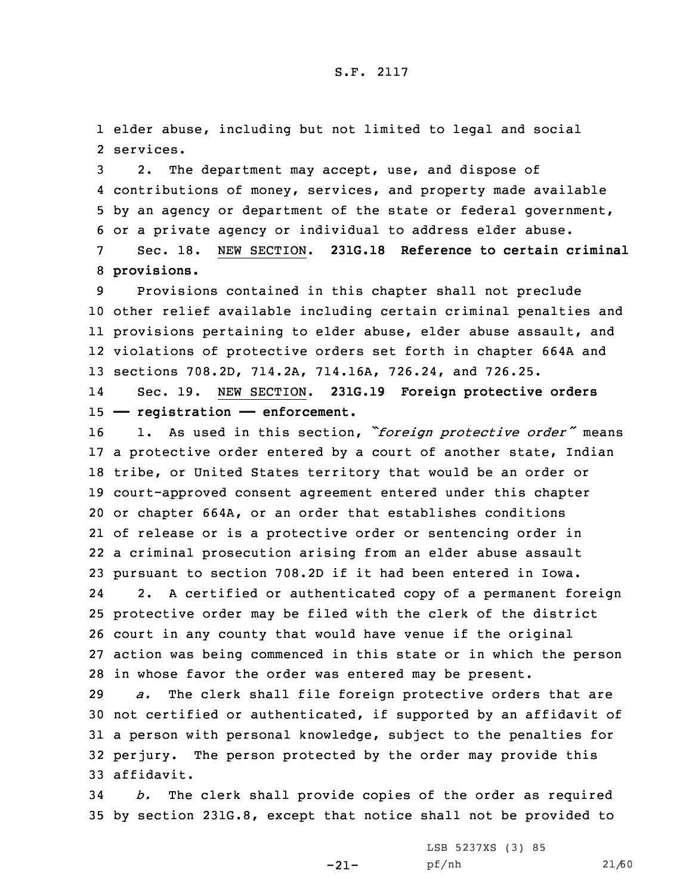elder abuse, including but not limited to legal and social services.

2. The department may accept, use, and dispose of contributions of money, services, and property made available by an agency or department of the state or federal government, or a private agency or individual to address elder abuse.

Sec. 18. NEW SECTION. **231G.18 Reference to certain criminal provisions.**

Provisions contained in this chapter shall not preclude other relief available including certain criminal penalties and provisions pertaining to elder abuse, elder abuse assault, and violations of protective orders set forth in chapter 664A and sections 708.2D, 714.2A, 714.16A, 726.24, and 726.25.

Sec. 19. NEW SECTION. **231G.19 Foreign protective orders — registration — enforcement.**

1. As used in this section, *"foreign protective order"* means a protective order entered by a court of another state, Indian tribe, or United States territory that would be an order or court-approved consent agreement entered under this chapter or chapter 664A, or an order that establishes conditions of release or is a protective order or sentencing order in a criminal prosecution arising from an elder abuse assault pursuant to section 708.2D if it had been entered in Iowa.

2. A certified or authenticated copy of a permanent foreign protective order may be filed with the clerk of the district court in any county that would have venue if the original action was being commenced in this state or in which the person in whose favor the order was entered may be present.

*a.* The clerk shall file foreign protective orders that are not certified or authenticated, if supported by an affidavit of a person with personal knowledge, subject to the penalties for perjury. The person protected by the order may provide this affidavit.

*b.* The clerk shall provide copies of the order as required by section 231G.8, except that notice shall not be provided to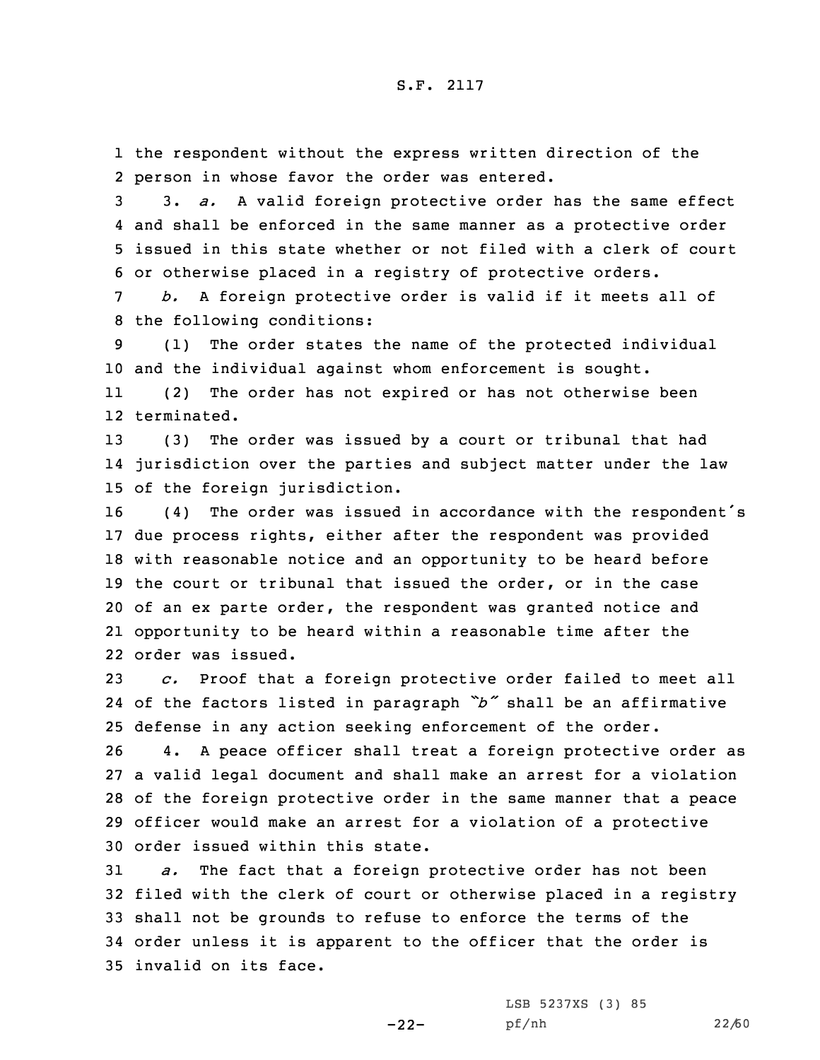the respondent without the express written direction of the person in whose favor the order was entered.

3. *a.* A valid foreign protective order has the same effect and shall be enforced in the same manner as a protective order issued in this state whether or not filed with a clerk of court or otherwise placed in a registry of protective orders.

*b.* A foreign protective order is valid if it meets all of the following conditions:

(1) The order states the name of the protected individual and the individual against whom enforcement is sought.

(2) The order has not expired or has not otherwise been terminated.

(3) The order was issued by a court or tribunal that had jurisdiction over the parties and subject matter under the law of the foreign jurisdiction.

(4) The order was issued in accordance with the respondent's due process rights, either after the respondent was provided with reasonable notice and an opportunity to be heard before the court or tribunal that issued the order, or in the case of an ex parte order, the respondent was granted notice and opportunity to be heard within a reasonable time after the order was issued.

*c.* Proof that a foreign protective order failed to meet all of the factors listed in paragraph *"b"* shall be an affirmative defense in any action seeking enforcement of the order.

4. A peace officer shall treat a foreign protective order as a valid legal document and shall make an arrest for a violation of the foreign protective order in the same manner that a peace officer would make an arrest for a violation of a protective order issued within this state.

*a.* The fact that a foreign protective order has not been filed with the clerk of court or otherwise placed in a registry shall not be grounds to refuse to enforce the terms of the order unless it is apparent to the officer that the order is invalid on its face.

LSB 5237XS (3) 85
pf/nh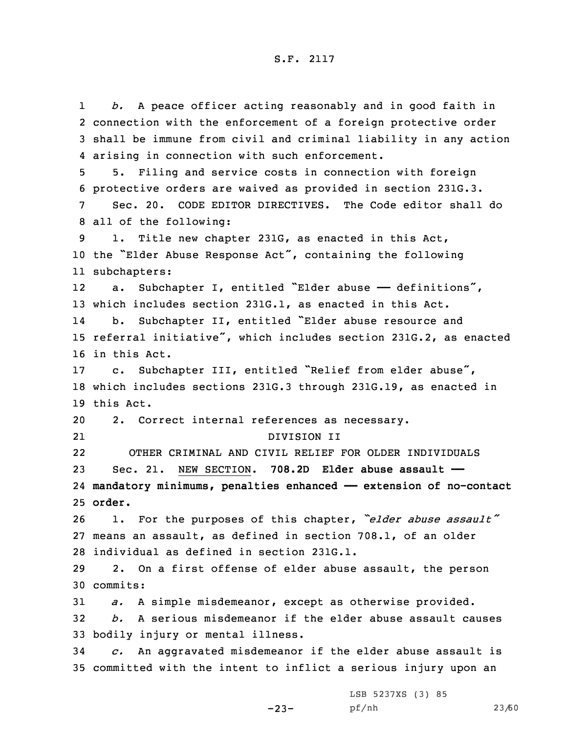*b.* A peace officer acting reasonably and in good faith in connection with the enforcement of a foreign protective order shall be immune from civil and criminal liability in any action arising in connection with such enforcement.

5. Filing and service costs in connection with foreign protective orders are waived as provided in section 231G.3.

Sec. 20. CODE EDITOR DIRECTIVES. The Code editor shall do all of the following:

1. Title new chapter 231G, as enacted in this Act, the "Elder Abuse Response Act", containing the following subchapters:

a. Subchapter I, entitled "Elder abuse —— definitions", which includes section 231G.1, as enacted in this Act.

b. Subchapter II, entitled "Elder abuse resource and referral initiative", which includes section 231G.2, as enacted in this Act.

c. Subchapter III, entitled "Relief from elder abuse", which includes sections 231G.3 through 231G.19, as enacted in this Act.

2. Correct internal references as necessary.

DIVISION II

OTHER CRIMINAL AND CIVIL RELIEF FOR OLDER INDIVIDUALS

Sec. 21. NEW SECTION. **708.2D Elder abuse assault —— mandatory minimums, penalties enhanced —— extension of no-contact order.**

1. For the purposes of this chapter, *"elder abuse assault"* means an assault, as defined in section 708.1, of an older individual as defined in section 231G.1.

2. On a first offense of elder abuse assault, the person commits:

*a.* A simple misdemeanor, except as otherwise provided.

*b.* A serious misdemeanor if the elder abuse assault causes bodily injury or mental illness.

*c.* An aggravated misdemeanor if the elder abuse assault is committed with the intent to inflict a serious injury upon an

LSB 5237XS (3) 85
pf/nh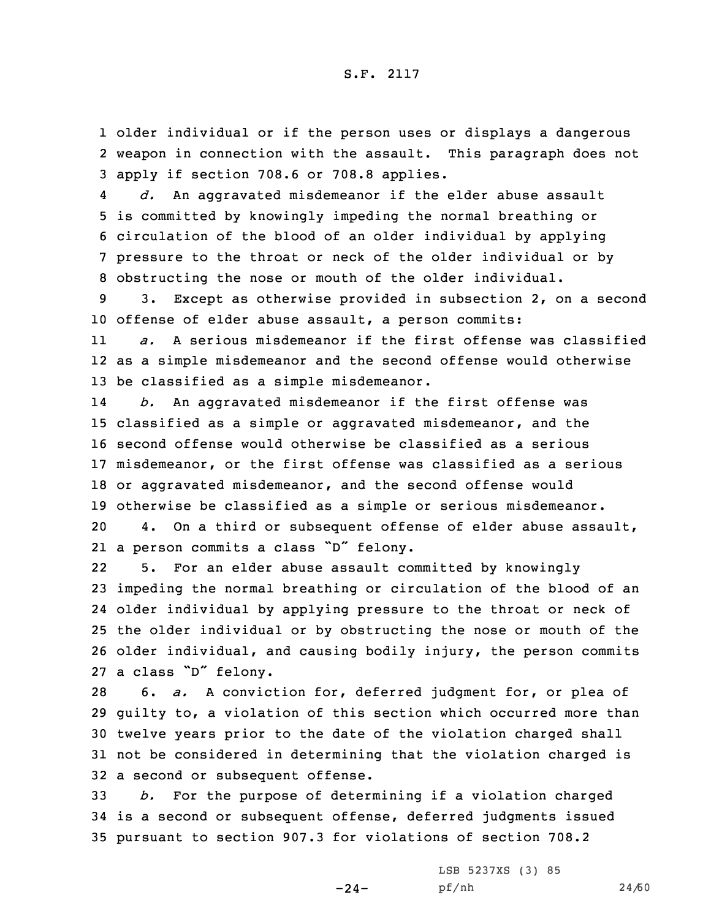older individual or if the person uses or displays a dangerous weapon in connection with the assault. This paragraph does not apply if section 708.6 or 708.8 applies.

*d.* An aggravated misdemeanor if the elder abuse assault is committed by knowingly impeding the normal breathing or circulation of the blood of an older individual by applying pressure to the throat or neck of the older individual or by obstructing the nose or mouth of the older individual.

3. Except as otherwise provided in subsection 2, on a second offense of elder abuse assault, a person commits:

*a.* A serious misdemeanor if the first offense was classified as a simple misdemeanor and the second offense would otherwise be classified as a simple misdemeanor.

*b.* An aggravated misdemeanor if the first offense was classified as a simple or aggravated misdemeanor, and the second offense would otherwise be classified as a serious misdemeanor, or the first offense was classified as a serious or aggravated misdemeanor, and the second offense would otherwise be classified as a simple or serious misdemeanor.

4. On a third or subsequent offense of elder abuse assault, a person commits a class "D" felony.

5. For an elder abuse assault committed by knowingly impeding the normal breathing or circulation of the blood of an older individual by applying pressure to the throat or neck of the older individual or by obstructing the nose or mouth of the older individual, and causing bodily injury, the person commits a class "D" felony.

6. *a.* A conviction for, deferred judgment for, or plea of guilty to, a violation of this section which occurred more than twelve years prior to the date of the violation charged shall not be considered in determining that the violation charged is a second or subsequent offense.

*b.* For the purpose of determining if a violation charged is a second or subsequent offense, deferred judgments issued pursuant to section 907.3 for violations of section 708.2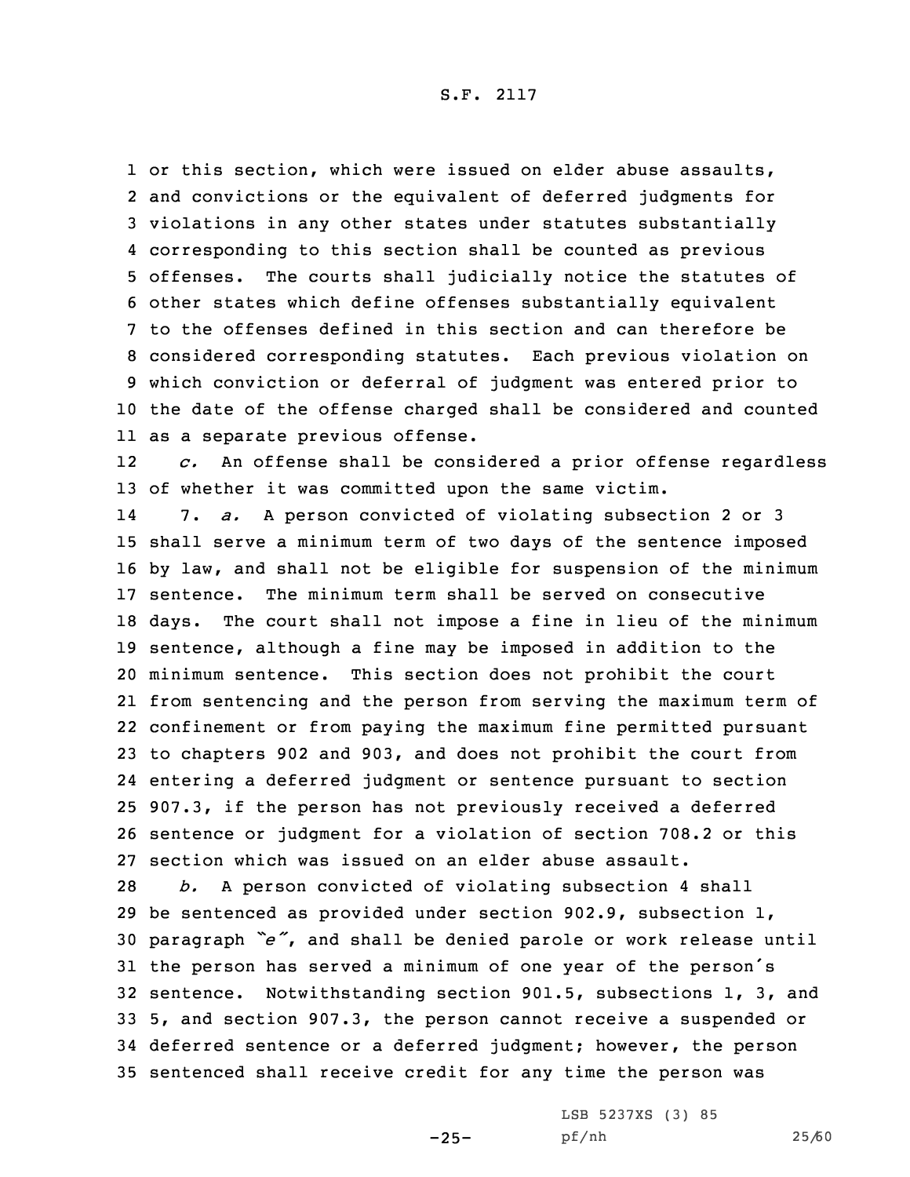or this section, which were issued on elder abuse assaults, and convictions or the equivalent of deferred judgments for violations in any other states under statutes substantially corresponding to this section shall be counted as previous offenses. The courts shall judicially notice the statutes of other states which define offenses substantially equivalent to the offenses defined in this section and can therefore be considered corresponding statutes. Each previous violation on which conviction or deferral of judgment was entered prior to the date of the offense charged shall be considered and counted as a separate previous offense.

*c.* An offense shall be considered a prior offense regardless of whether it was committed upon the same victim.

7. *a.* A person convicted of violating subsection 2 or 3 shall serve a minimum term of two days of the sentence imposed by law, and shall not be eligible for suspension of the minimum sentence. The minimum term shall be served on consecutive days. The court shall not impose a fine in lieu of the minimum sentence, although a fine may be imposed in addition to the minimum sentence. This section does not prohibit the court from sentencing and the person from serving the maximum term of confinement or from paying the maximum fine permitted pursuant to chapters 902 and 903, and does not prohibit the court from entering a deferred judgment or sentence pursuant to section 907.3, if the person has not previously received a deferred sentence or judgment for a violation of section 708.2 or this section which was issued on an elder abuse assault.

*b.* A person convicted of violating subsection 4 shall be sentenced as provided under section 902.9, subsection 1, paragraph *"e"*, and shall be denied parole or work release until the person has served a minimum of one year of the person's sentence. Notwithstanding section 901.5, subsections 1, 3, and 5, and section 907.3, the person cannot receive a suspended or deferred sentence or a deferred judgment; however, the person sentenced shall receive credit for any time the person was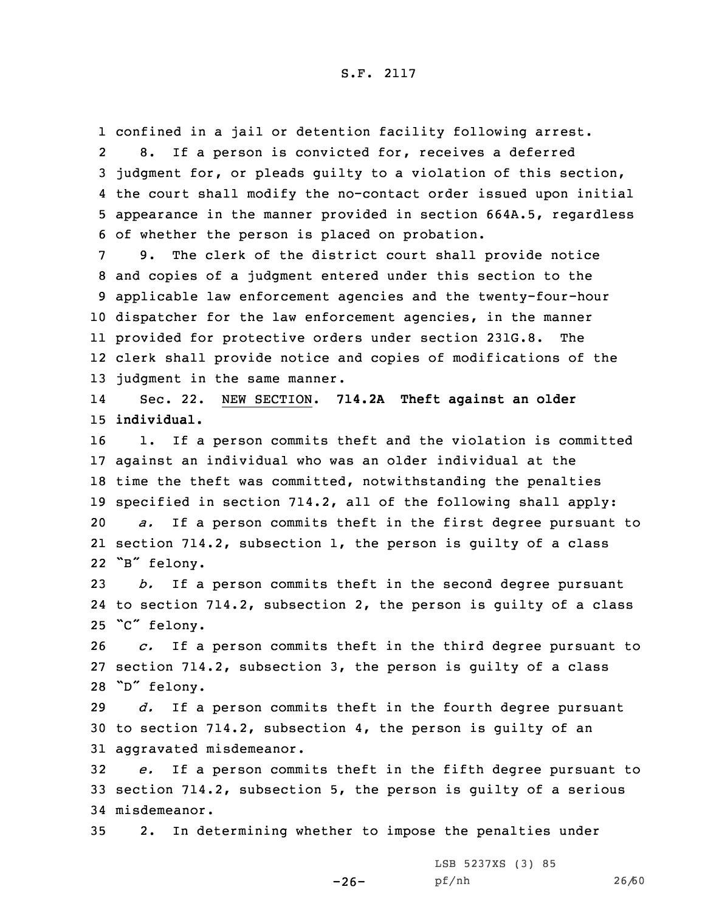confined in a jail or detention facility following arrest.

8. If a person is convicted for, receives a deferred judgment for, or pleads guilty to a violation of this section, the court shall modify the no-contact order issued upon initial appearance in the manner provided in section 664A.5, regardless of whether the person is placed on probation.

9. The clerk of the district court shall provide notice and copies of a judgment entered under this section to the applicable law enforcement agencies and the twenty-four-hour dispatcher for the law enforcement agencies, in the manner provided for protective orders under section 231G.8. The clerk shall provide notice and copies of modifications of the judgment in the same manner.

Sec. 22. NEW SECTION. **714.2A Theft against an older individual.**

1. If a person commits theft and the violation is committed against an individual who was an older individual at the time the theft was committed, notwithstanding the penalties specified in section 714.2, all of the following shall apply:

*a.* If a person commits theft in the first degree pursuant to section 714.2, subsection 1, the person is guilty of a class "B" felony.

*b.* If a person commits theft in the second degree pursuant to section 714.2, subsection 2, the person is guilty of a class "C" felony.

*c.* If a person commits theft in the third degree pursuant to section 714.2, subsection 3, the person is guilty of a class "D" felony.

*d.* If a person commits theft in the fourth degree pursuant to section 714.2, subsection 4, the person is guilty of an aggravated misdemeanor.

*e.* If a person commits theft in the fifth degree pursuant to section 714.2, subsection 5, the person is guilty of a serious misdemeanor.

2. In determining whether to impose the penalties under

LSB 5237XS (3) 85
pf/nh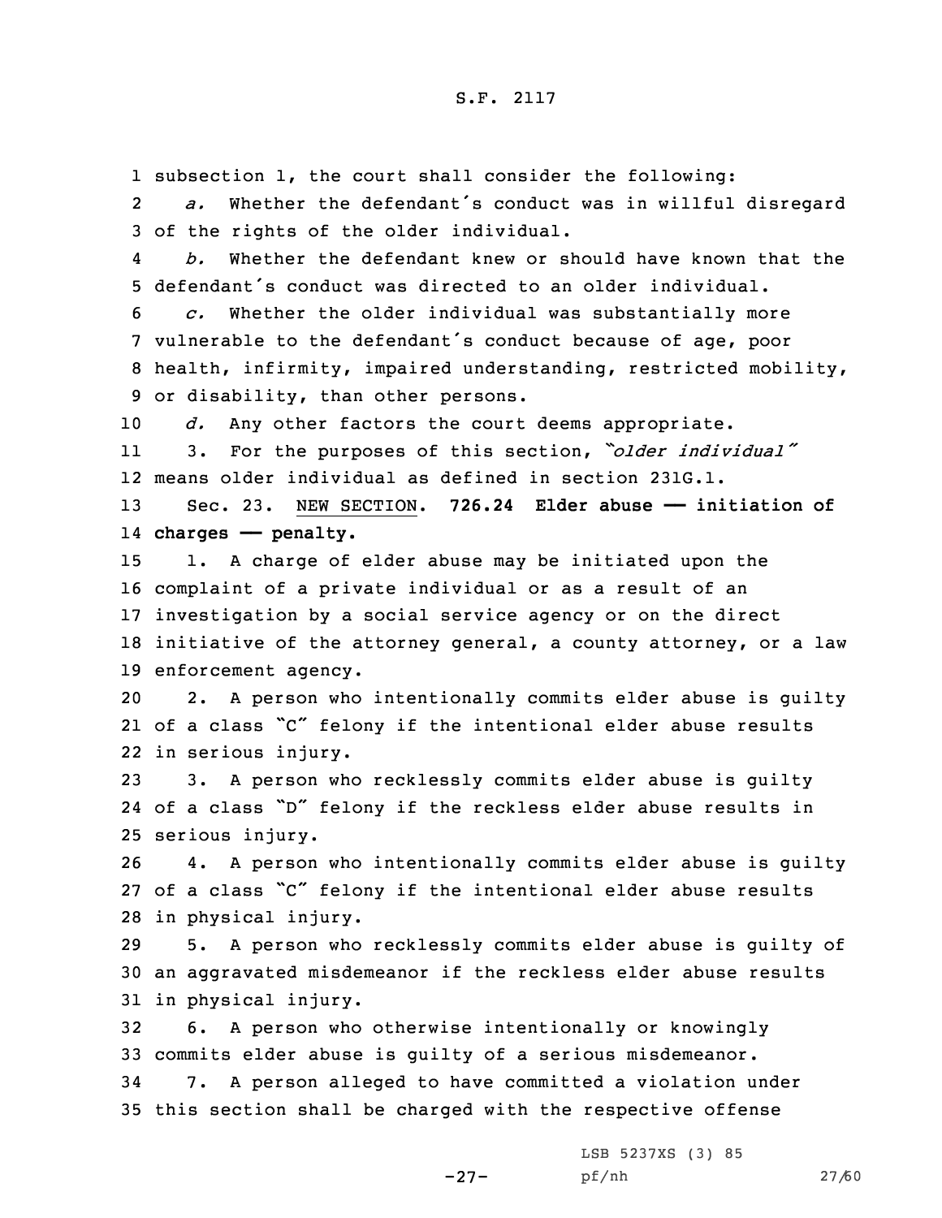subsection 1, the court shall consider the following:

*a.* Whether the defendant's conduct was in willful disregard of the rights of the older individual.

*b.* Whether the defendant knew or should have known that the defendant's conduct was directed to an older individual.

*c.* Whether the older individual was substantially more vulnerable to the defendant's conduct because of age, poor health, infirmity, impaired understanding, restricted mobility, or disability, than other persons.

*d.* Any other factors the court deems appropriate.

3. For the purposes of this section, *"older individual"* means older individual as defined in section 231G.1.

Sec. 23. NEW SECTION. **726.24 Elder abuse —— initiation of charges —— penalty.**

1. A charge of elder abuse may be initiated upon the complaint of a private individual or as a result of an investigation by a social service agency or on the direct initiative of the attorney general, a county attorney, or a law enforcement agency.

2. A person who intentionally commits elder abuse is guilty of a class "C" felony if the intentional elder abuse results in serious injury.

3. A person who recklessly commits elder abuse is guilty of a class "D" felony if the reckless elder abuse results in serious injury.

4. A person who intentionally commits elder abuse is guilty of a class "C" felony if the intentional elder abuse results in physical injury.

5. A person who recklessly commits elder abuse is guilty of an aggravated misdemeanor if the reckless elder abuse results in physical injury.

6. A person who otherwise intentionally or knowingly commits elder abuse is guilty of a serious misdemeanor.

7. A person alleged to have committed a violation under this section shall be charged with the respective offense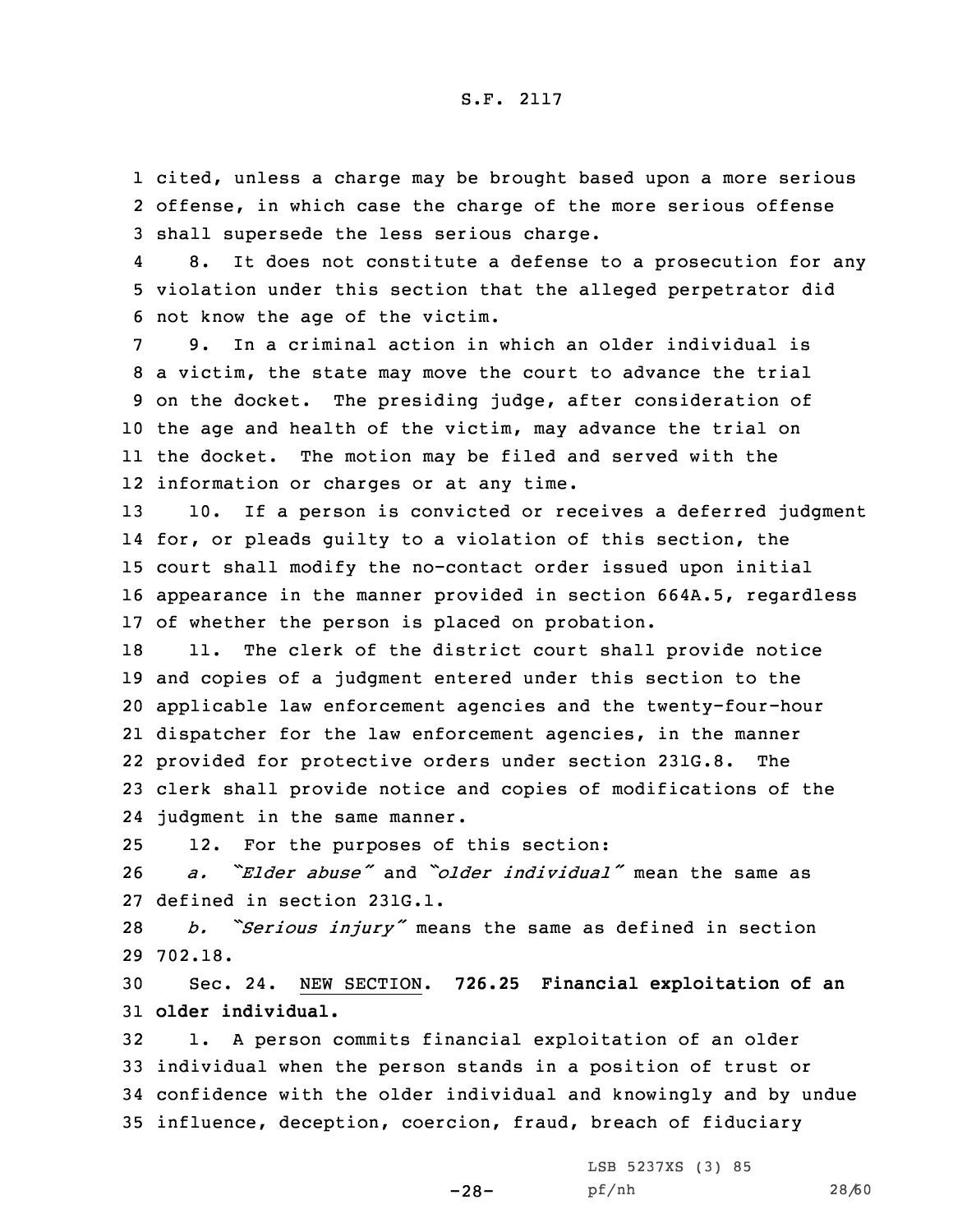cited, unless a charge may be brought based upon a more serious offense, in which case the charge of the more serious offense shall supersede the less serious charge.

8. It does not constitute a defense to a prosecution for any violation under this section that the alleged perpetrator did not know the age of the victim.

9. In a criminal action in which an older individual is a victim, the state may move the court to advance the trial on the docket. The presiding judge, after consideration of the age and health of the victim, may advance the trial on the docket. The motion may be filed and served with the information or charges or at any time.

10. If a person is convicted or receives a deferred judgment for, or pleads guilty to a violation of this section, the court shall modify the no-contact order issued upon initial appearance in the manner provided in section 664A.5, regardless of whether the person is placed on probation.

11. The clerk of the district court shall provide notice and copies of a judgment entered under this section to the applicable law enforcement agencies and the twenty-four-hour dispatcher for the law enforcement agencies, in the manner provided for protective orders under section 231G.8. The clerk shall provide notice and copies of modifications of the judgment in the same manner.

12. For the purposes of this section:

*a. "Elder abuse"* and *"older individual"* mean the same as defined in section 231G.1.

*b. "Serious injury"* means the same as defined in section 702.18.

Sec. 24. NEW SECTION. **726.25 Financial exploitation of an older individual.**

1. A person commits financial exploitation of an older individual when the person stands in a position of trust or confidence with the older individual and knowingly and by undue influence, deception, coercion, fraud, breach of fiduciary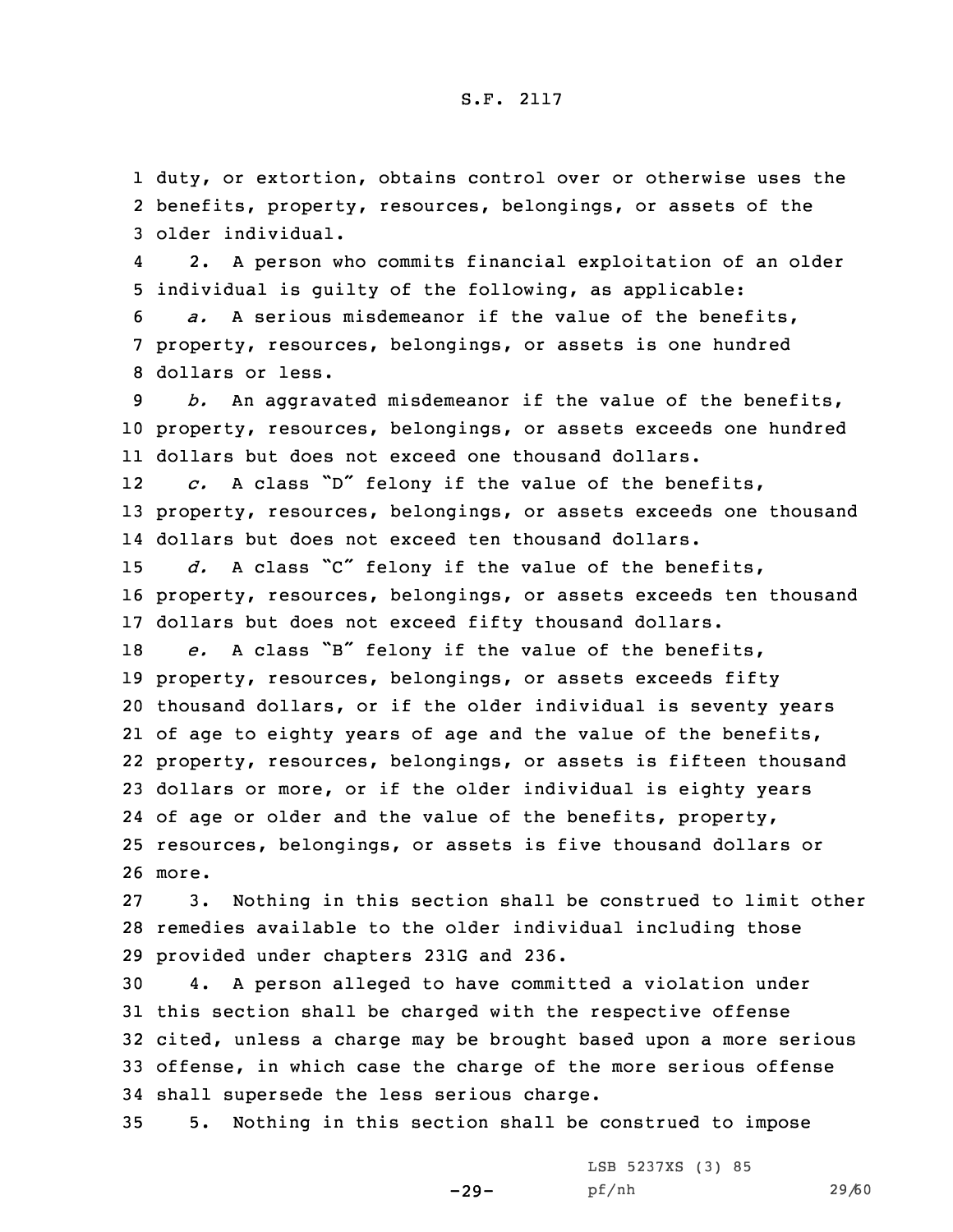duty, or extortion, obtains control over or otherwise uses the benefits, property, resources, belongings, or assets of the older individual.

2. A person who commits financial exploitation of an older individual is guilty of the following, as applicable:

*a.* A serious misdemeanor if the value of the benefits, property, resources, belongings, or assets is one hundred dollars or less.

*b.* An aggravated misdemeanor if the value of the benefits, property, resources, belongings, or assets exceeds one hundred dollars but does not exceed one thousand dollars.

*c.* A class "D" felony if the value of the benefits, property, resources, belongings, or assets exceeds one thousand dollars but does not exceed ten thousand dollars.

*d.* A class "C" felony if the value of the benefits, property, resources, belongings, or assets exceeds ten thousand dollars but does not exceed fifty thousand dollars.

*e.* A class "B" felony if the value of the benefits, property, resources, belongings, or assets exceeds fifty thousand dollars, or if the older individual is seventy years of age to eighty years of age and the value of the benefits, property, resources, belongings, or assets is fifteen thousand dollars or more, or if the older individual is eighty years of age or older and the value of the benefits, property, resources, belongings, or assets is five thousand dollars or more.

3. Nothing in this section shall be construed to limit other remedies available to the older individual including those provided under chapters 231G and 236.

4. A person alleged to have committed a violation under this section shall be charged with the respective offense cited, unless a charge may be brought based upon a more serious offense, in which case the charge of the more serious offense shall supersede the less serious charge.

5. Nothing in this section shall be construed to impose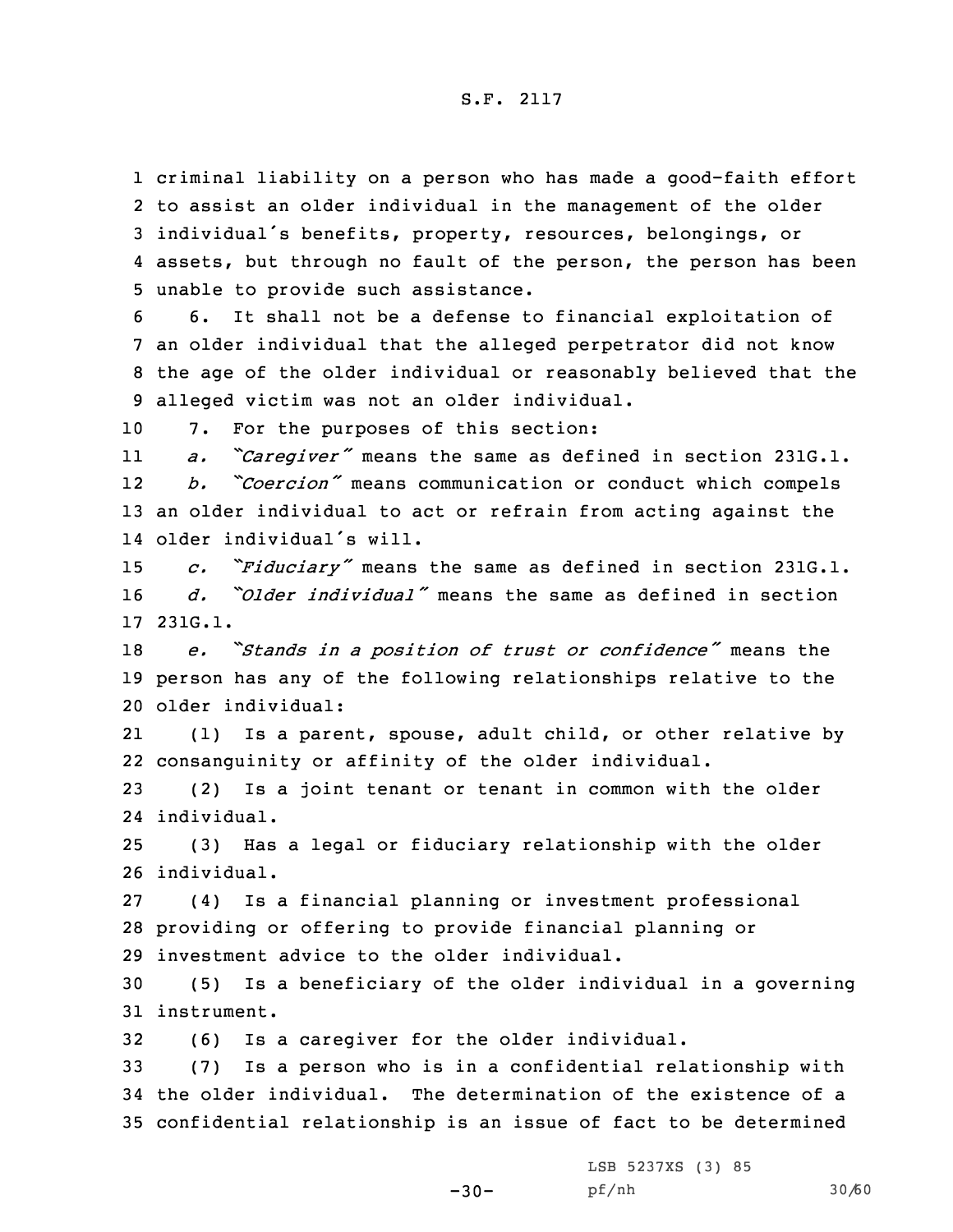criminal liability on a person who has made a good-faith effort to assist an older individual in the management of the older individual's benefits, property, resources, belongings, or assets, but through no fault of the person, the person has been unable to provide such assistance.

6. It shall not be a defense to financial exploitation of an older individual that the alleged perpetrator did not know the age of the older individual or reasonably believed that the alleged victim was not an older individual.

7. For the purposes of this section:

*a. "Caregiver"* means the same as defined in section 231G.1.

*b. "Coercion"* means communication or conduct which compels an older individual to act or refrain from acting against the older individual's will.

*c. "Fiduciary"* means the same as defined in section 231G.1.

*d. "Older individual"* means the same as defined in section 231G.1.

*e. "Stands in a position of trust or confidence"* means the person has any of the following relationships relative to the older individual:

(1) Is a parent, spouse, adult child, or other relative by consanguinity or affinity of the older individual.

(2) Is a joint tenant or tenant in common with the older individual.

(3) Has a legal or fiduciary relationship with the older individual.

(4) Is a financial planning or investment professional providing or offering to provide financial planning or investment advice to the older individual.

(5) Is a beneficiary of the older individual in a governing instrument.

(6) Is a caregiver for the older individual.

(7) Is a person who is in a confidential relationship with the older individual. The determination of the existence of a confidential relationship is an issue of fact to be determined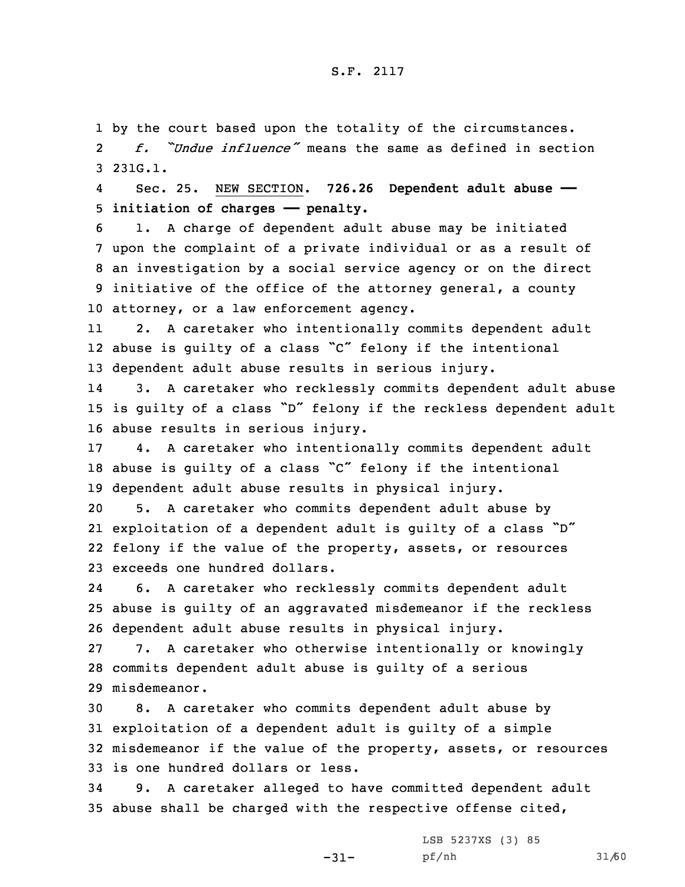by the court based upon the totality of the circumstances.

*f. "Undue influence"* means the same as defined in section 231G.1.

Sec. 25. NEW SECTION. **726.26 Dependent adult abuse — initiation of charges — penalty.**

1. A charge of dependent adult abuse may be initiated upon the complaint of a private individual or as a result of an investigation by a social service agency or on the direct initiative of the office of the attorney general, a county attorney, or a law enforcement agency.

2. A caretaker who intentionally commits dependent adult abuse is guilty of a class "C" felony if the intentional dependent adult abuse results in serious injury.

3. A caretaker who recklessly commits dependent adult abuse is guilty of a class "D" felony if the reckless dependent adult abuse results in serious injury.

4. A caretaker who intentionally commits dependent adult abuse is guilty of a class "C" felony if the intentional dependent adult abuse results in physical injury.

5. A caretaker who commits dependent adult abuse by exploitation of a dependent adult is guilty of a class "D" felony if the value of the property, assets, or resources exceeds one hundred dollars.

6. A caretaker who recklessly commits dependent adult abuse is guilty of an aggravated misdemeanor if the reckless dependent adult abuse results in physical injury.

7. A caretaker who otherwise intentionally or knowingly commits dependent adult abuse is guilty of a serious misdemeanor.

8. A caretaker who commits dependent adult abuse by exploitation of a dependent adult is guilty of a simple misdemeanor if the value of the property, assets, or resources is one hundred dollars or less.

9. A caretaker alleged to have committed dependent adult abuse shall be charged with the respective offense cited,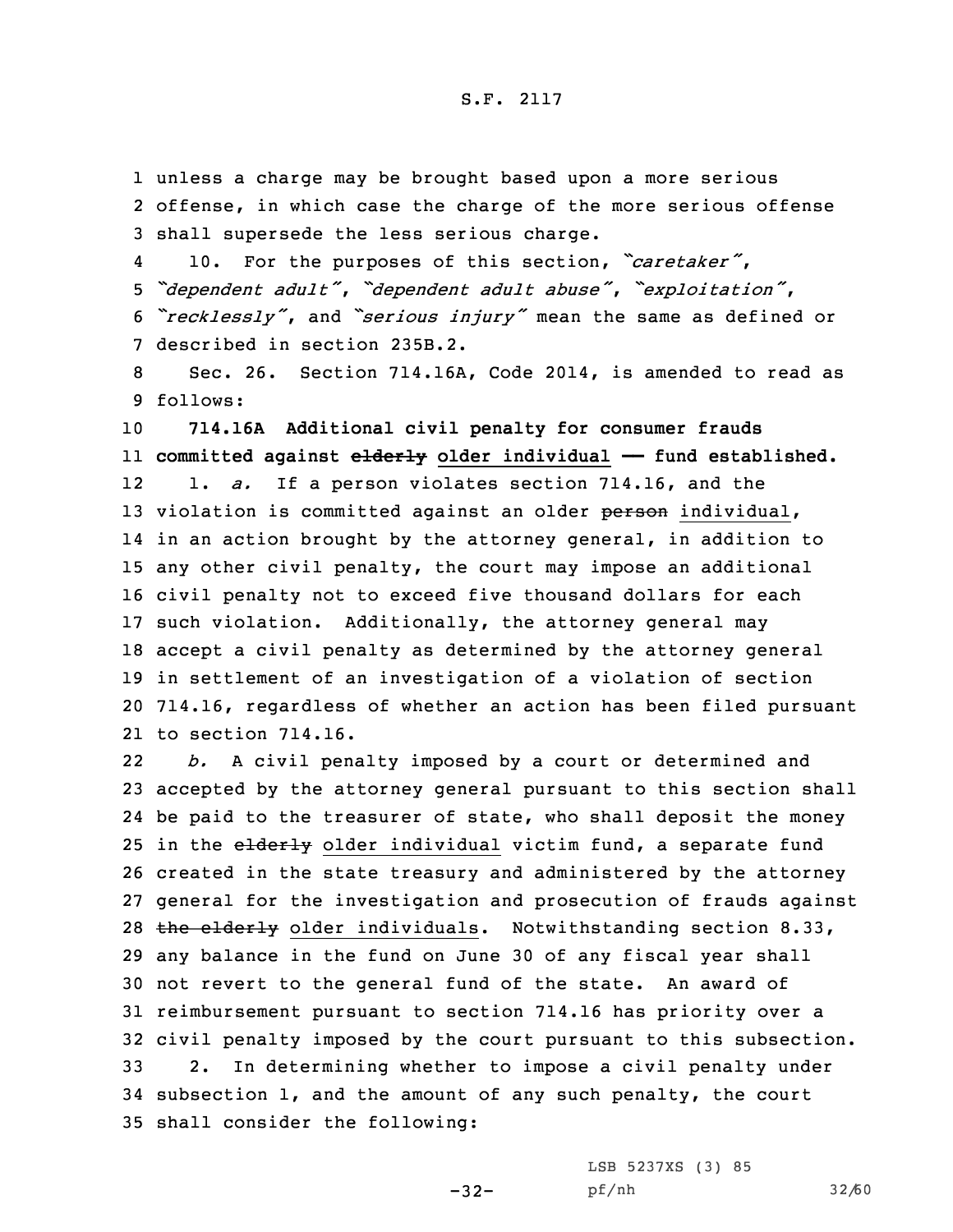unless a charge may be brought based upon a more serious offense, in which case the charge of the more serious offense shall supersede the less serious charge.

10. For the purposes of this section, *"caretaker"*, *"dependent adult"*, *"dependent adult abuse"*, *"exploitation"*, *"recklessly"*, and *"serious injury"* mean the same as defined or described in section 235B.2.

Sec. 26. Section 714.16A, Code 2014, is amended to read as follows:

**714.16A Additional civil penalty for consumer frauds committed against ~~elderly~~ older individual — fund established.**

1. *a.* If a person violates section 714.16, and the violation is committed against an older ~~person~~ individual, in an action brought by the attorney general, in addition to any other civil penalty, the court may impose an additional civil penalty not to exceed five thousand dollars for each such violation. Additionally, the attorney general may accept a civil penalty as determined by the attorney general in settlement of an investigation of a violation of section 714.16, regardless of whether an action has been filed pursuant to section 714.16.

*b.* A civil penalty imposed by a court or determined and accepted by the attorney general pursuant to this section shall be paid to the treasurer of state, who shall deposit the money in the ~~elderly~~ older individual victim fund, a separate fund created in the state treasury and administered by the attorney general for the investigation and prosecution of frauds against ~~the elderly~~ older individuals. Notwithstanding section 8.33, any balance in the fund on June 30 of any fiscal year shall not revert to the general fund of the state. An award of reimbursement pursuant to section 714.16 has priority over a civil penalty imposed by the court pursuant to this subsection.

2. In determining whether to impose a civil penalty under subsection 1, and the amount of any such penalty, the court shall consider the following: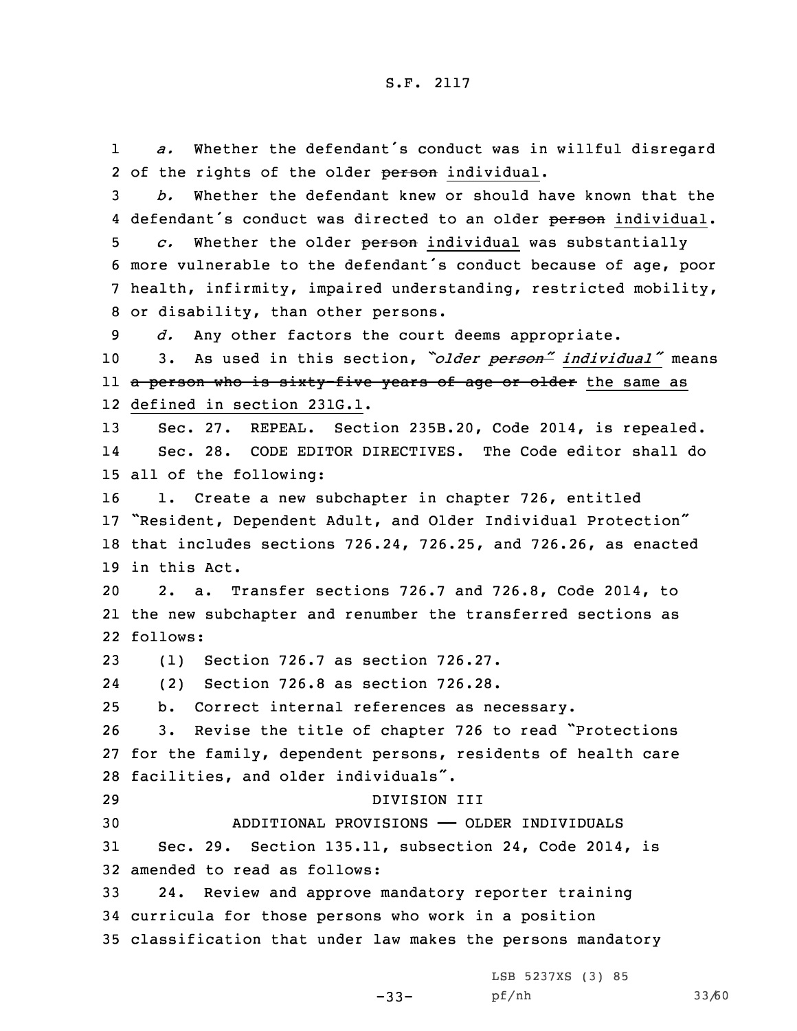*a.* Whether the defendant's conduct was in willful disregard of the rights of the older ~~person~~ individual.

*b.* Whether the defendant knew or should have known that the defendant's conduct was directed to an older ~~person~~ individual.

*c.* Whether the older ~~person~~ individual was substantially more vulnerable to the defendant's conduct because of age, poor health, infirmity, impaired understanding, restricted mobility, or disability, than other persons.

*d.* Any other factors the court deems appropriate.

3. As used in this section, *"older ~~person~~" individual"* means ~~a person who is sixty-five years of age or older~~ the same as defined in section 231G.1.

Sec. 27. REPEAL. Section 235B.20, Code 2014, is repealed.

Sec. 28. CODE EDITOR DIRECTIVES. The Code editor shall do all of the following:

1. Create a new subchapter in chapter 726, entitled "Resident, Dependent Adult, and Older Individual Protection" that includes sections 726.24, 726.25, and 726.26, as enacted in this Act.

2. a. Transfer sections 726.7 and 726.8, Code 2014, to the new subchapter and renumber the transferred sections as follows:

(1) Section 726.7 as section 726.27.

(2) Section 726.8 as section 726.28.

b. Correct internal references as necessary.

3. Revise the title of chapter 726 to read "Protections for the family, dependent persons, residents of health care facilities, and older individuals".

DIVISION III

ADDITIONAL PROVISIONS —— OLDER INDIVIDUALS

Sec. 29. Section 135.11, subsection 24, Code 2014, is amended to read as follows:

24. Review and approve mandatory reporter training curricula for those persons who work in a position classification that under law makes the persons mandatory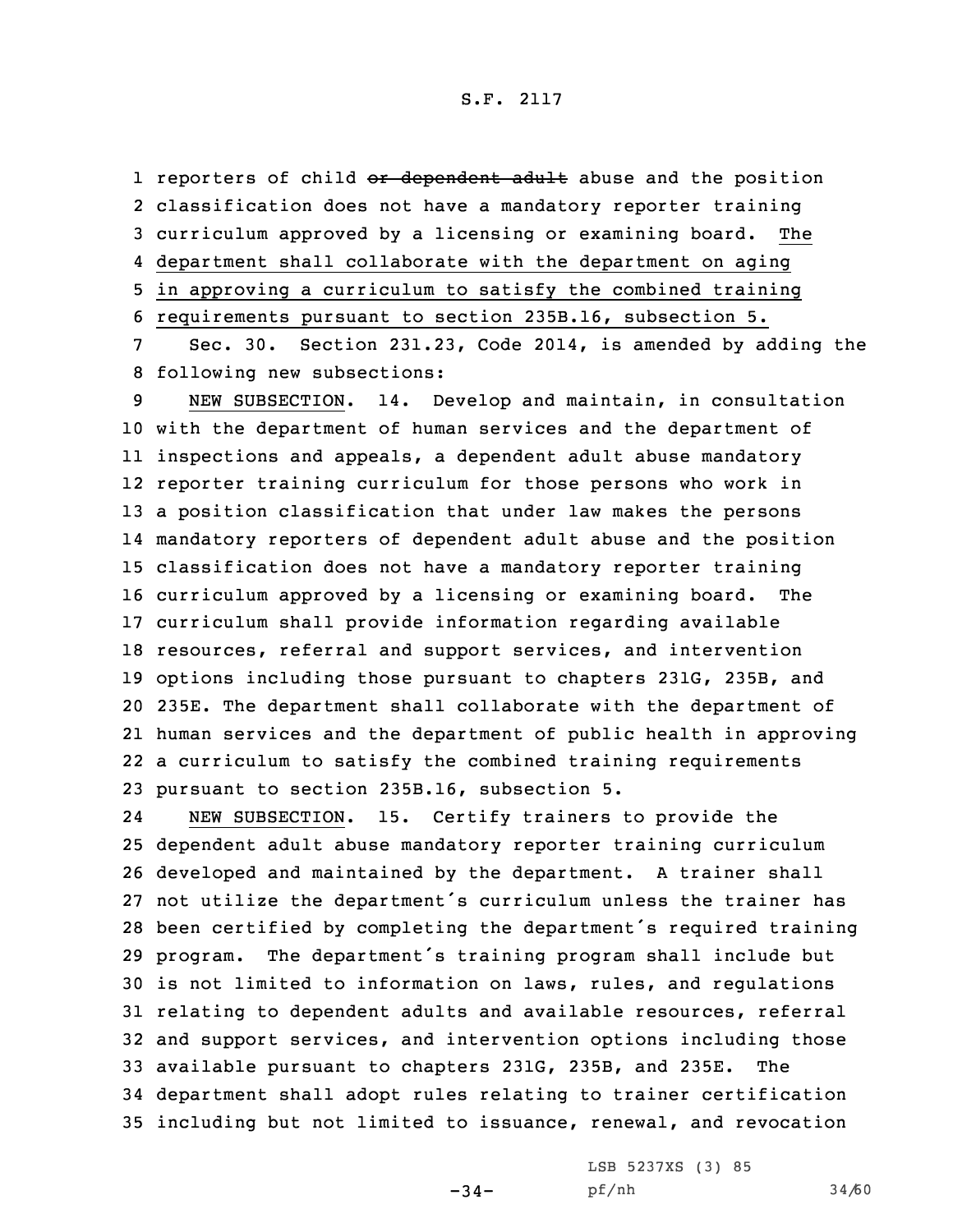reporters of child ~~or dependent adult~~ abuse and the position classification does not have a mandatory reporter training curriculum approved by a licensing or examining board. The department shall collaborate with the department on aging in approving a curriculum to satisfy the combined training requirements pursuant to section 235B.16, subsection 5.

Sec. 30. Section 231.23, Code 2014, is amended by adding the following new subsections:

NEW SUBSECTION. 14. Develop and maintain, in consultation with the department of human services and the department of inspections and appeals, a dependent adult abuse mandatory reporter training curriculum for those persons who work in a position classification that under law makes the persons mandatory reporters of dependent adult abuse and the position classification does not have a mandatory reporter training curriculum approved by a licensing or examining board. The curriculum shall provide information regarding available resources, referral and support services, and intervention options including those pursuant to chapters 231G, 235B, and 235E. The department shall collaborate with the department of human services and the department of public health in approving a curriculum to satisfy the combined training requirements pursuant to section 235B.16, subsection 5.

NEW SUBSECTION. 15. Certify trainers to provide the dependent adult abuse mandatory reporter training curriculum developed and maintained by the department. A trainer shall not utilize the department's curriculum unless the trainer has been certified by completing the department's required training program. The department's training program shall include but is not limited to information on laws, rules, and regulations relating to dependent adults and available resources, referral and support services, and intervention options including those available pursuant to chapters 231G, 235B, and 235E. The department shall adopt rules relating to trainer certification including but not limited to issuance, renewal, and revocation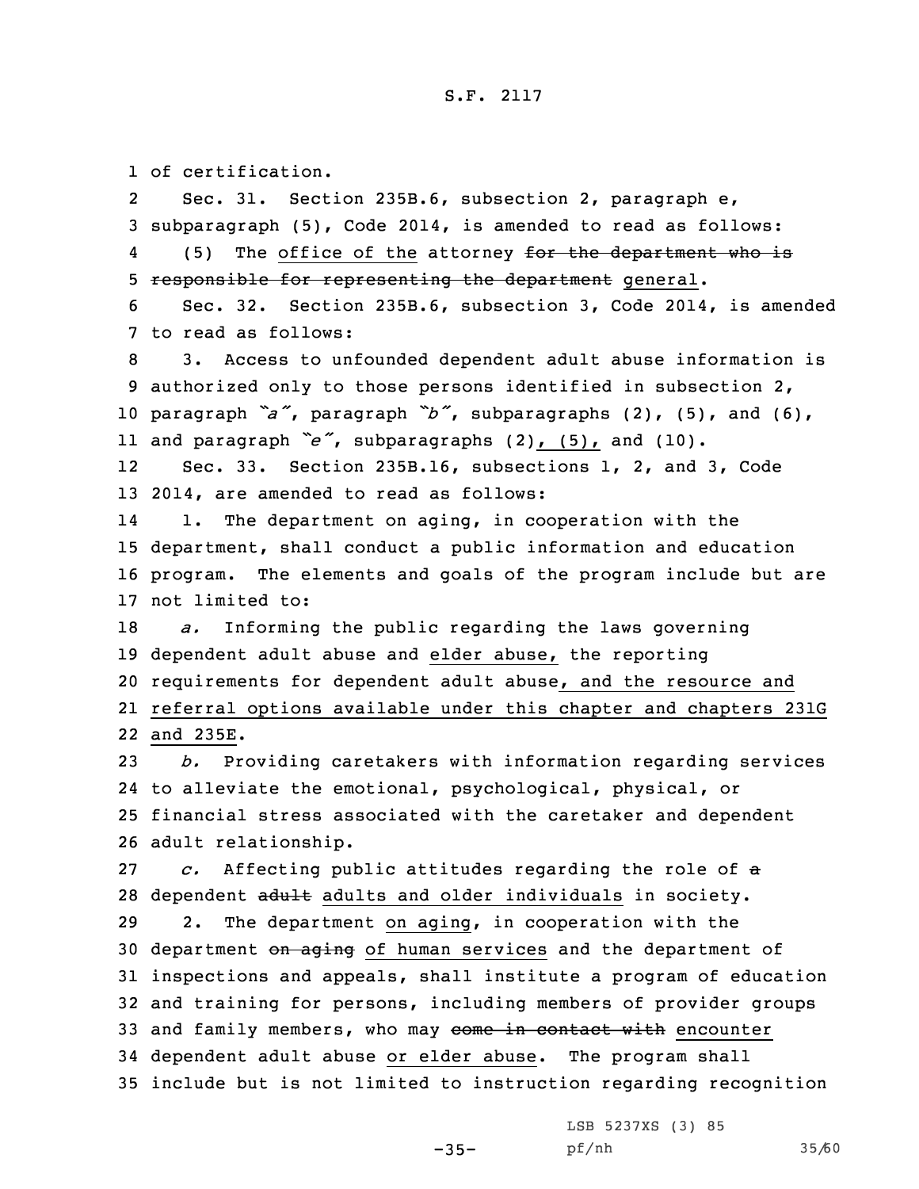of certification.

Sec. 31. Section 235B.6, subsection 2, paragraph e, subparagraph (5), Code 2014, is amended to read as follows:

(5) The office of the attorney ~~for the department who is responsible for representing the department~~ general.

Sec. 32. Section 235B.6, subsection 3, Code 2014, is amended to read as follows:

3. Access to unfounded dependent adult abuse information is authorized only to those persons identified in subsection 2, paragraph *"a"*, paragraph *"b"*, subparagraphs (2), (5), and (6), and paragraph *"e"*, subparagraphs (2), (5), and (10).

Sec. 33. Section 235B.16, subsections 1, 2, and 3, Code 2014, are amended to read as follows:

1. The department on aging, in cooperation with the department, shall conduct a public information and education program. The elements and goals of the program include but are not limited to:

*a.* Informing the public regarding the laws governing dependent adult abuse and elder abuse, the reporting requirements for dependent adult abuse, and the resource and referral options available under this chapter and chapters 231G and 235E.

*b.* Providing caretakers with information regarding services to alleviate the emotional, psychological, physical, or financial stress associated with the caretaker and dependent adult relationship.

*c.* Affecting public attitudes regarding the role of ~~a~~ dependent ~~adult~~ adults and older individuals in society.

2. The department on aging, in cooperation with the department ~~on aging~~ of human services and the department of inspections and appeals, shall institute a program of education and training for persons, including members of provider groups and family members, who may ~~come in contact with~~ encounter dependent adult abuse or elder abuse. The program shall include but is not limited to instruction regarding recognition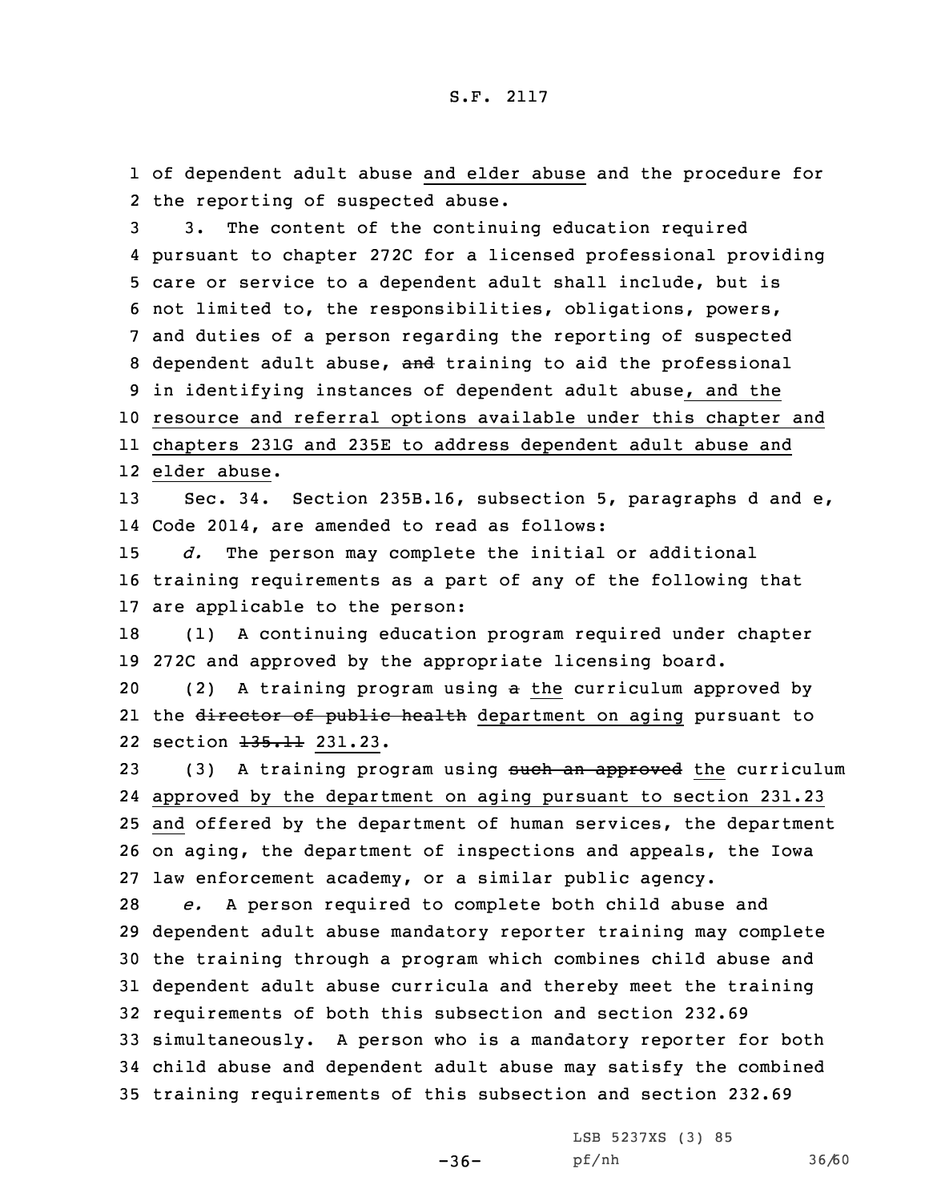of dependent adult abuse and elder abuse and the procedure for the reporting of suspected abuse.

3. The content of the continuing education required pursuant to chapter 272C for a licensed professional providing care or service to a dependent adult shall include, but is not limited to, the responsibilities, obligations, powers, and duties of a person regarding the reporting of suspected dependent adult abuse, ~~and~~ training to aid the professional in identifying instances of dependent adult abuse, and the resource and referral options available under this chapter and chapters 231G and 235E to address dependent adult abuse and elder abuse.

Sec. 34. Section 235B.16, subsection 5, paragraphs d and e, Code 2014, are amended to read as follows:

*d.* The person may complete the initial or additional training requirements as a part of any of the following that are applicable to the person:

(1) A continuing education program required under chapter 272C and approved by the appropriate licensing board.

(2) A training program using ~~a~~ the curriculum approved by the ~~director of public health~~ department on aging pursuant to section ~~135.11~~ 231.23.

(3) A training program using ~~such an approved~~ the curriculum approved by the department on aging pursuant to section 231.23 and offered by the department of human services, the department on aging, the department of inspections and appeals, the Iowa law enforcement academy, or a similar public agency.

*e.* A person required to complete both child abuse and dependent adult abuse mandatory reporter training may complete the training through a program which combines child abuse and dependent adult abuse curricula and thereby meet the training requirements of both this subsection and section 232.69 simultaneously. A person who is a mandatory reporter for both child abuse and dependent adult abuse may satisfy the combined training requirements of this subsection and section 232.69

LSB 5237XS (3) 85
pf/nh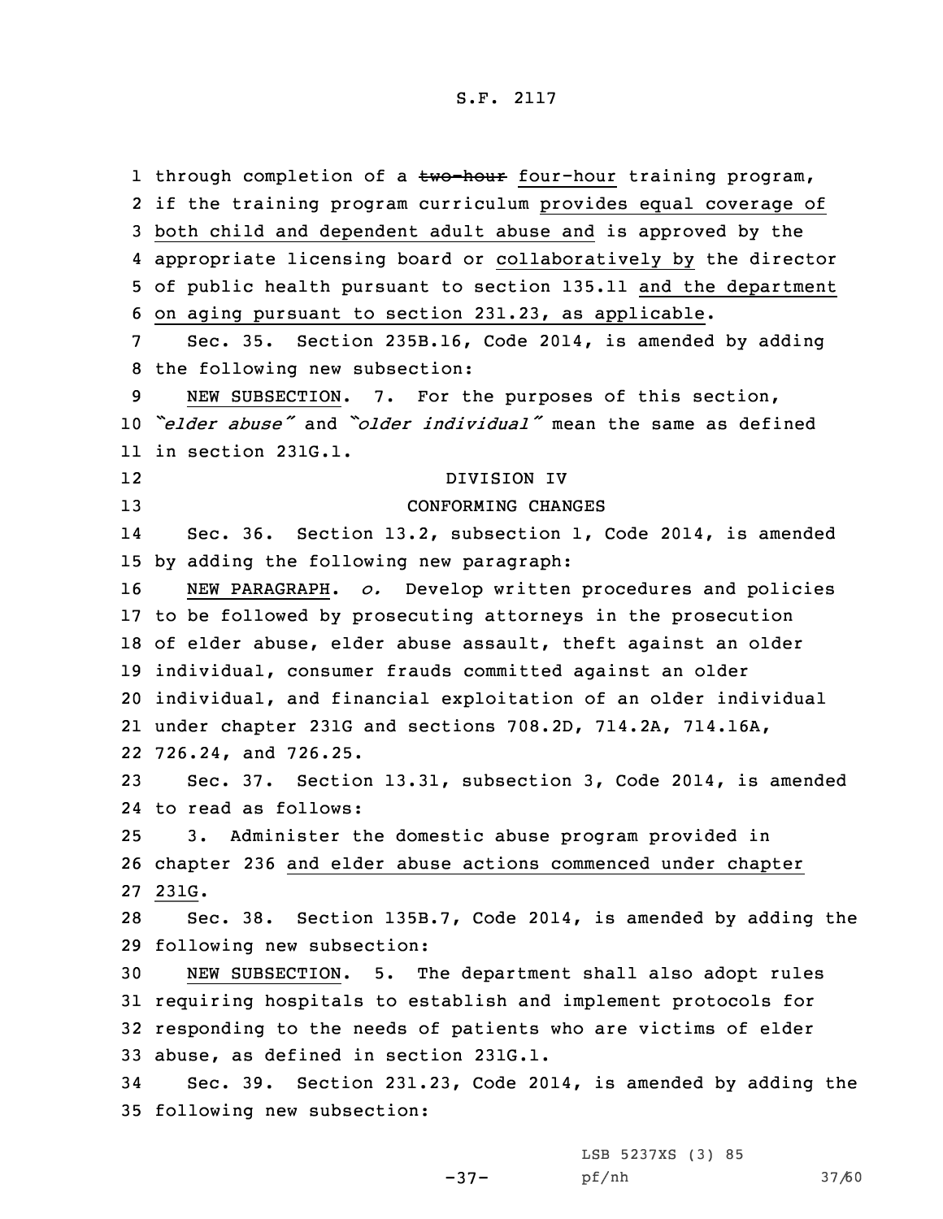through completion of a ~~two-hour~~ four-hour training program, if the training program curriculum provides equal coverage of both child and dependent adult abuse and is approved by the appropriate licensing board or collaboratively by the director of public health pursuant to section 135.11 and the department on aging pursuant to section 231.23, as applicable.

Sec. 35. Section 235B.16, Code 2014, is amended by adding the following new subsection:

NEW SUBSECTION. 7. For the purposes of this section, *"elder abuse"* and *"older individual"* mean the same as defined in section 231G.1.

DIVISION IV

CONFORMING CHANGES

Sec. 36. Section 13.2, subsection 1, Code 2014, is amended by adding the following new paragraph:

NEW PARAGRAPH. *o.* Develop written procedures and policies to be followed by prosecuting attorneys in the prosecution of elder abuse, elder abuse assault, theft against an older individual, consumer frauds committed against an older individual, and financial exploitation of an older individual under chapter 231G and sections 708.2D, 714.2A, 714.16A, 726.24, and 726.25.

Sec. 37. Section 13.31, subsection 3, Code 2014, is amended to read as follows:

3. Administer the domestic abuse program provided in chapter 236 and elder abuse actions commenced under chapter 231G.

Sec. 38. Section 135B.7, Code 2014, is amended by adding the following new subsection:

NEW SUBSECTION. 5. The department shall also adopt rules requiring hospitals to establish and implement protocols for responding to the needs of patients who are victims of elder abuse, as defined in section 231G.1.

Sec. 39. Section 231.23, Code 2014, is amended by adding the following new subsection:

LSB 5237XS (3) 85
pf/nh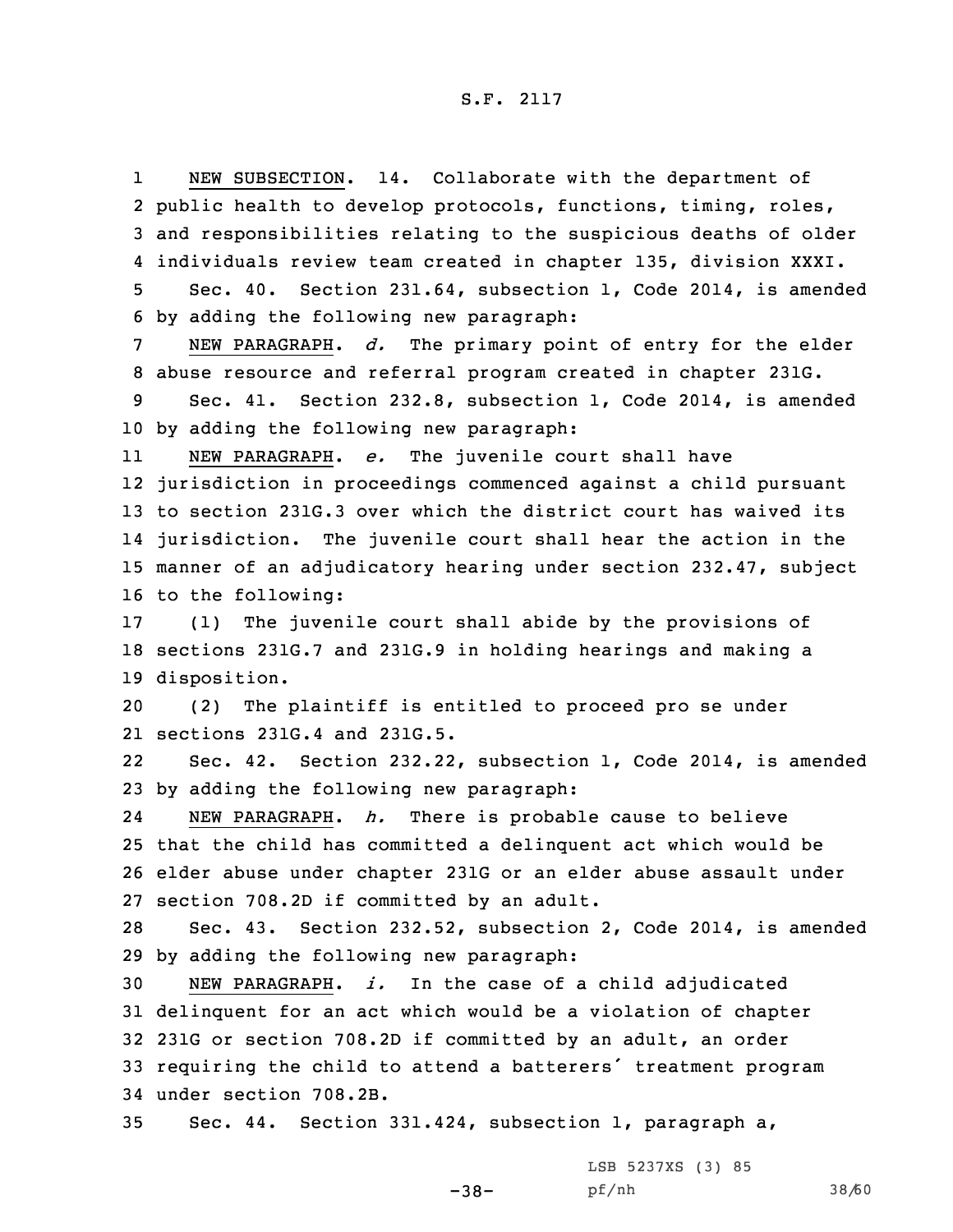NEW SUBSECTION. 14. Collaborate with the department of public health to develop protocols, functions, timing, roles, and responsibilities relating to the suspicious deaths of older individuals review team created in chapter 135, division XXXI.

Sec. 40. Section 231.64, subsection 1, Code 2014, is amended by adding the following new paragraph:

NEW PARAGRAPH. *d.* The primary point of entry for the elder abuse resource and referral program created in chapter 231G.

Sec. 41. Section 232.8, subsection 1, Code 2014, is amended by adding the following new paragraph:

NEW PARAGRAPH. *e.* The juvenile court shall have jurisdiction in proceedings commenced against a child pursuant to section 231G.3 over which the district court has waived its jurisdiction. The juvenile court shall hear the action in the manner of an adjudicatory hearing under section 232.47, subject to the following:

(1) The juvenile court shall abide by the provisions of sections 231G.7 and 231G.9 in holding hearings and making a disposition.

(2) The plaintiff is entitled to proceed pro se under sections 231G.4 and 231G.5.

Sec. 42. Section 232.22, subsection 1, Code 2014, is amended by adding the following new paragraph:

NEW PARAGRAPH. *h.* There is probable cause to believe that the child has committed a delinquent act which would be elder abuse under chapter 231G or an elder abuse assault under section 708.2D if committed by an adult.

Sec. 43. Section 232.52, subsection 2, Code 2014, is amended by adding the following new paragraph:

NEW PARAGRAPH. *i.* In the case of a child adjudicated delinquent for an act which would be a violation of chapter 231G or section 708.2D if committed by an adult, an order requiring the child to attend a batterers' treatment program under section 708.2B.

Sec. 44. Section 331.424, subsection 1, paragraph a,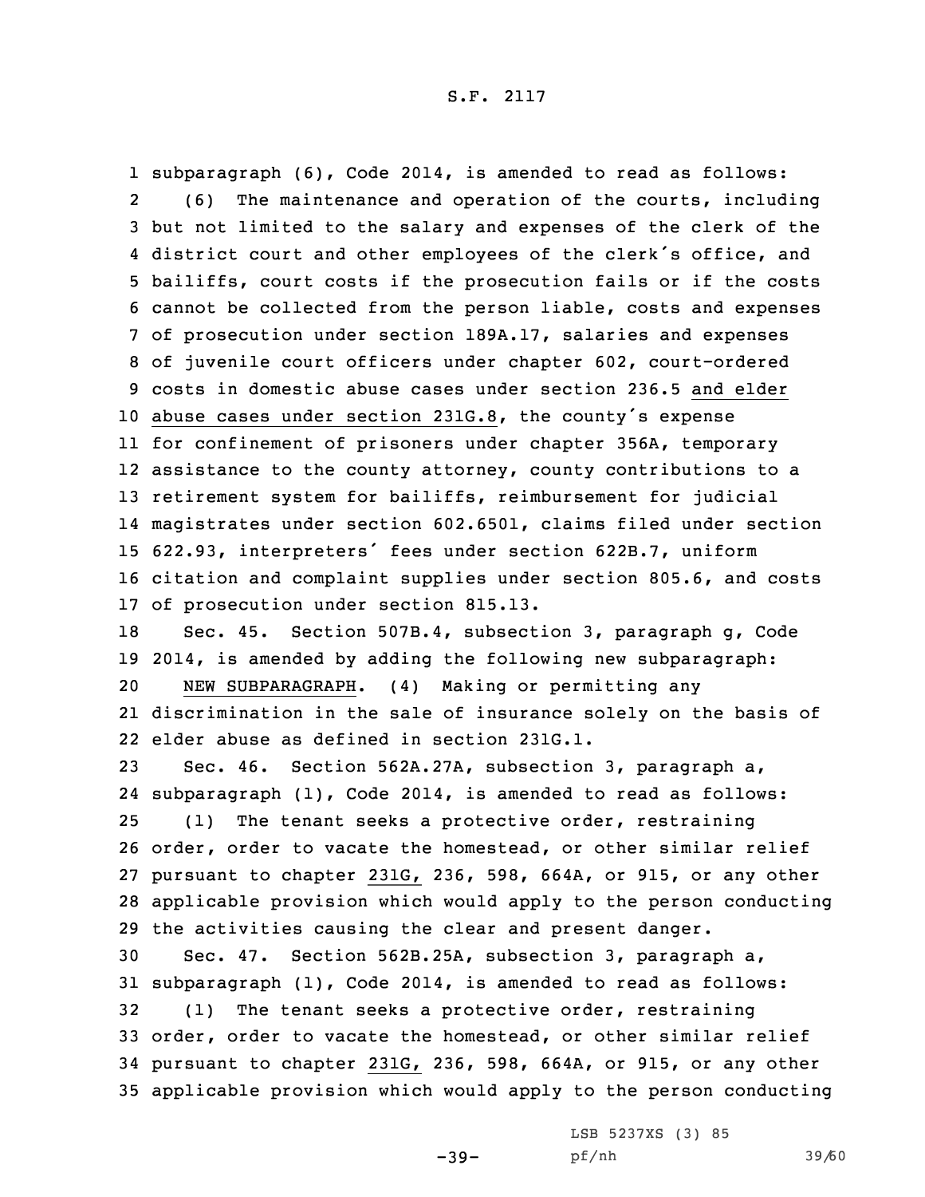subparagraph (6), Code 2014, is amended to read as follows:

(6) The maintenance and operation of the courts, including but not limited to the salary and expenses of the clerk of the district court and other employees of the clerk's office, and bailiffs, court costs if the prosecution fails or if the costs cannot be collected from the person liable, costs and expenses of prosecution under section 189A.17, salaries and expenses of juvenile court officers under chapter 602, court-ordered costs in domestic abuse cases under section 236.5 and elder abuse cases under section 231G.8, the county's expense for confinement of prisoners under chapter 356A, temporary assistance to the county attorney, county contributions to a retirement system for bailiffs, reimbursement for judicial magistrates under section 602.6501, claims filed under section 622.93, interpreters' fees under section 622B.7, uniform citation and complaint supplies under section 805.6, and costs of prosecution under section 815.13.

Sec. 45. Section 507B.4, subsection 3, paragraph g, Code 2014, is amended by adding the following new subparagraph:

NEW SUBPARAGRAPH. (4) Making or permitting any discrimination in the sale of insurance solely on the basis of elder abuse as defined in section 231G.1.

Sec. 46. Section 562A.27A, subsection 3, paragraph a, subparagraph (1), Code 2014, is amended to read as follows:

(1) The tenant seeks a protective order, restraining order, order to vacate the homestead, or other similar relief pursuant to chapter 231G, 236, 598, 664A, or 915, or any other applicable provision which would apply to the person conducting the activities causing the clear and present danger.

Sec. 47. Section 562B.25A, subsection 3, paragraph a, subparagraph (1), Code 2014, is amended to read as follows:

(1) The tenant seeks a protective order, restraining order, order to vacate the homestead, or other similar relief pursuant to chapter 231G, 236, 598, 664A, or 915, or any other applicable provision which would apply to the person conducting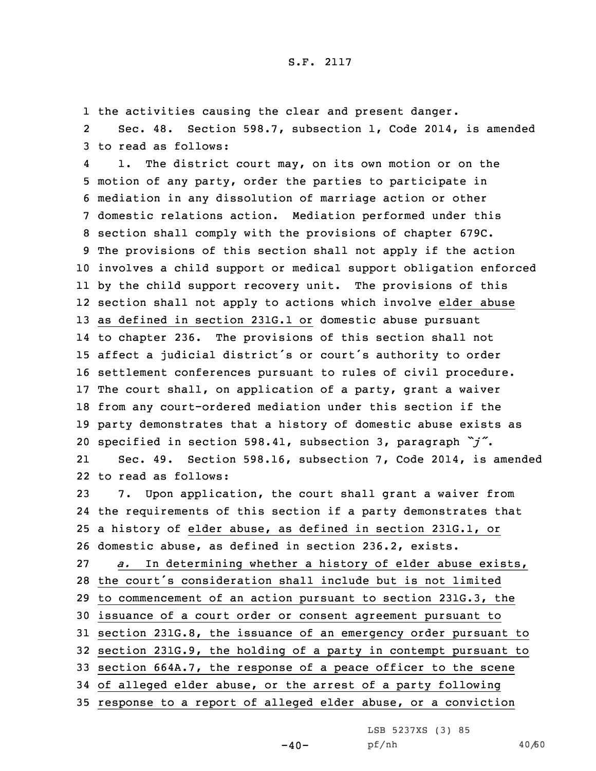the activities causing the clear and present danger.

Sec. 48. Section 598.7, subsection 1, Code 2014, is amended to read as follows:

1. The district court may, on its own motion or on the motion of any party, order the parties to participate in mediation in any dissolution of marriage action or other domestic relations action. Mediation performed under this section shall comply with the provisions of chapter 679C. The provisions of this section shall not apply if the action involves a child support or medical support obligation enforced by the child support recovery unit. The provisions of this section shall not apply to actions which involve elder abuse as defined in section 231G.1 or domestic abuse pursuant to chapter 236. The provisions of this section shall not affect a judicial district's or court's authority to order settlement conferences pursuant to rules of civil procedure. The court shall, on application of a party, grant a waiver from any court-ordered mediation under this section if the party demonstrates that a history of domestic abuse exists as specified in section 598.41, subsection 3, paragraph *"j"*.

Sec. 49. Section 598.16, subsection 7, Code 2014, is amended to read as follows:

7. Upon application, the court shall grant a waiver from the requirements of this section if a party demonstrates that a history of elder abuse, as defined in section 231G.1, or domestic abuse, as defined in section 236.2, exists.

*a.* In determining whether a history of elder abuse exists, the court's consideration shall include but is not limited to commencement of an action pursuant to section 231G.3, the issuance of a court order or consent agreement pursuant to section 231G.8, the issuance of an emergency order pursuant to section 231G.9, the holding of a party in contempt pursuant to section 664A.7, the response of a peace officer to the scene of alleged elder abuse, or the arrest of a party following response to a report of alleged elder abuse, or a conviction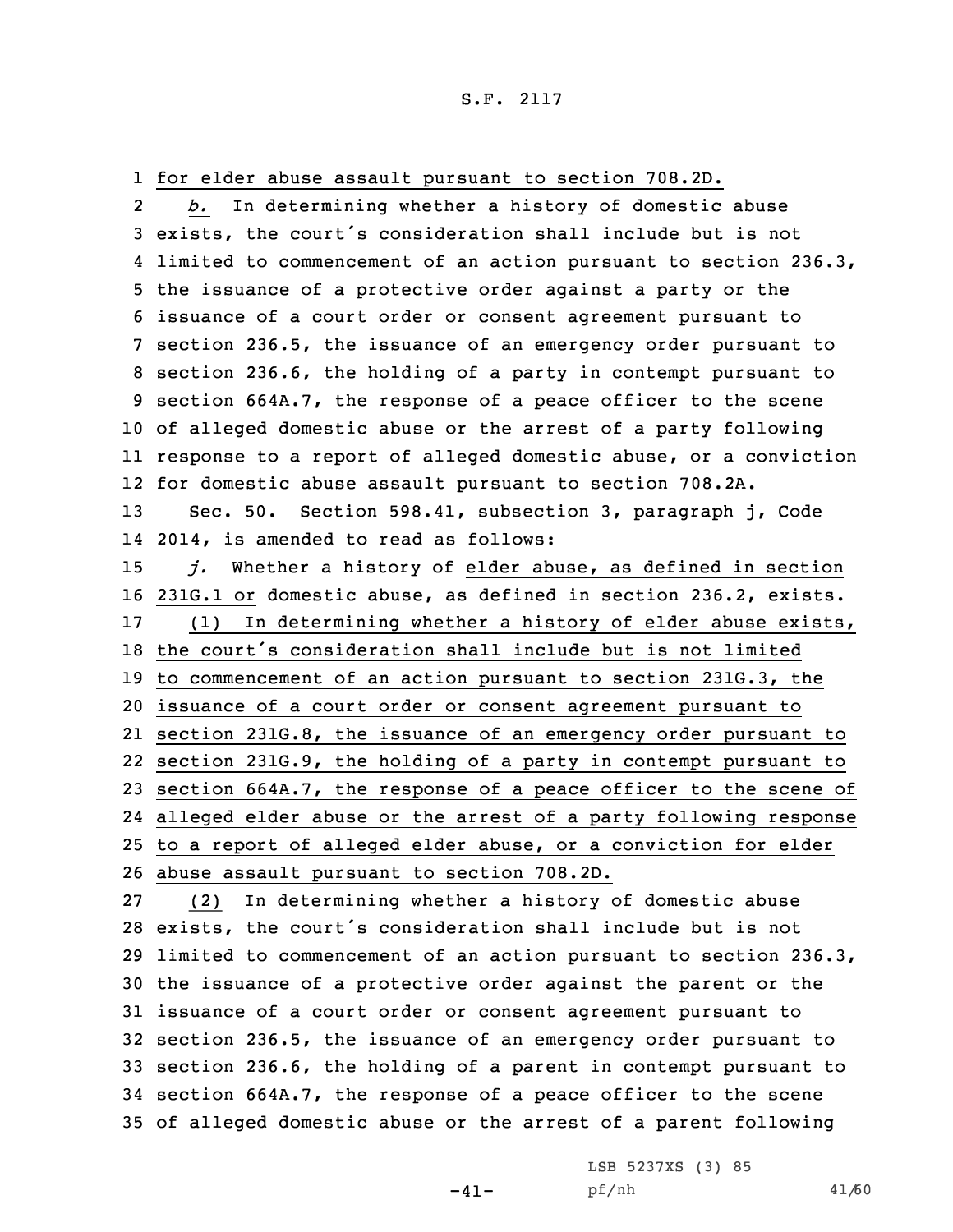for elder abuse assault pursuant to section 708.2D.

*b.* In determining whether a history of domestic abuse exists, the court's consideration shall include but is not limited to commencement of an action pursuant to section 236.3, the issuance of a protective order against a party or the issuance of a court order or consent agreement pursuant to section 236.5, the issuance of an emergency order pursuant to section 236.6, the holding of a party in contempt pursuant to section 664A.7, the response of a peace officer to the scene of alleged domestic abuse or the arrest of a party following response to a report of alleged domestic abuse, or a conviction for domestic abuse assault pursuant to section 708.2A.

Sec. 50. Section 598.41, subsection 3, paragraph j, Code 2014, is amended to read as follows:

*j.* Whether a history of elder abuse, as defined in section 231G.1 or domestic abuse, as defined in section 236.2, exists.

(1) In determining whether a history of elder abuse exists, the court's consideration shall include but is not limited to commencement of an action pursuant to section 231G.3, the issuance of a court order or consent agreement pursuant to section 231G.8, the issuance of an emergency order pursuant to section 231G.9, the holding of a party in contempt pursuant to section 664A.7, the response of a peace officer to the scene of alleged elder abuse or the arrest of a party following response to a report of alleged elder abuse, or a conviction for elder abuse assault pursuant to section 708.2D.

(2) In determining whether a history of domestic abuse exists, the court's consideration shall include but is not limited to commencement of an action pursuant to section 236.3, the issuance of a protective order against the parent or the issuance of a court order or consent agreement pursuant to section 236.5, the issuance of an emergency order pursuant to section 236.6, the holding of a parent in contempt pursuant to section 664A.7, the response of a peace officer to the scene of alleged domestic abuse or the arrest of a parent following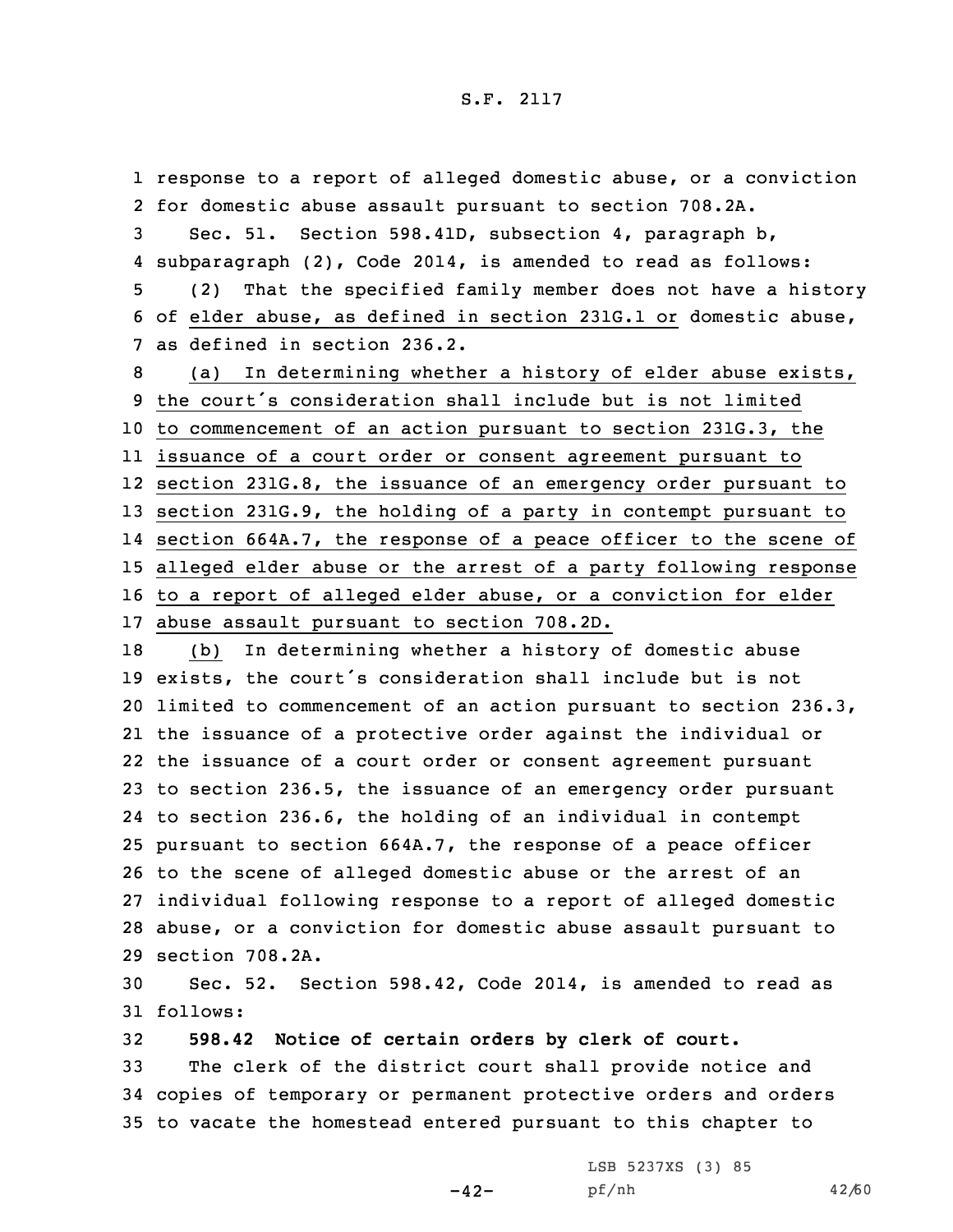response to a report of alleged domestic abuse, or a conviction for domestic abuse assault pursuant to section 708.2A.

Sec. 51. Section 598.41D, subsection 4, paragraph b, subparagraph (2), Code 2014, is amended to read as follows:

(2) That the specified family member does not have a history of elder abuse, as defined in section 231G.1 or domestic abuse, as defined in section 236.2.

(a) In determining whether a history of elder abuse exists, the court's consideration shall include but is not limited to commencement of an action pursuant to section 231G.3, the issuance of a court order or consent agreement pursuant to section 231G.8, the issuance of an emergency order pursuant to section 231G.9, the holding of a party in contempt pursuant to section 664A.7, the response of a peace officer to the scene of alleged elder abuse or the arrest of a party following response to a report of alleged elder abuse, or a conviction for elder abuse assault pursuant to section 708.2D.

(b) In determining whether a history of domestic abuse exists, the court's consideration shall include but is not limited to commencement of an action pursuant to section 236.3, the issuance of a protective order against the individual or the issuance of a court order or consent agreement pursuant to section 236.5, the issuance of an emergency order pursuant to section 236.6, the holding of an individual in contempt pursuant to section 664A.7, the response of a peace officer to the scene of alleged domestic abuse or the arrest of an individual following response to a report of alleged domestic abuse, or a conviction for domestic abuse assault pursuant to section 708.2A.

Sec. 52. Section 598.42, Code 2014, is amended to read as follows:

**598.42 Notice of certain orders by clerk of court.**

The clerk of the district court shall provide notice and copies of temporary or permanent protective orders and orders to vacate the homestead entered pursuant to this chapter to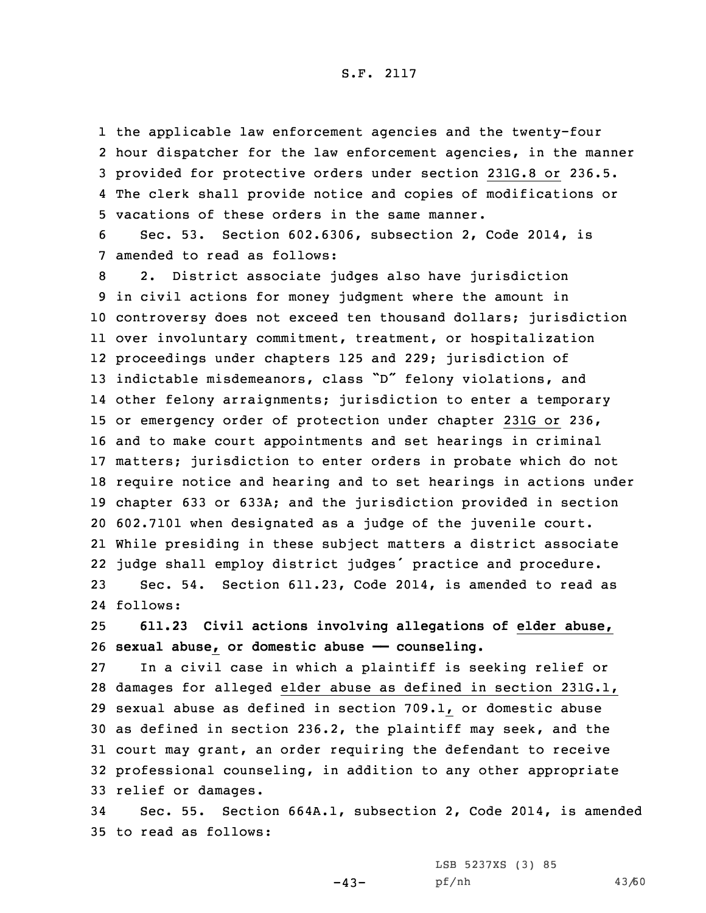the applicable law enforcement agencies and the twenty-four hour dispatcher for the law enforcement agencies, in the manner provided for protective orders under section 231G.8 or 236.5. The clerk shall provide notice and copies of modifications or vacations of these orders in the same manner.

Sec. 53. Section 602.6306, subsection 2, Code 2014, is amended to read as follows:

2. District associate judges also have jurisdiction in civil actions for money judgment where the amount in controversy does not exceed ten thousand dollars; jurisdiction over involuntary commitment, treatment, or hospitalization proceedings under chapters 125 and 229; jurisdiction of indictable misdemeanors, class "D" felony violations, and other felony arraignments; jurisdiction to enter a temporary or emergency order of protection under chapter 231G or 236, and to make court appointments and set hearings in criminal matters; jurisdiction to enter orders in probate which do not require notice and hearing and to set hearings in actions under chapter 633 or 633A; and the jurisdiction provided in section 602.7101 when designated as a judge of the juvenile court. While presiding in these subject matters a district associate judge shall employ district judges' practice and procedure.

Sec. 54. Section 611.23, Code 2014, is amended to read as follows:

**611.23 Civil actions involving allegations of elder abuse, sexual abuse, or domestic abuse — counseling.**

In a civil case in which a plaintiff is seeking relief or damages for alleged elder abuse as defined in section 231G.1, sexual abuse as defined in section 709.1, or domestic abuse as defined in section 236.2, the plaintiff may seek, and the court may grant, an order requiring the defendant to receive professional counseling, in addition to any other appropriate relief or damages.

Sec. 55. Section 664A.1, subsection 2, Code 2014, is amended to read as follows:

LSB 5237XS (3) 85
pf/nh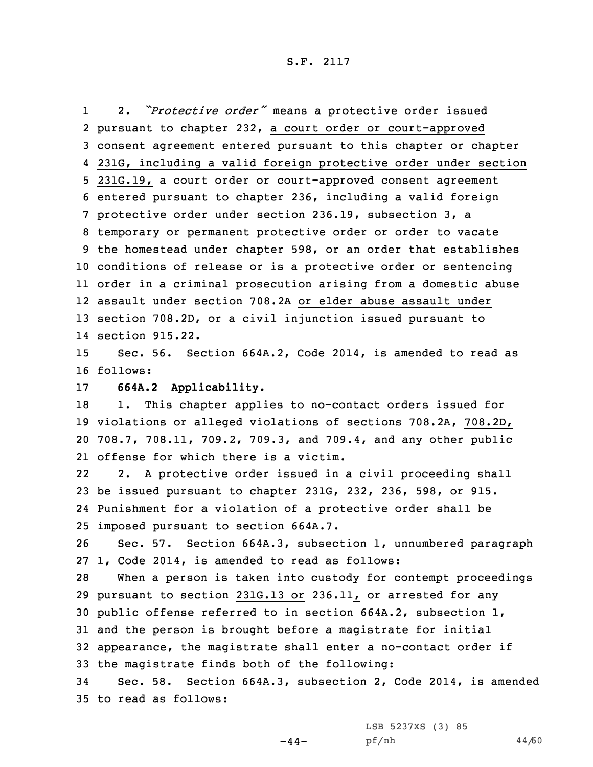2. *"Protective order"* means a protective order issued pursuant to chapter 232, a court order or court-approved consent agreement entered pursuant to this chapter or chapter 231G, including a valid foreign protective order under section 231G.19, a court order or court-approved consent agreement entered pursuant to chapter 236, including a valid foreign protective order under section 236.19, subsection 3, a temporary or permanent protective order or order to vacate the homestead under chapter 598, or an order that establishes conditions of release or is a protective order or sentencing order in a criminal prosecution arising from a domestic abuse assault under section 708.2A or elder abuse assault under section 708.2D, or a civil injunction issued pursuant to section 915.22.

Sec. 56. Section 664A.2, Code 2014, is amended to read as follows:

**664A.2 Applicability.**

1. This chapter applies to no-contact orders issued for violations or alleged violations of sections 708.2A, 708.2D, 708.7, 708.11, 709.2, 709.3, and 709.4, and any other public offense for which there is a victim.

2. A protective order issued in a civil proceeding shall be issued pursuant to chapter 231G, 232, 236, 598, or 915. Punishment for a violation of a protective order shall be imposed pursuant to section 664A.7.

Sec. 57. Section 664A.3, subsection 1, unnumbered paragraph 1, Code 2014, is amended to read as follows:

When a person is taken into custody for contempt proceedings pursuant to section 231G.13 or 236.11, or arrested for any public offense referred to in section 664A.2, subsection 1, and the person is brought before a magistrate for initial appearance, the magistrate shall enter a no-contact order if the magistrate finds both of the following:

Sec. 58. Section 664A.3, subsection 2, Code 2014, is amended to read as follows: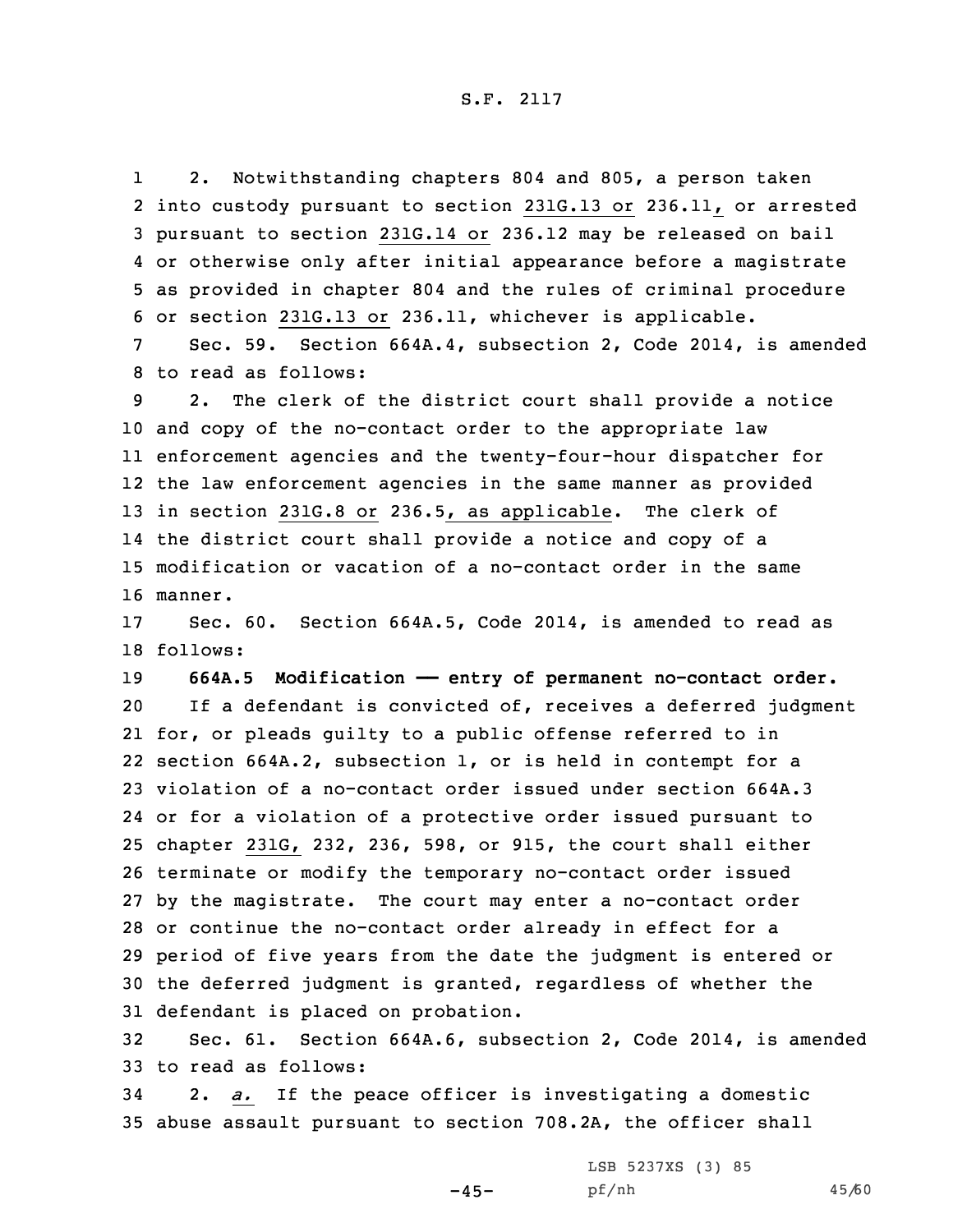2. Notwithstanding chapters 804 and 805, a person taken into custody pursuant to section 231G.13 or 236.11, or arrested pursuant to section 231G.14 or 236.12 may be released on bail or otherwise only after initial appearance before a magistrate as provided in chapter 804 and the rules of criminal procedure or section 231G.13 or 236.11, whichever is applicable.

Sec. 59. Section 664A.4, subsection 2, Code 2014, is amended to read as follows:

2. The clerk of the district court shall provide a notice and copy of the no-contact order to the appropriate law enforcement agencies and the twenty-four-hour dispatcher for the law enforcement agencies in the same manner as provided in section 231G.8 or 236.5, as applicable. The clerk of the district court shall provide a notice and copy of a modification or vacation of a no-contact order in the same manner.

Sec. 60. Section 664A.5, Code 2014, is amended to read as follows:

**664A.5 Modification —— entry of permanent no-contact order.**

If a defendant is convicted of, receives a deferred judgment for, or pleads guilty to a public offense referred to in section 664A.2, subsection 1, or is held in contempt for a violation of a no-contact order issued under section 664A.3 or for a violation of a protective order issued pursuant to chapter 231G, 232, 236, 598, or 915, the court shall either terminate or modify the temporary no-contact order issued by the magistrate. The court may enter a no-contact order or continue the no-contact order already in effect for a period of five years from the date the judgment is entered or the deferred judgment is granted, regardless of whether the defendant is placed on probation.

Sec. 61. Section 664A.6, subsection 2, Code 2014, is amended to read as follows:

2. *a.* If the peace officer is investigating a domestic abuse assault pursuant to section 708.2A, the officer shall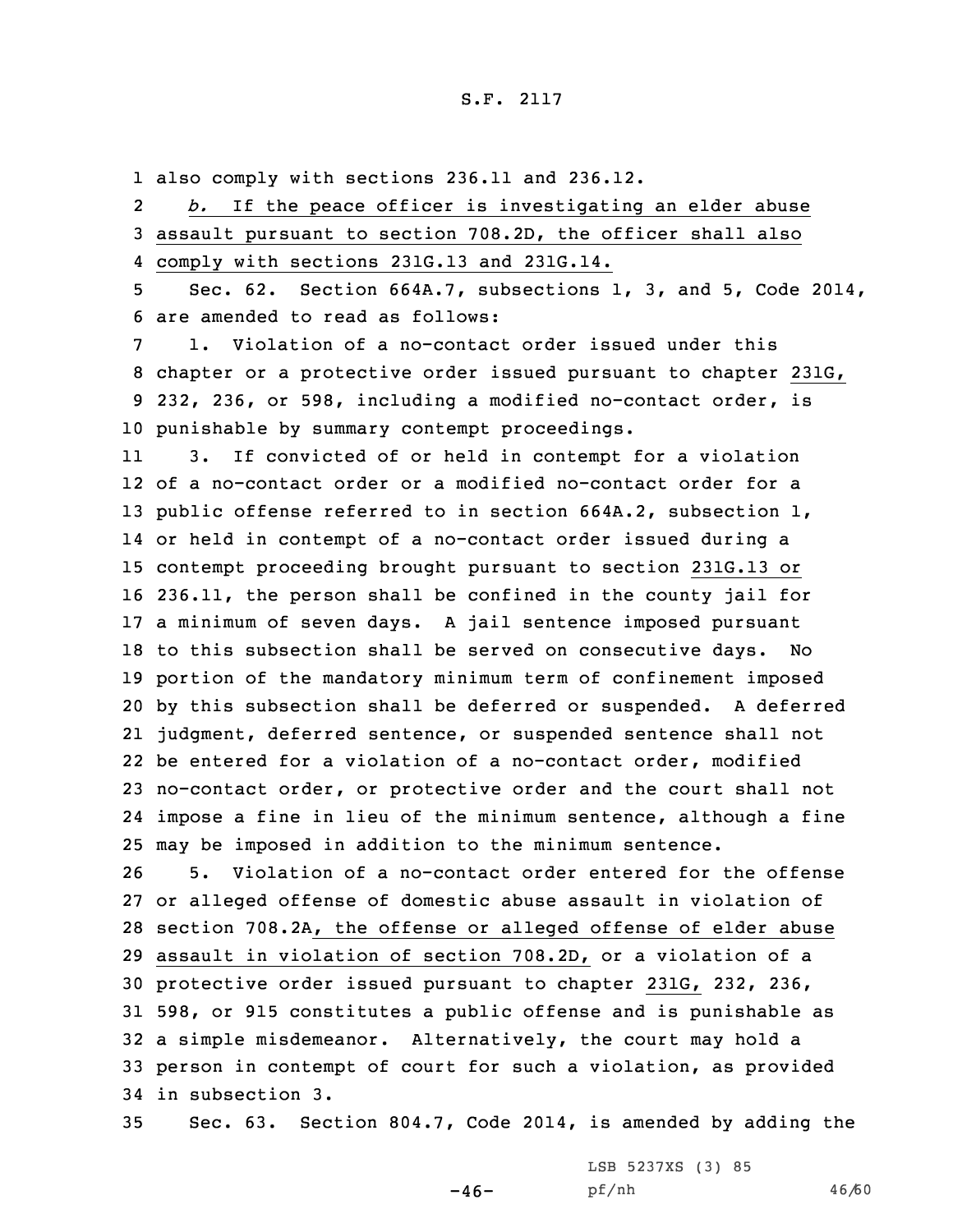also comply with sections 236.11 and 236.12.

*b.* If the peace officer is investigating an elder abuse assault pursuant to section 708.2D, the officer shall also comply with sections 231G.13 and 231G.14.

Sec. 62. Section 664A.7, subsections 1, 3, and 5, Code 2014, are amended to read as follows:

1. Violation of a no-contact order issued under this chapter or a protective order issued pursuant to chapter 231G, 232, 236, or 598, including a modified no-contact order, is punishable by summary contempt proceedings.

3. If convicted of or held in contempt for a violation of a no-contact order or a modified no-contact order for a public offense referred to in section 664A.2, subsection 1, or held in contempt of a no-contact order issued during a contempt proceeding brought pursuant to section 231G.13 or 236.11, the person shall be confined in the county jail for a minimum of seven days. A jail sentence imposed pursuant to this subsection shall be served on consecutive days. No portion of the mandatory minimum term of confinement imposed by this subsection shall be deferred or suspended. A deferred judgment, deferred sentence, or suspended sentence shall not be entered for a violation of a no-contact order, modified no-contact order, or protective order and the court shall not impose a fine in lieu of the minimum sentence, although a fine may be imposed in addition to the minimum sentence.

5. Violation of a no-contact order entered for the offense or alleged offense of domestic abuse assault in violation of section 708.2A, the offense or alleged offense of elder abuse assault in violation of section 708.2D, or a violation of a protective order issued pursuant to chapter 231G, 232, 236, 598, or 915 constitutes a public offense and is punishable as a simple misdemeanor. Alternatively, the court may hold a person in contempt of court for such a violation, as provided in subsection 3.

Sec. 63. Section 804.7, Code 2014, is amended by adding the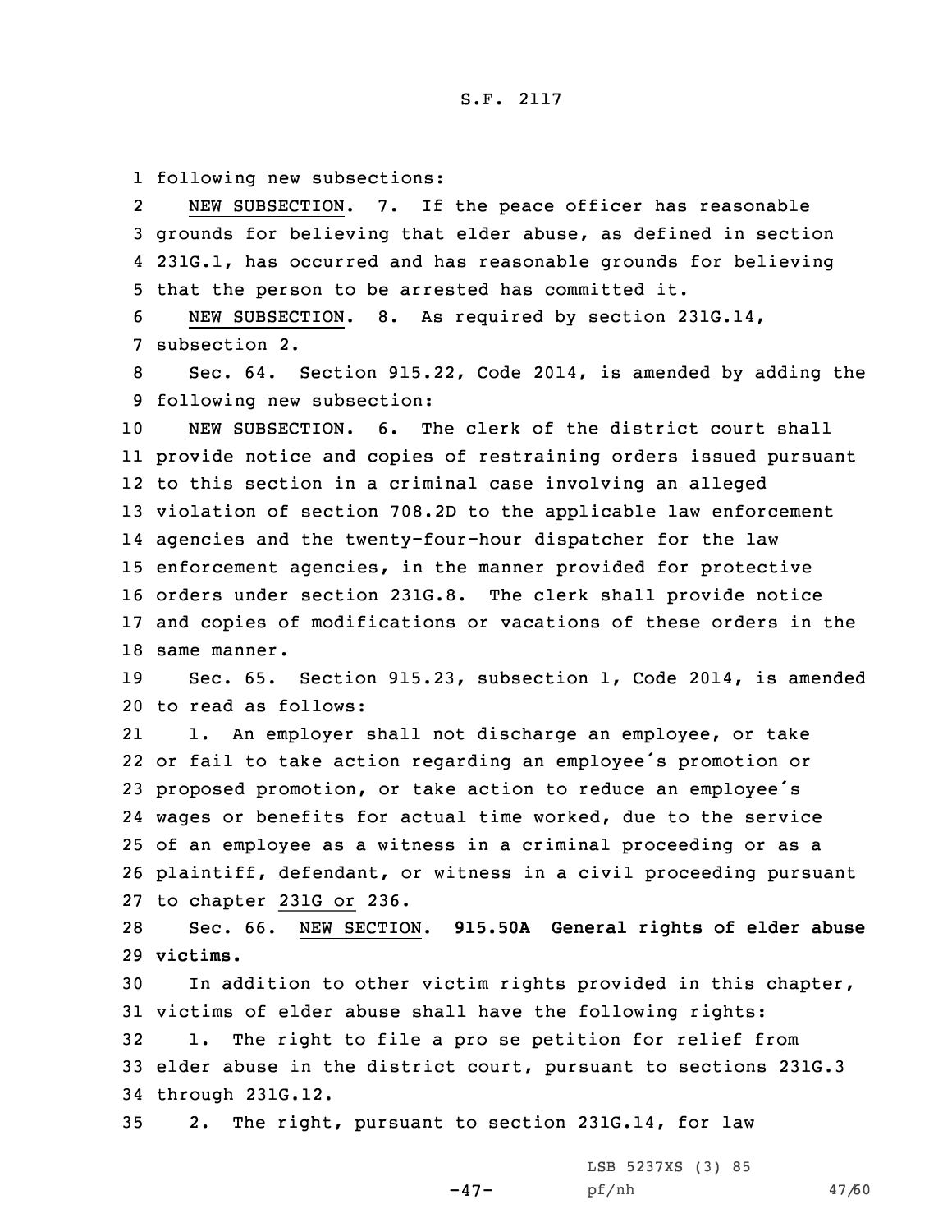following new subsections:

NEW SUBSECTION. 7. If the peace officer has reasonable grounds for believing that elder abuse, as defined in section 231G.1, has occurred and has reasonable grounds for believing that the person to be arrested has committed it.

NEW SUBSECTION. 8. As required by section 231G.14, subsection 2.

Sec. 64. Section 915.22, Code 2014, is amended by adding the following new subsection:

NEW SUBSECTION. 6. The clerk of the district court shall provide notice and copies of restraining orders issued pursuant to this section in a criminal case involving an alleged violation of section 708.2D to the applicable law enforcement agencies and the twenty-four-hour dispatcher for the law enforcement agencies, in the manner provided for protective orders under section 231G.8. The clerk shall provide notice and copies of modifications or vacations of these orders in the same manner.

Sec. 65. Section 915.23, subsection 1, Code 2014, is amended to read as follows:

1. An employer shall not discharge an employee, or take or fail to take action regarding an employee's promotion or proposed promotion, or take action to reduce an employee's wages or benefits for actual time worked, due to the service of an employee as a witness in a criminal proceeding or as a plaintiff, defendant, or witness in a civil proceeding pursuant to chapter 231G or 236.

Sec. 66. NEW SECTION. **915.50A General rights of elder abuse victims.**

In addition to other victim rights provided in this chapter, victims of elder abuse shall have the following rights:

1. The right to file a pro se petition for relief from elder abuse in the district court, pursuant to sections 231G.3 through 231G.12.

2. The right, pursuant to section 231G.14, for law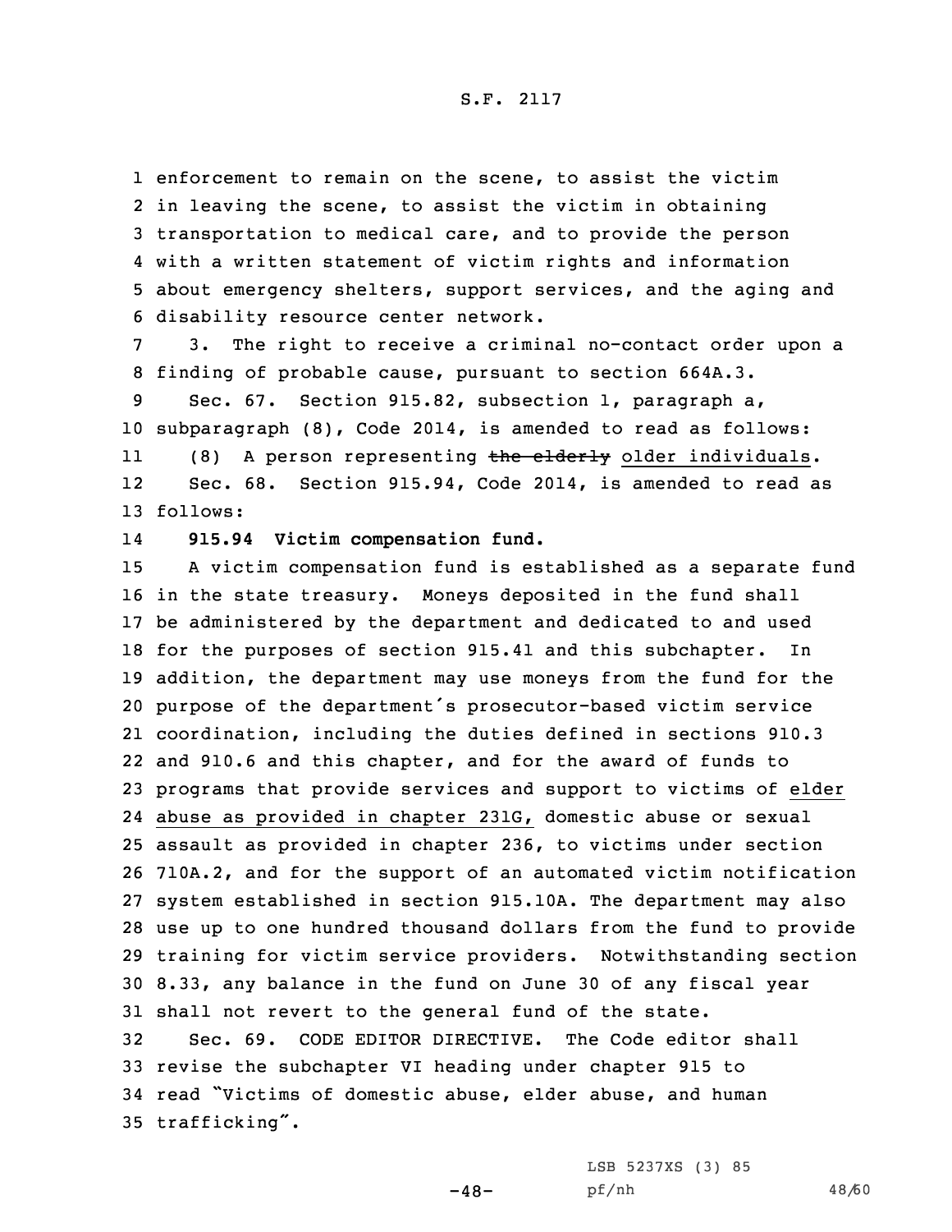enforcement to remain on the scene, to assist the victim in leaving the scene, to assist the victim in obtaining transportation to medical care, and to provide the person with a written statement of victim rights and information about emergency shelters, support services, and the aging and disability resource center network.

3. The right to receive a criminal no-contact order upon a finding of probable cause, pursuant to section 664A.3.

Sec. 67. Section 915.82, subsection 1, paragraph a, subparagraph (8), Code 2014, is amended to read as follows:

(8) A person representing ~~the elderly~~ older individuals.

Sec. 68. Section 915.94, Code 2014, is amended to read as follows:

**915.94 Victim compensation fund.**

A victim compensation fund is established as a separate fund in the state treasury. Moneys deposited in the fund shall be administered by the department and dedicated to and used for the purposes of section 915.41 and this subchapter. In addition, the department may use moneys from the fund for the purpose of the department's prosecutor-based victim service coordination, including the duties defined in sections 910.3 and 910.6 and this chapter, and for the award of funds to programs that provide services and support to victims of elder abuse as provided in chapter 231G, domestic abuse or sexual assault as provided in chapter 236, to victims under section 710A.2, and for the support of an automated victim notification system established in section 915.10A. The department may also use up to one hundred thousand dollars from the fund to provide training for victim service providers. Notwithstanding section 8.33, any balance in the fund on June 30 of any fiscal year shall not revert to the general fund of the state.

Sec. 69. CODE EDITOR DIRECTIVE. The Code editor shall revise the subchapter VI heading under chapter 915 to read "Victims of domestic abuse, elder abuse, and human trafficking".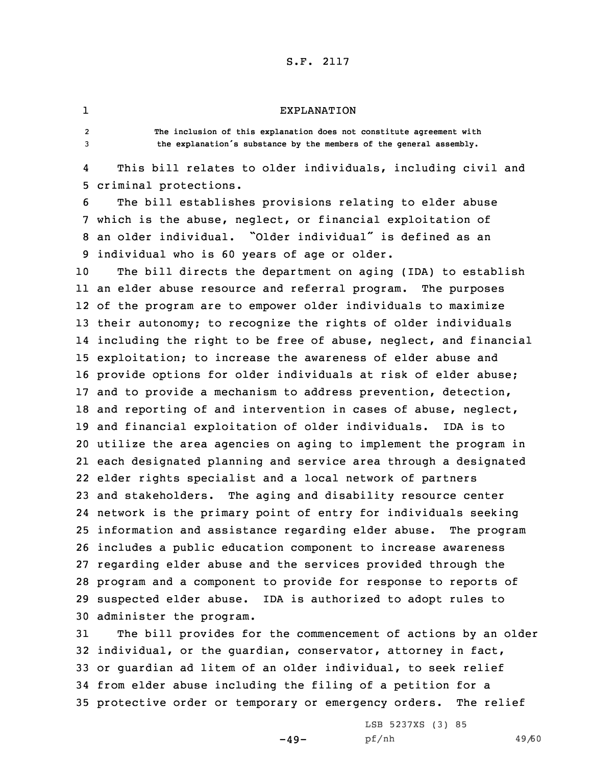# EXPLANATION

The inclusion of this explanation does not constitute agreement with the explanation's substance by the members of the general assembly.

This bill relates to older individuals, including civil and criminal protections.

The bill establishes provisions relating to elder abuse which is the abuse, neglect, or financial exploitation of an older individual. "Older individual" is defined as an individual who is 60 years of age or older.

The bill directs the department on aging (IDA) to establish an elder abuse resource and referral program. The purposes of the program are to empower older individuals to maximize their autonomy; to recognize the rights of older individuals including the right to be free of abuse, neglect, and financial exploitation; to increase the awareness of elder abuse and provide options for older individuals at risk of elder abuse; and to provide a mechanism to address prevention, detection, and reporting of and intervention in cases of abuse, neglect, and financial exploitation of older individuals. IDA is to utilize the area agencies on aging to implement the program in each designated planning and service area through a designated elder rights specialist and a local network of partners and stakeholders. The aging and disability resource center network is the primary point of entry for individuals seeking information and assistance regarding elder abuse. The program includes a public education component to increase awareness regarding elder abuse and the services provided through the program and a component to provide for response to reports of suspected elder abuse. IDA is authorized to adopt rules to administer the program.

The bill provides for the commencement of actions by an older individual, or the guardian, conservator, attorney in fact, or guardian ad litem of an older individual, to seek relief from elder abuse including the filing of a petition for a protective order or temporary or emergency orders. The relief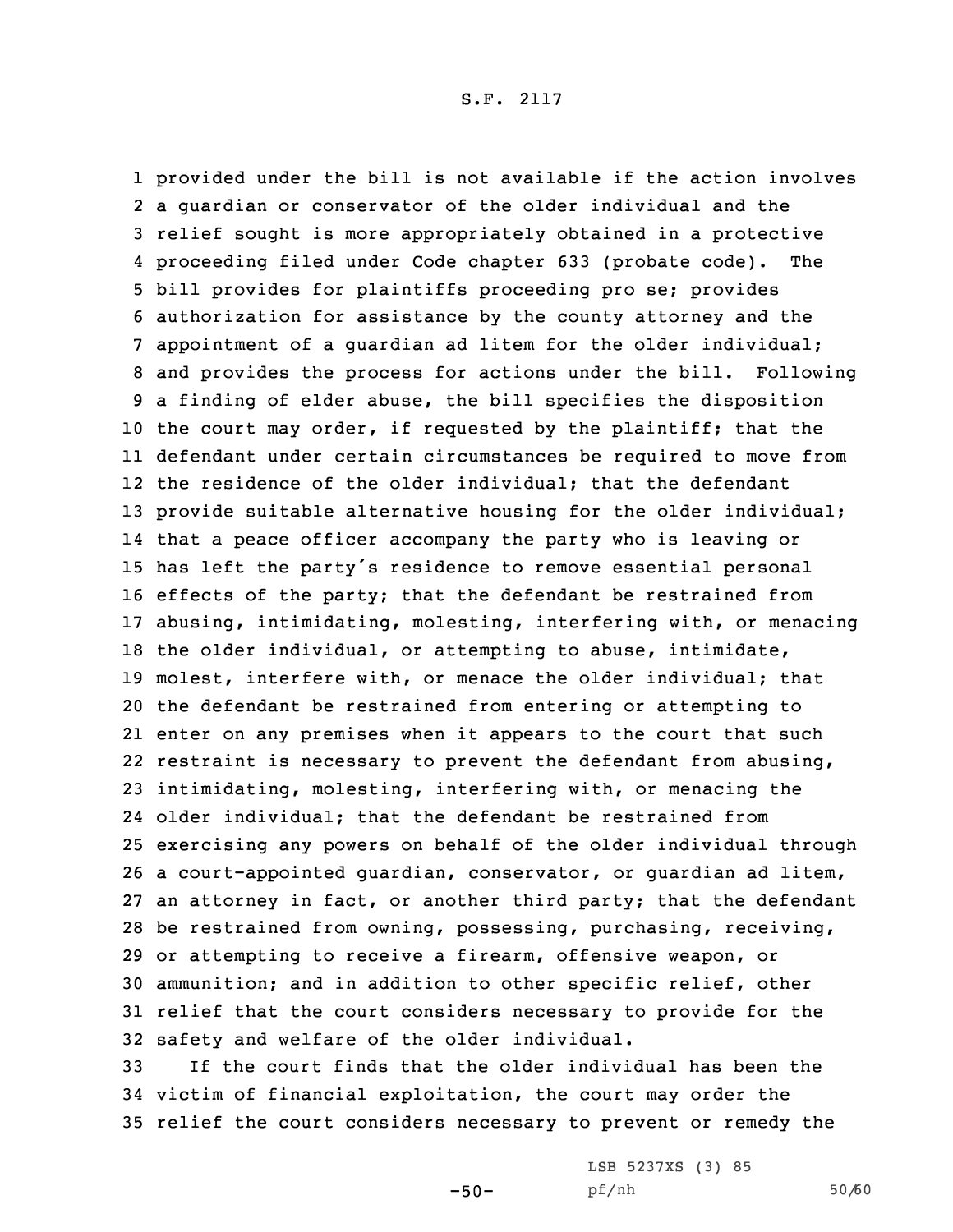provided under the bill is not available if the action involves a guardian or conservator of the older individual and the relief sought is more appropriately obtained in a protective proceeding filed under Code chapter 633 (probate code). The bill provides for plaintiffs proceeding pro se; provides authorization for assistance by the county attorney and the appointment of a guardian ad litem for the older individual; and provides the process for actions under the bill. Following a finding of elder abuse, the bill specifies the disposition the court may order, if requested by the plaintiff; that the defendant under certain circumstances be required to move from the residence of the older individual; that the defendant provide suitable alternative housing for the older individual; that a peace officer accompany the party who is leaving or has left the party's residence to remove essential personal effects of the party; that the defendant be restrained from abusing, intimidating, molesting, interfering with, or menacing the older individual, or attempting to abuse, intimidate, molest, interfere with, or menace the older individual; that the defendant be restrained from entering or attempting to enter on any premises when it appears to the court that such restraint is necessary to prevent the defendant from abusing, intimidating, molesting, interfering with, or menacing the older individual; that the defendant be restrained from exercising any powers on behalf of the older individual through a court-appointed guardian, conservator, or guardian ad litem, an attorney in fact, or another third party; that the defendant be restrained from owning, possessing, purchasing, receiving, or attempting to receive a firearm, offensive weapon, or ammunition; and in addition to other specific relief, other relief that the court considers necessary to provide for the safety and welfare of the older individual.

If the court finds that the older individual has been the victim of financial exploitation, the court may order the relief the court considers necessary to prevent or remedy the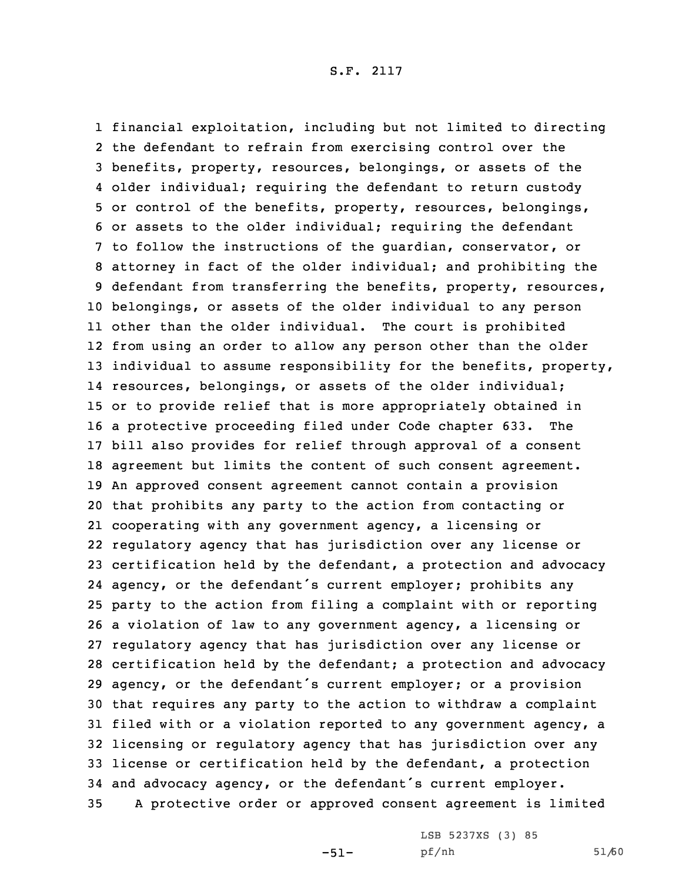financial exploitation, including but not limited to directing the defendant to refrain from exercising control over the benefits, property, resources, belongings, or assets of the older individual; requiring the defendant to return custody or control of the benefits, property, resources, belongings, or assets to the older individual; requiring the defendant to follow the instructions of the guardian, conservator, or attorney in fact of the older individual; and prohibiting the defendant from transferring the benefits, property, resources, belongings, or assets of the older individual to any person other than the older individual. The court is prohibited from using an order to allow any person other than the older individual to assume responsibility for the benefits, property, resources, belongings, or assets of the older individual; or to provide relief that is more appropriately obtained in a protective proceeding filed under Code chapter 633. The bill also provides for relief through approval of a consent agreement but limits the content of such consent agreement. An approved consent agreement cannot contain a provision that prohibits any party to the action from contacting or cooperating with any government agency, a licensing or regulatory agency that has jurisdiction over any license or certification held by the defendant, a protection and advocacy agency, or the defendant's current employer; prohibits any party to the action from filing a complaint with or reporting a violation of law to any government agency, a licensing or regulatory agency that has jurisdiction over any license or certification held by the defendant; a protection and advocacy agency, or the defendant's current employer; or a provision that requires any party to the action to withdraw a complaint filed with or a violation reported to any government agency, a licensing or regulatory agency that has jurisdiction over any license or certification held by the defendant, a protection and advocacy agency, or the defendant's current employer.

A protective order or approved consent agreement is limited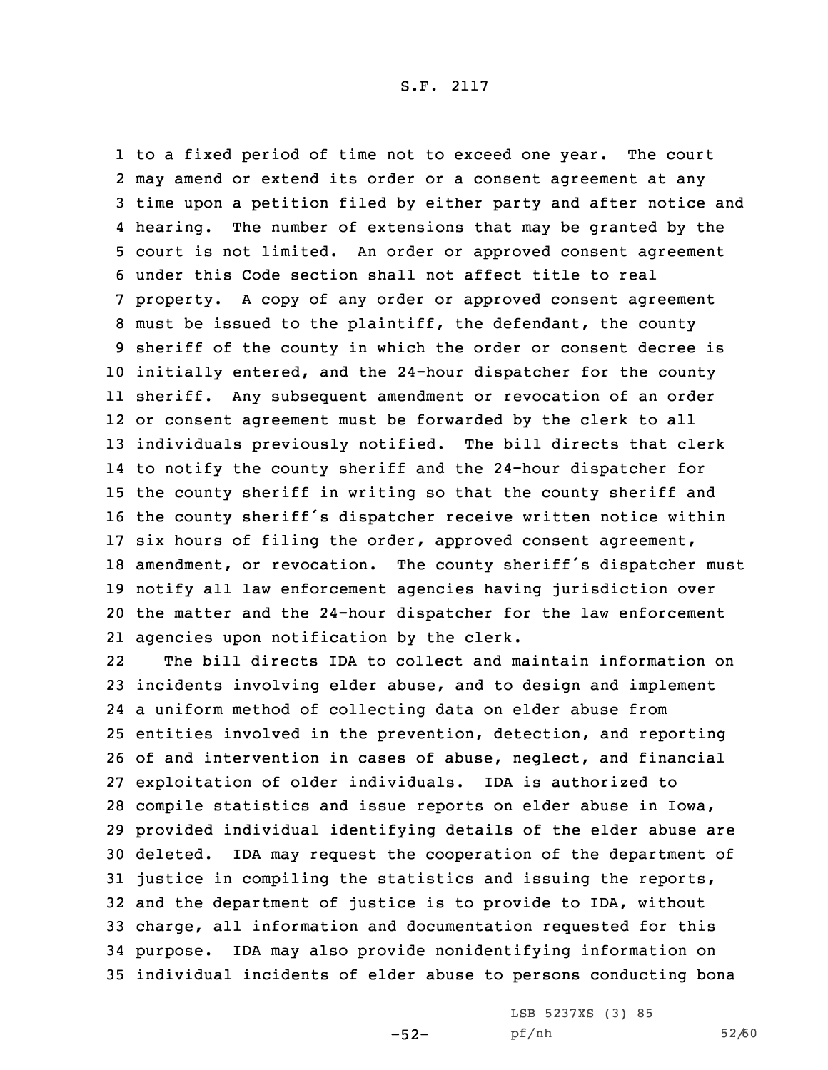to a fixed period of time not to exceed one year. The court may amend or extend its order or a consent agreement at any time upon a petition filed by either party and after notice and hearing. The number of extensions that may be granted by the court is not limited. An order or approved consent agreement under this Code section shall not affect title to real property. A copy of any order or approved consent agreement must be issued to the plaintiff, the defendant, the county sheriff of the county in which the order or consent decree is initially entered, and the 24-hour dispatcher for the county sheriff. Any subsequent amendment or revocation of an order or consent agreement must be forwarded by the clerk to all individuals previously notified. The bill directs that clerk to notify the county sheriff and the 24-hour dispatcher for the county sheriff in writing so that the county sheriff and the county sheriff's dispatcher receive written notice within six hours of filing the order, approved consent agreement, amendment, or revocation. The county sheriff's dispatcher must notify all law enforcement agencies having jurisdiction over the matter and the 24-hour dispatcher for the law enforcement agencies upon notification by the clerk.

The bill directs IDA to collect and maintain information on incidents involving elder abuse, and to design and implement a uniform method of collecting data on elder abuse from entities involved in the prevention, detection, and reporting of and intervention in cases of abuse, neglect, and financial exploitation of older individuals. IDA is authorized to compile statistics and issue reports on elder abuse in Iowa, provided individual identifying details of the elder abuse are deleted. IDA may request the cooperation of the department of justice in compiling the statistics and issuing the reports, and the department of justice is to provide to IDA, without charge, all information and documentation requested for this purpose. IDA may also provide nonidentifying information on individual incidents of elder abuse to persons conducting bona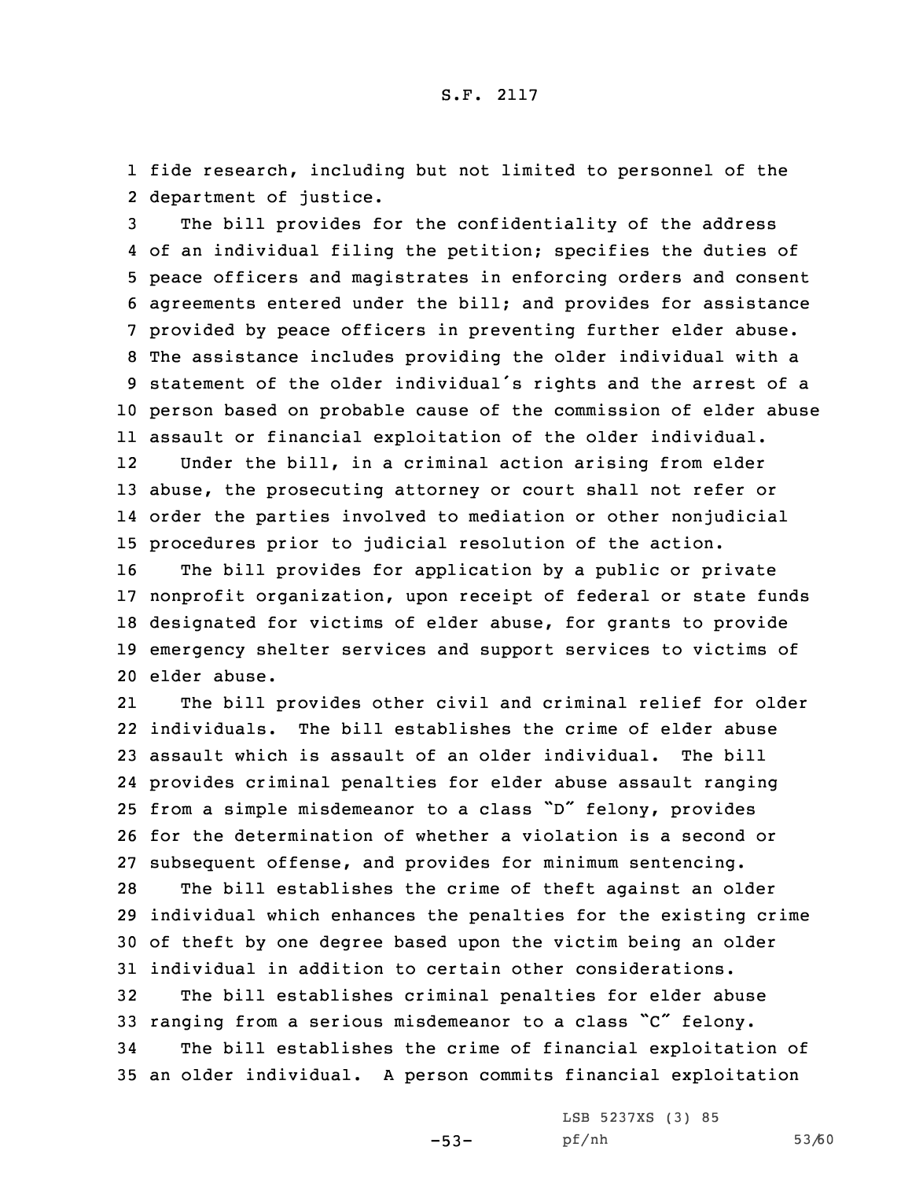fide research, including but not limited to personnel of the department of justice.

The bill provides for the confidentiality of the address of an individual filing the petition; specifies the duties of peace officers and magistrates in enforcing orders and consent agreements entered under the bill; and provides for assistance provided by peace officers in preventing further elder abuse. The assistance includes providing the older individual with a statement of the older individual's rights and the arrest of a person based on probable cause of the commission of elder abuse assault or financial exploitation of the older individual.

Under the bill, in a criminal action arising from elder abuse, the prosecuting attorney or court shall not refer or order the parties involved to mediation or other nonjudicial procedures prior to judicial resolution of the action.

The bill provides for application by a public or private nonprofit organization, upon receipt of federal or state funds designated for victims of elder abuse, for grants to provide emergency shelter services and support services to victims of elder abuse.

The bill provides other civil and criminal relief for older individuals. The bill establishes the crime of elder abuse assault which is assault of an older individual. The bill provides criminal penalties for elder abuse assault ranging from a simple misdemeanor to a class "D" felony, provides for the determination of whether a violation is a second or subsequent offense, and provides for minimum sentencing.

The bill establishes the crime of theft against an older individual which enhances the penalties for the existing crime of theft by one degree based upon the victim being an older individual in addition to certain other considerations.

The bill establishes criminal penalties for elder abuse ranging from a serious misdemeanor to a class "C" felony.

The bill establishes the crime of financial exploitation of an older individual. A person commits financial exploitation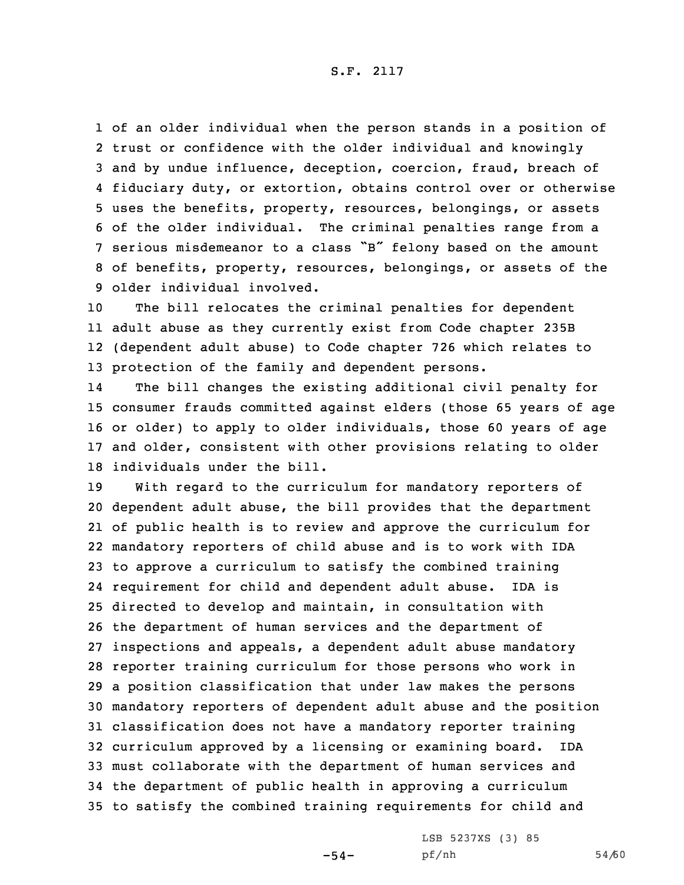of an older individual when the person stands in a position of trust or confidence with the older individual and knowingly and by undue influence, deception, coercion, fraud, breach of fiduciary duty, or extortion, obtains control over or otherwise uses the benefits, property, resources, belongings, or assets of the older individual. The criminal penalties range from a serious misdemeanor to a class "B" felony based on the amount of benefits, property, resources, belongings, or assets of the older individual involved.

The bill relocates the criminal penalties for dependent adult abuse as they currently exist from Code chapter 235B (dependent adult abuse) to Code chapter 726 which relates to protection of the family and dependent persons.

The bill changes the existing additional civil penalty for consumer frauds committed against elders (those 65 years of age or older) to apply to older individuals, those 60 years of age and older, consistent with other provisions relating to older individuals under the bill.

With regard to the curriculum for mandatory reporters of dependent adult abuse, the bill provides that the department of public health is to review and approve the curriculum for mandatory reporters of child abuse and is to work with IDA to approve a curriculum to satisfy the combined training requirement for child and dependent adult abuse. IDA is directed to develop and maintain, in consultation with the department of human services and the department of inspections and appeals, a dependent adult abuse mandatory reporter training curriculum for those persons who work in a position classification that under law makes the persons mandatory reporters of dependent adult abuse and the position classification does not have a mandatory reporter training curriculum approved by a licensing or examining board. IDA must collaborate with the department of human services and the department of public health in approving a curriculum to satisfy the combined training requirements for child and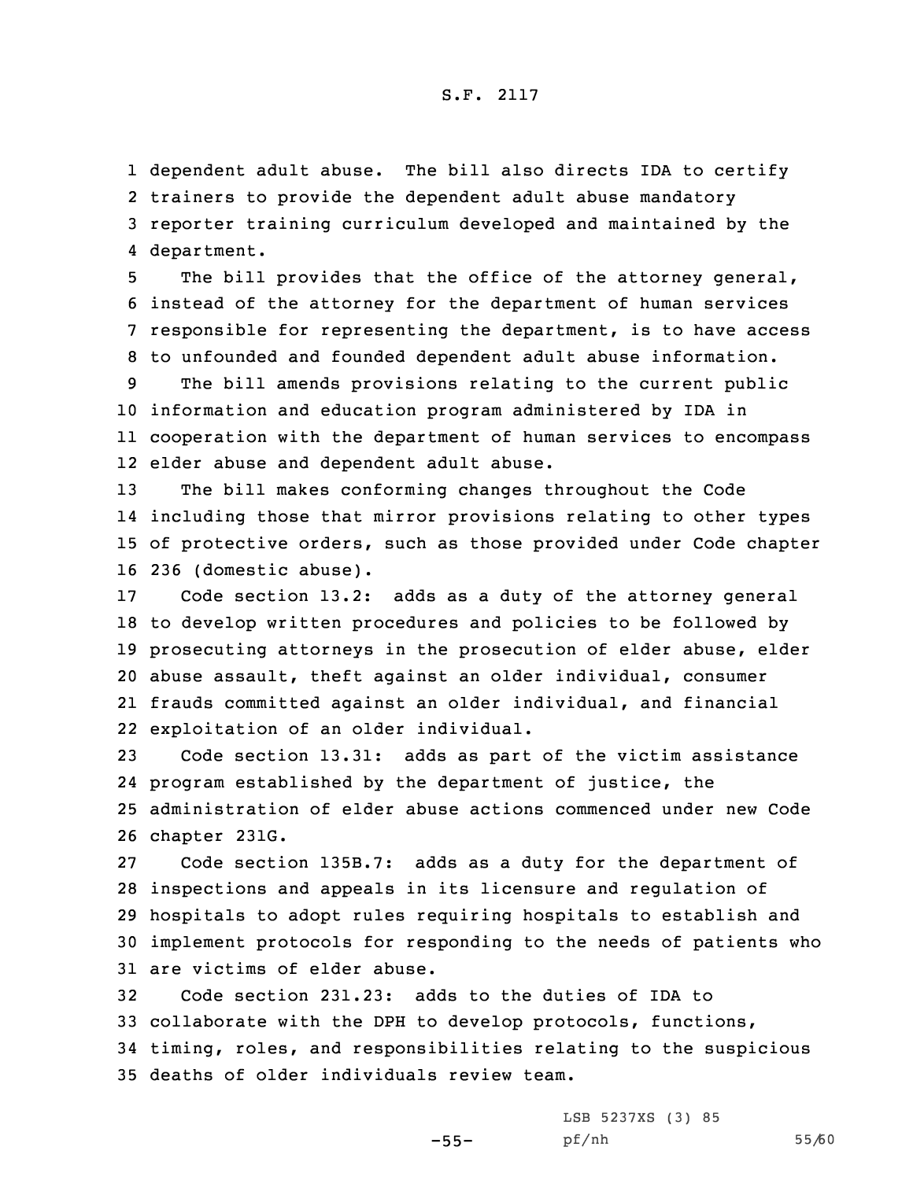dependent adult abuse. The bill also directs IDA to certify trainers to provide the dependent adult abuse mandatory reporter training curriculum developed and maintained by the department.

The bill provides that the office of the attorney general, instead of the attorney for the department of human services responsible for representing the department, is to have access to unfounded and founded dependent adult abuse information.

The bill amends provisions relating to the current public information and education program administered by IDA in cooperation with the department of human services to encompass elder abuse and dependent adult abuse.

The bill makes conforming changes throughout the Code including those that mirror provisions relating to other types of protective orders, such as those provided under Code chapter 236 (domestic abuse).

Code section 13.2: adds as a duty of the attorney general to develop written procedures and policies to be followed by prosecuting attorneys in the prosecution of elder abuse, elder abuse assault, theft against an older individual, consumer frauds committed against an older individual, and financial exploitation of an older individual.

Code section 13.31: adds as part of the victim assistance program established by the department of justice, the administration of elder abuse actions commenced under new Code chapter 231G.

Code section 135B.7: adds as a duty for the department of inspections and appeals in its licensure and regulation of hospitals to adopt rules requiring hospitals to establish and implement protocols for responding to the needs of patients who are victims of elder abuse.

Code section 231.23: adds to the duties of IDA to collaborate with the DPH to develop protocols, functions, timing, roles, and responsibilities relating to the suspicious deaths of older individuals review team.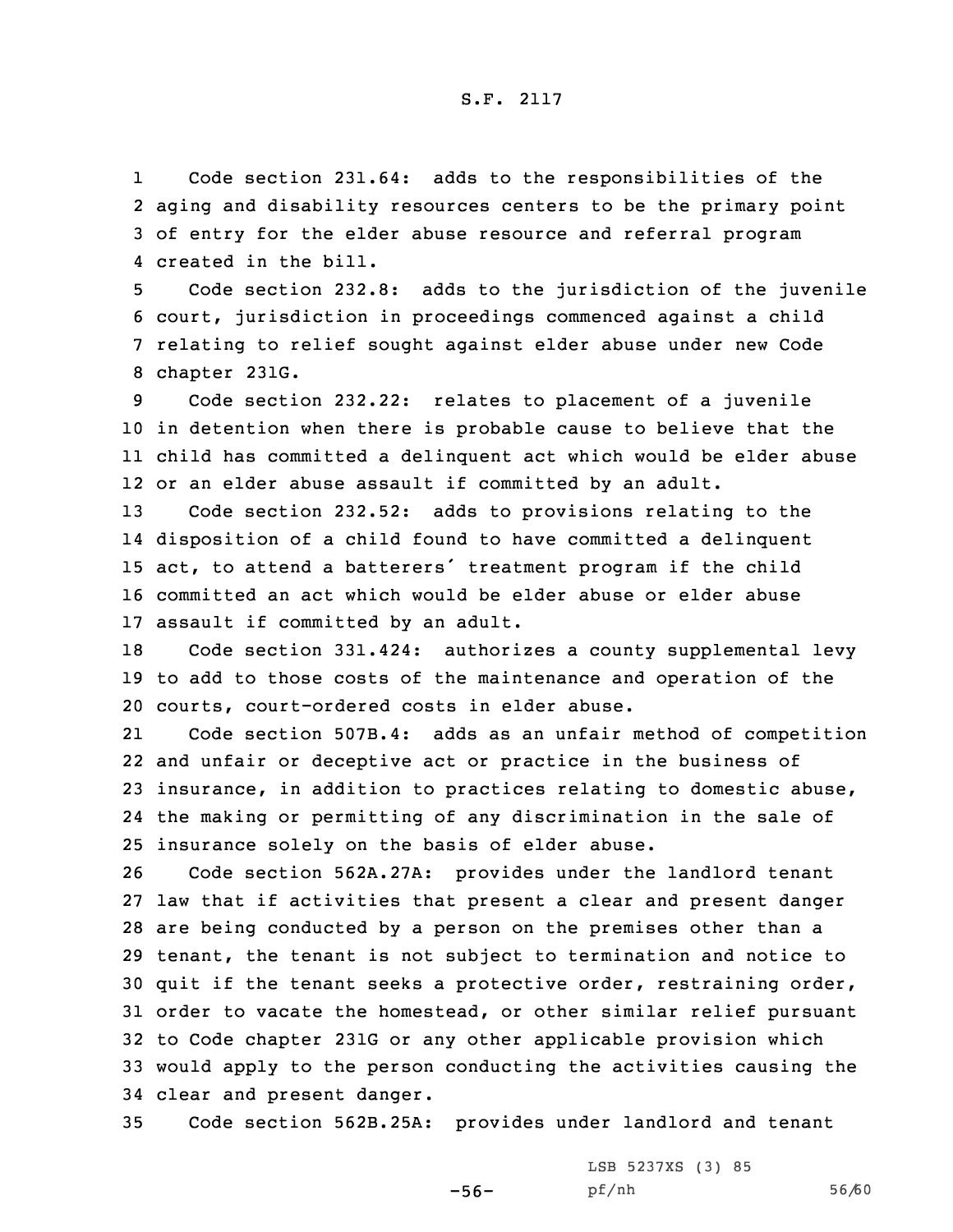Code section 231.64: adds to the responsibilities of the aging and disability resources centers to be the primary point of entry for the elder abuse resource and referral program created in the bill.

Code section 232.8: adds to the jurisdiction of the juvenile court, jurisdiction in proceedings commenced against a child relating to relief sought against elder abuse under new Code chapter 231G.

Code section 232.22: relates to placement of a juvenile in detention when there is probable cause to believe that the child has committed a delinquent act which would be elder abuse or an elder abuse assault if committed by an adult.

Code section 232.52: adds to provisions relating to the disposition of a child found to have committed a delinquent act, to attend a batterers' treatment program if the child committed an act which would be elder abuse or elder abuse assault if committed by an adult.

Code section 331.424: authorizes a county supplemental levy to add to those costs of the maintenance and operation of the courts, court-ordered costs in elder abuse.

Code section 507B.4: adds as an unfair method of competition and unfair or deceptive act or practice in the business of insurance, in addition to practices relating to domestic abuse, the making or permitting of any discrimination in the sale of insurance solely on the basis of elder abuse.

Code section 562A.27A: provides under the landlord tenant law that if activities that present a clear and present danger are being conducted by a person on the premises other than a tenant, the tenant is not subject to termination and notice to quit if the tenant seeks a protective order, restraining order, order to vacate the homestead, or other similar relief pursuant to Code chapter 231G or any other applicable provision which would apply to the person conducting the activities causing the clear and present danger.

Code section 562B.25A: provides under landlord and tenant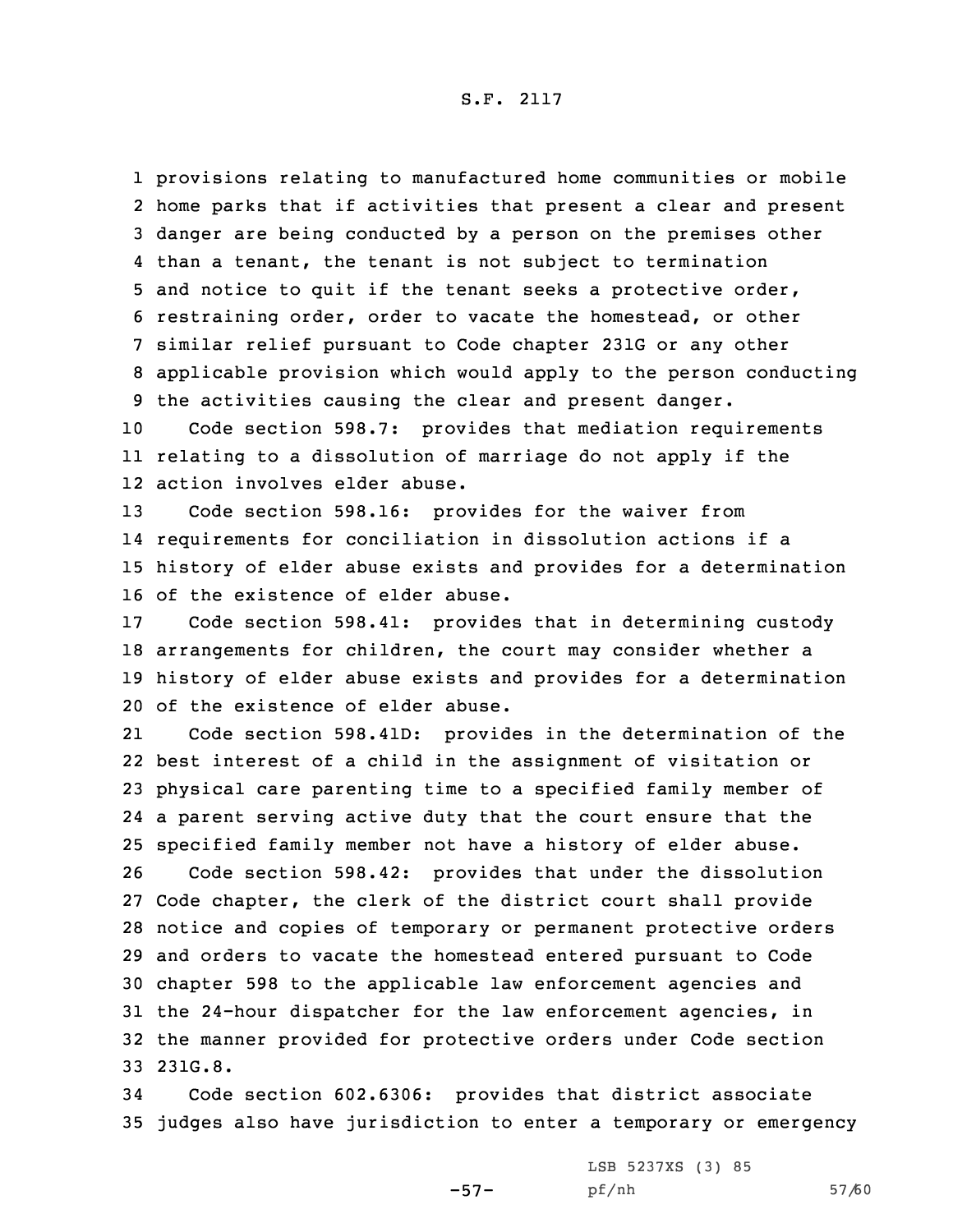provisions relating to manufactured home communities or mobile home parks that if activities that present a clear and present danger are being conducted by a person on the premises other than a tenant, the tenant is not subject to termination and notice to quit if the tenant seeks a protective order, restraining order, order to vacate the homestead, or other similar relief pursuant to Code chapter 231G or any other applicable provision which would apply to the person conducting the activities causing the clear and present danger.

Code section 598.7: provides that mediation requirements relating to a dissolution of marriage do not apply if the action involves elder abuse.

Code section 598.16: provides for the waiver from requirements for conciliation in dissolution actions if a history of elder abuse exists and provides for a determination of the existence of elder abuse.

Code section 598.41: provides that in determining custody arrangements for children, the court may consider whether a history of elder abuse exists and provides for a determination of the existence of elder abuse.

Code section 598.41D: provides in the determination of the best interest of a child in the assignment of visitation or physical care parenting time to a specified family member of a parent serving active duty that the court ensure that the specified family member not have a history of elder abuse.

Code section 598.42: provides that under the dissolution Code chapter, the clerk of the district court shall provide notice and copies of temporary or permanent protective orders and orders to vacate the homestead entered pursuant to Code chapter 598 to the applicable law enforcement agencies and the 24-hour dispatcher for the law enforcement agencies, in the manner provided for protective orders under Code section 231G.8.

Code section 602.6306: provides that district associate judges also have jurisdiction to enter a temporary or emergency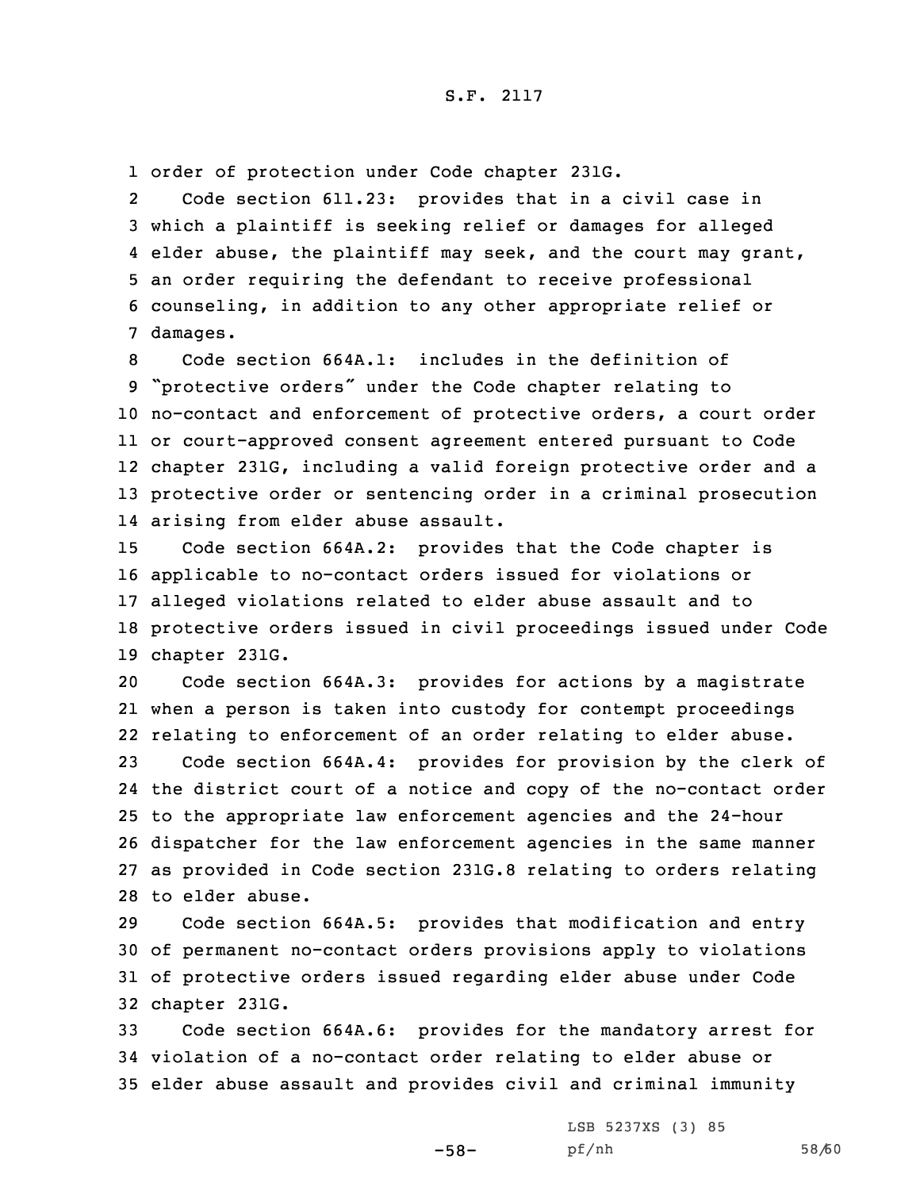order of protection under Code chapter 231G.

Code section 611.23: provides that in a civil case in which a plaintiff is seeking relief or damages for alleged elder abuse, the plaintiff may seek, and the court may grant, an order requiring the defendant to receive professional counseling, in addition to any other appropriate relief or damages.

Code section 664A.1: includes in the definition of "protective orders" under the Code chapter relating to no-contact and enforcement of protective orders, a court order or court-approved consent agreement entered pursuant to Code chapter 231G, including a valid foreign protective order and a protective order or sentencing order in a criminal prosecution arising from elder abuse assault.

Code section 664A.2: provides that the Code chapter is applicable to no-contact orders issued for violations or alleged violations related to elder abuse assault and to protective orders issued in civil proceedings issued under Code chapter 231G.

Code section 664A.3: provides for actions by a magistrate when a person is taken into custody for contempt proceedings relating to enforcement of an order relating to elder abuse.

Code section 664A.4: provides for provision by the clerk of the district court of a notice and copy of the no-contact order to the appropriate law enforcement agencies and the 24-hour dispatcher for the law enforcement agencies in the same manner as provided in Code section 231G.8 relating to orders relating to elder abuse.

Code section 664A.5: provides that modification and entry of permanent no-contact orders provisions apply to violations of protective orders issued regarding elder abuse under Code chapter 231G.

Code section 664A.6: provides for the mandatory arrest for violation of a no-contact order relating to elder abuse or elder abuse assault and provides civil and criminal immunity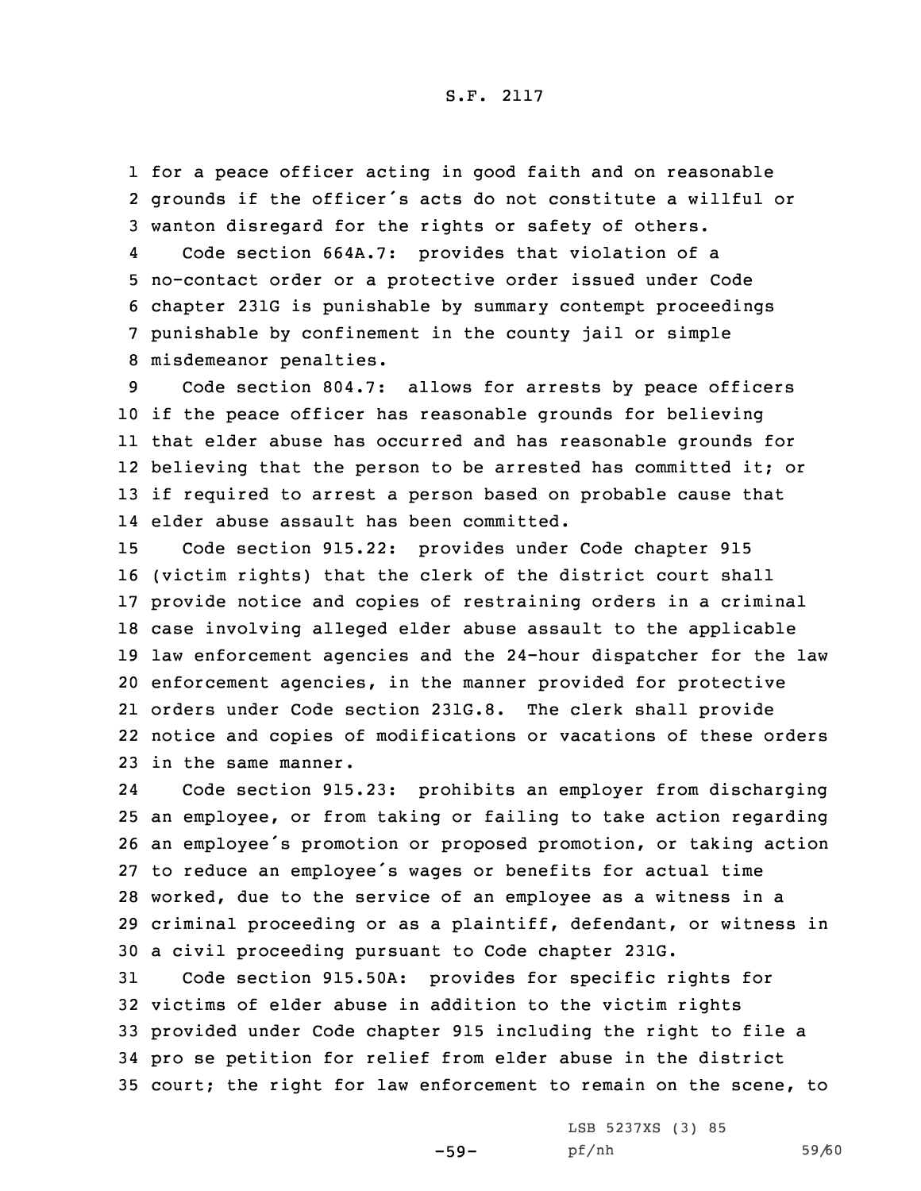for a peace officer acting in good faith and on reasonable grounds if the officer's acts do not constitute a willful or wanton disregard for the rights or safety of others.

Code section 664A.7: provides that violation of a no-contact order or a protective order issued under Code chapter 231G is punishable by summary contempt proceedings punishable by confinement in the county jail or simple misdemeanor penalties.

Code section 804.7: allows for arrests by peace officers if the peace officer has reasonable grounds for believing that elder abuse has occurred and has reasonable grounds for believing that the person to be arrested has committed it; or if required to arrest a person based on probable cause that elder abuse assault has been committed.

Code section 915.22: provides under Code chapter 915 (victim rights) that the clerk of the district court shall provide notice and copies of restraining orders in a criminal case involving alleged elder abuse assault to the applicable law enforcement agencies and the 24-hour dispatcher for the law enforcement agencies, in the manner provided for protective orders under Code section 231G.8. The clerk shall provide notice and copies of modifications or vacations of these orders in the same manner.

Code section 915.23: prohibits an employer from discharging an employee, or from taking or failing to take action regarding an employee's promotion or proposed promotion, or taking action to reduce an employee's wages or benefits for actual time worked, due to the service of an employee as a witness in a criminal proceeding or as a plaintiff, defendant, or witness in a civil proceeding pursuant to Code chapter 231G.

Code section 915.50A: provides for specific rights for victims of elder abuse in addition to the victim rights provided under Code chapter 915 including the right to file a pro se petition for relief from elder abuse in the district court; the right for law enforcement to remain on the scene, to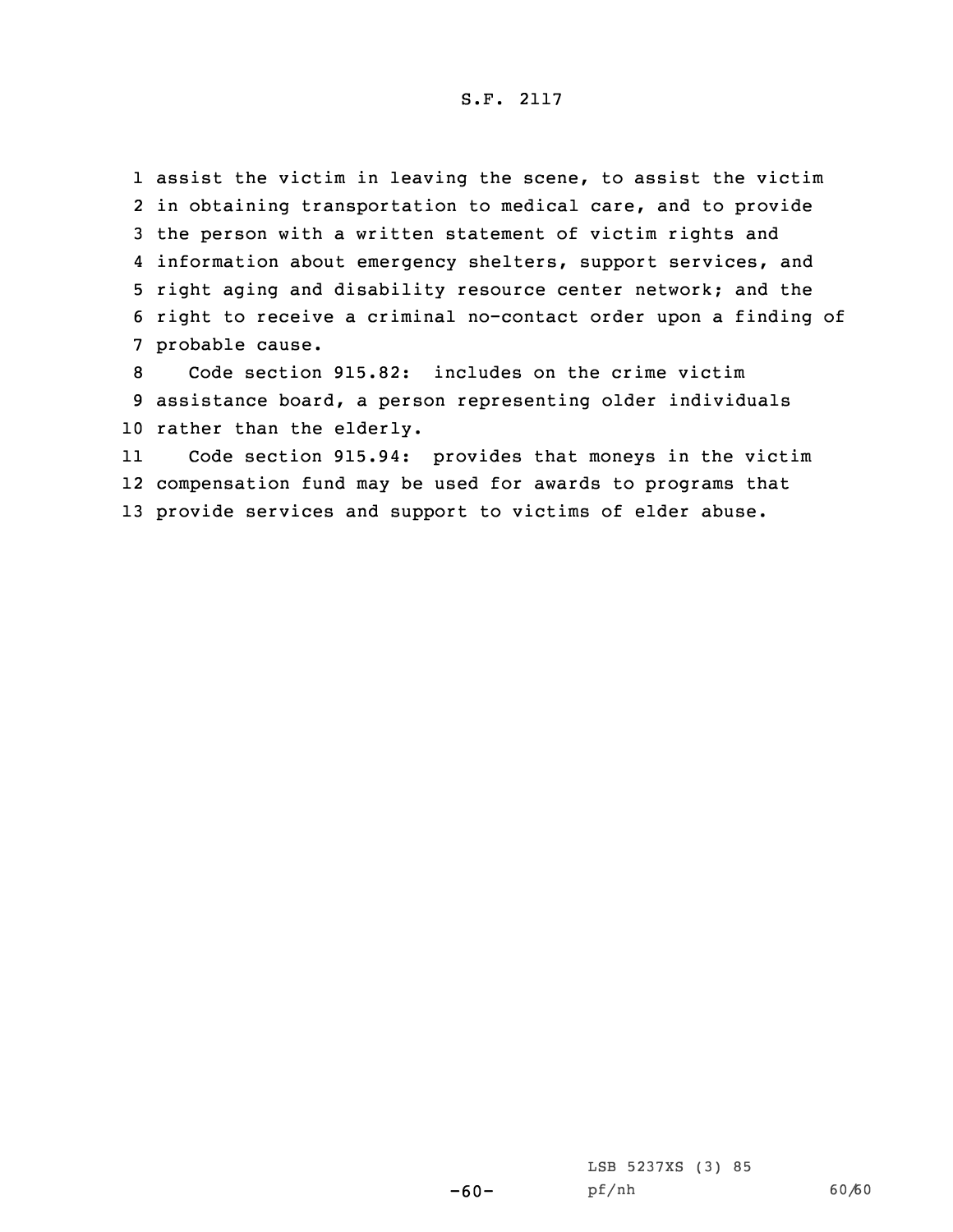assist the victim in leaving the scene, to assist the victim in obtaining transportation to medical care, and to provide the person with a written statement of victim rights and information about emergency shelters, support services, and right aging and disability resource center network; and the right to receive a criminal no-contact order upon a finding of probable cause.

Code section 915.82: includes on the crime victim assistance board, a person representing older individuals rather than the elderly.

Code section 915.94: provides that moneys in the victim compensation fund may be used for awards to programs that provide services and support to victims of elder abuse.